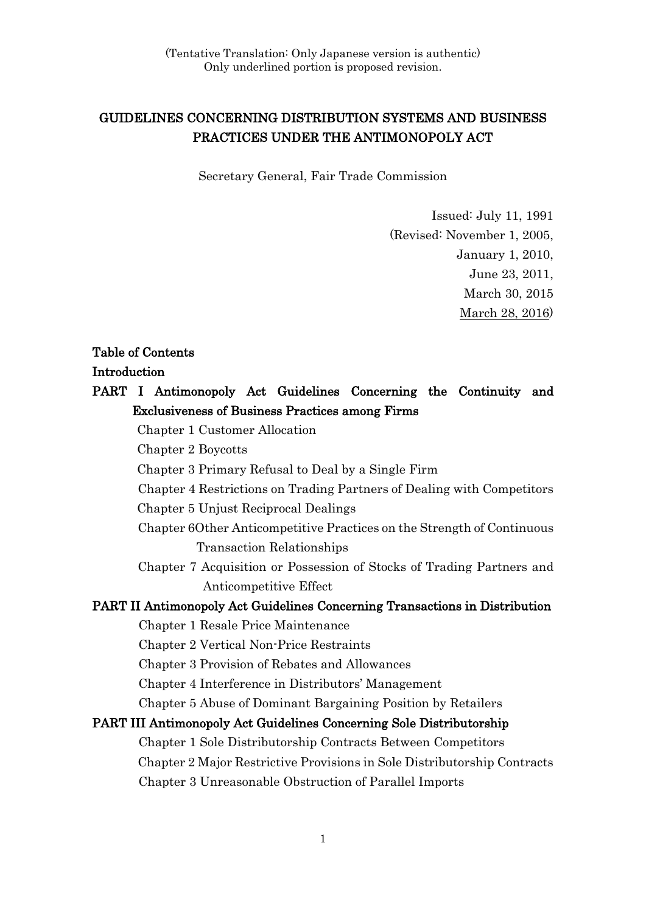(Tentative Translation: Only Japanese version is authentic)
Only underlined portion is proposed revision.

# GUIDELINES CONCERNING DISTRIBUTION SYSTEMS AND BUSINESS PRACTICES UNDER THE ANTIMONOPOLY ACT

Secretary General, Fair Trade Commission

Issued: July 11, 1991
(Revised: November 1, 2005,
January 1, 2010,
June 23, 2011,
March 30, 2015
<u>March 28, 2016</u>)

**Table of Contents**

**Introduction**

**PART I Antimonopoly Act Guidelines Concerning the Continuity and Exclusiveness of Business Practices among Firms**

- Chapter 1 Customer Allocation
- Chapter 2 Boycotts
- Chapter 3 Primary Refusal to Deal by a Single Firm
- Chapter 4 Restrictions on Trading Partners of Dealing with Competitors
- Chapter 5 Unjust Reciprocal Dealings
- Chapter 6Other Anticompetitive Practices on the Strength of Continuous Transaction Relationships
- Chapter 7 Acquisition or Possession of Stocks of Trading Partners and Anticompetitive Effect

**PART II Antimonopoly Act Guidelines Concerning Transactions in Distribution**

- Chapter 1 Resale Price Maintenance
- Chapter 2 Vertical Non-Price Restraints
- Chapter 3 Provision of Rebates and Allowances
- Chapter 4 Interference in Distributors' Management
- Chapter 5 Abuse of Dominant Bargaining Position by Retailers

**PART III Antimonopoly Act Guidelines Concerning Sole Distributorship**

- Chapter 1 Sole Distributorship Contracts Between Competitors
- Chapter 2 Major Restrictive Provisions in Sole Distributorship Contracts
- Chapter 3 Unreasonable Obstruction of Parallel Imports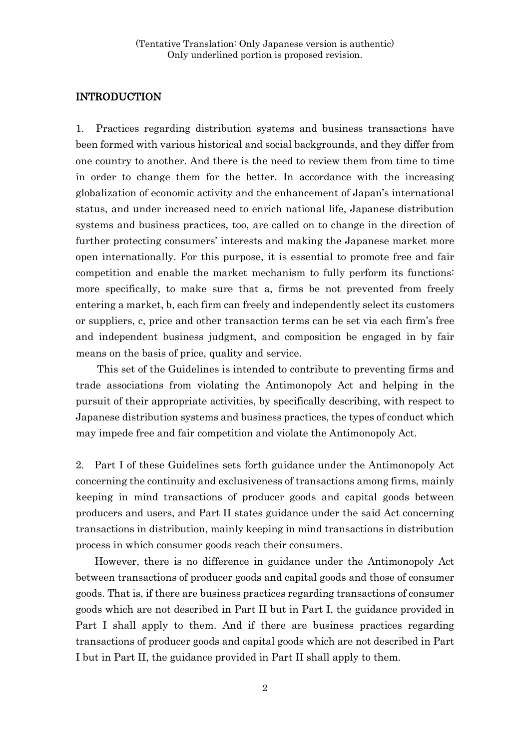(Tentative Translation: Only Japanese version is authentic)
Only underlined portion is proposed revision.

## INTRODUCTION

1. Practices regarding distribution systems and business transactions have been formed with various historical and social backgrounds, and they differ from one country to another. And there is the need to review them from time to time in order to change them for the better. In accordance with the increasing globalization of economic activity and the enhancement of Japan's international status, and under increased need to enrich national life, Japanese distribution systems and business practices, too, are called on to change in the direction of further protecting consumers' interests and making the Japanese market more open internationally. For this purpose, it is essential to promote free and fair competition and enable the market mechanism to fully perform its functions: more specifically, to make sure that a, firms be not prevented from freely entering a market, b, each firm can freely and independently select its customers or suppliers, c, price and other transaction terms can be set via each firm's free and independent business judgment, and composition be engaged in by fair means on the basis of price, quality and service.

This set of the Guidelines is intended to contribute to preventing firms and trade associations from violating the Antimonopoly Act and helping in the pursuit of their appropriate activities, by specifically describing, with respect to Japanese distribution systems and business practices, the types of conduct which may impede free and fair competition and violate the Antimonopoly Act.

2. Part I of these Guidelines sets forth guidance under the Antimonopoly Act concerning the continuity and exclusiveness of transactions among firms, mainly keeping in mind transactions of producer goods and capital goods between producers and users, and Part II states guidance under the said Act concerning transactions in distribution, mainly keeping in mind transactions in distribution process in which consumer goods reach their consumers.

However, there is no difference in guidance under the Antimonopoly Act between transactions of producer goods and capital goods and those of consumer goods. That is, if there are business practices regarding transactions of consumer goods which are not described in Part II but in Part I, the guidance provided in Part I shall apply to them. And if there are business practices regarding transactions of producer goods and capital goods which are not described in Part I but in Part II, the guidance provided in Part II shall apply to them.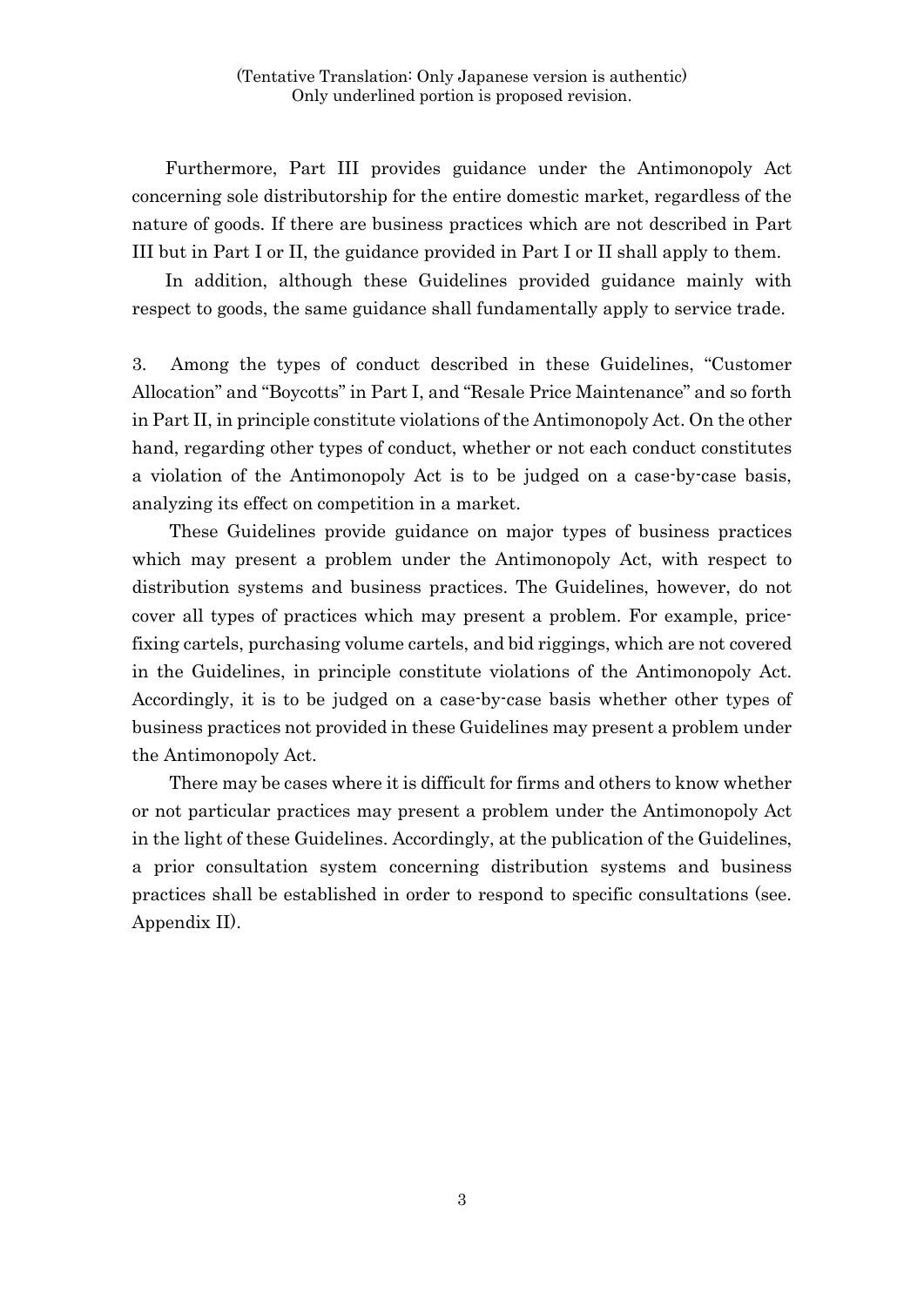(Tentative Translation: Only Japanese version is authentic)
Only underlined portion is proposed revision.

Furthermore, Part III provides guidance under the Antimonopoly Act concerning sole distributorship for the entire domestic market, regardless of the nature of goods. If there are business practices which are not described in Part III but in Part I or II, the guidance provided in Part I or II shall apply to them.

In addition, although these Guidelines provided guidance mainly with respect to goods, the same guidance shall fundamentally apply to service trade.

3. Among the types of conduct described in these Guidelines, "Customer Allocation" and "Boycotts" in Part I, and "Resale Price Maintenance" and so forth in Part II, in principle constitute violations of the Antimonopoly Act. On the other hand, regarding other types of conduct, whether or not each conduct constitutes a violation of the Antimonopoly Act is to be judged on a case-by-case basis, analyzing its effect on competition in a market.

These Guidelines provide guidance on major types of business practices which may present a problem under the Antimonopoly Act, with respect to distribution systems and business practices. The Guidelines, however, do not cover all types of practices which may present a problem. For example, price-fixing cartels, purchasing volume cartels, and bid riggings, which are not covered in the Guidelines, in principle constitute violations of the Antimonopoly Act. Accordingly, it is to be judged on a case-by-case basis whether other types of business practices not provided in these Guidelines may present a problem under the Antimonopoly Act.

There may be cases where it is difficult for firms and others to know whether or not particular practices may present a problem under the Antimonopoly Act in the light of these Guidelines. Accordingly, at the publication of the Guidelines, a prior consultation system concerning distribution systems and business practices shall be established in order to respond to specific consultations (see. Appendix II).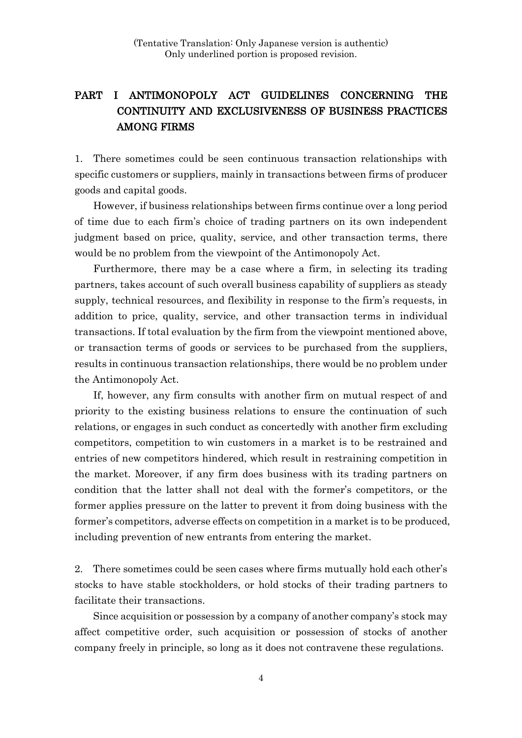(Tentative Translation: Only Japanese version is authentic)
Only underlined portion is proposed revision.

# PART I ANTIMONOPOLY ACT GUIDELINES CONCERNING THE CONTINUITY AND EXCLUSIVENESS OF BUSINESS PRACTICES AMONG FIRMS

1. There sometimes could be seen continuous transaction relationships with specific customers or suppliers, mainly in transactions between firms of producer goods and capital goods.

However, if business relationships between firms continue over a long period of time due to each firm's choice of trading partners on its own independent judgment based on price, quality, service, and other transaction terms, there would be no problem from the viewpoint of the Antimonopoly Act.

Furthermore, there may be a case where a firm, in selecting its trading partners, takes account of such overall business capability of suppliers as steady supply, technical resources, and flexibility in response to the firm's requests, in addition to price, quality, service, and other transaction terms in individual transactions. If total evaluation by the firm from the viewpoint mentioned above, or transaction terms of goods or services to be purchased from the suppliers, results in continuous transaction relationships, there would be no problem under the Antimonopoly Act.

If, however, any firm consults with another firm on mutual respect of and priority to the existing business relations to ensure the continuation of such relations, or engages in such conduct as concertedly with another firm excluding competitors, competition to win customers in a market is to be restrained and entries of new competitors hindered, which result in restraining competition in the market. Moreover, if any firm does business with its trading partners on condition that the latter shall not deal with the former's competitors, or the former applies pressure on the latter to prevent it from doing business with the former's competitors, adverse effects on competition in a market is to be produced, including prevention of new entrants from entering the market.

2. There sometimes could be seen cases where firms mutually hold each other's stocks to have stable stockholders, or hold stocks of their trading partners to facilitate their transactions.

Since acquisition or possession by a company of another company's stock may affect competitive order, such acquisition or possession of stocks of another company freely in principle, so long as it does not contravene these regulations.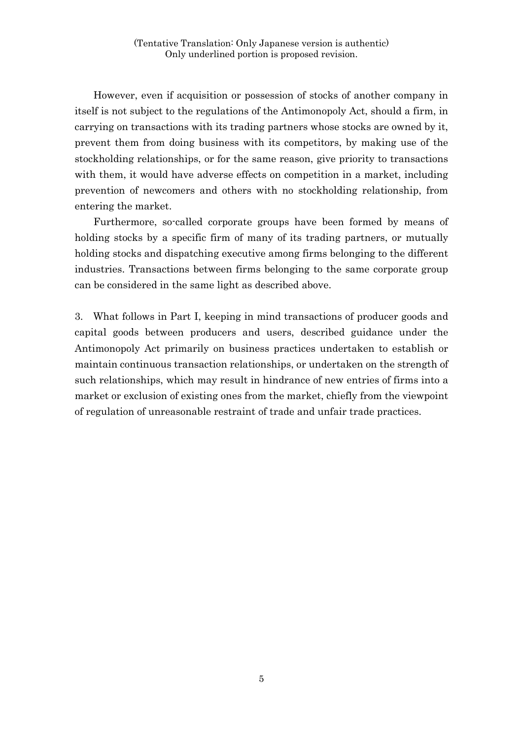However, even if acquisition or possession of stocks of another company in itself is not subject to the regulations of the Antimonopoly Act, should a firm, in carrying on transactions with its trading partners whose stocks are owned by it, prevent them from doing business with its competitors, by making use of the stockholding relationships, or for the same reason, give priority to transactions with them, it would have adverse effects on competition in a market, including prevention of newcomers and others with no stockholding relationship, from entering the market.

Furthermore, so-called corporate groups have been formed by means of holding stocks by a specific firm of many of its trading partners, or mutually holding stocks and dispatching executive among firms belonging to the different industries. Transactions between firms belonging to the same corporate group can be considered in the same light as described above.

3. What follows in Part I, keeping in mind transactions of producer goods and capital goods between producers and users, described guidance under the Antimonopoly Act primarily on business practices undertaken to establish or maintain continuous transaction relationships, or undertaken on the strength of such relationships, which may result in hindrance of new entries of firms into a market or exclusion of existing ones from the market, chiefly from the viewpoint of regulation of unreasonable restraint of trade and unfair trade practices.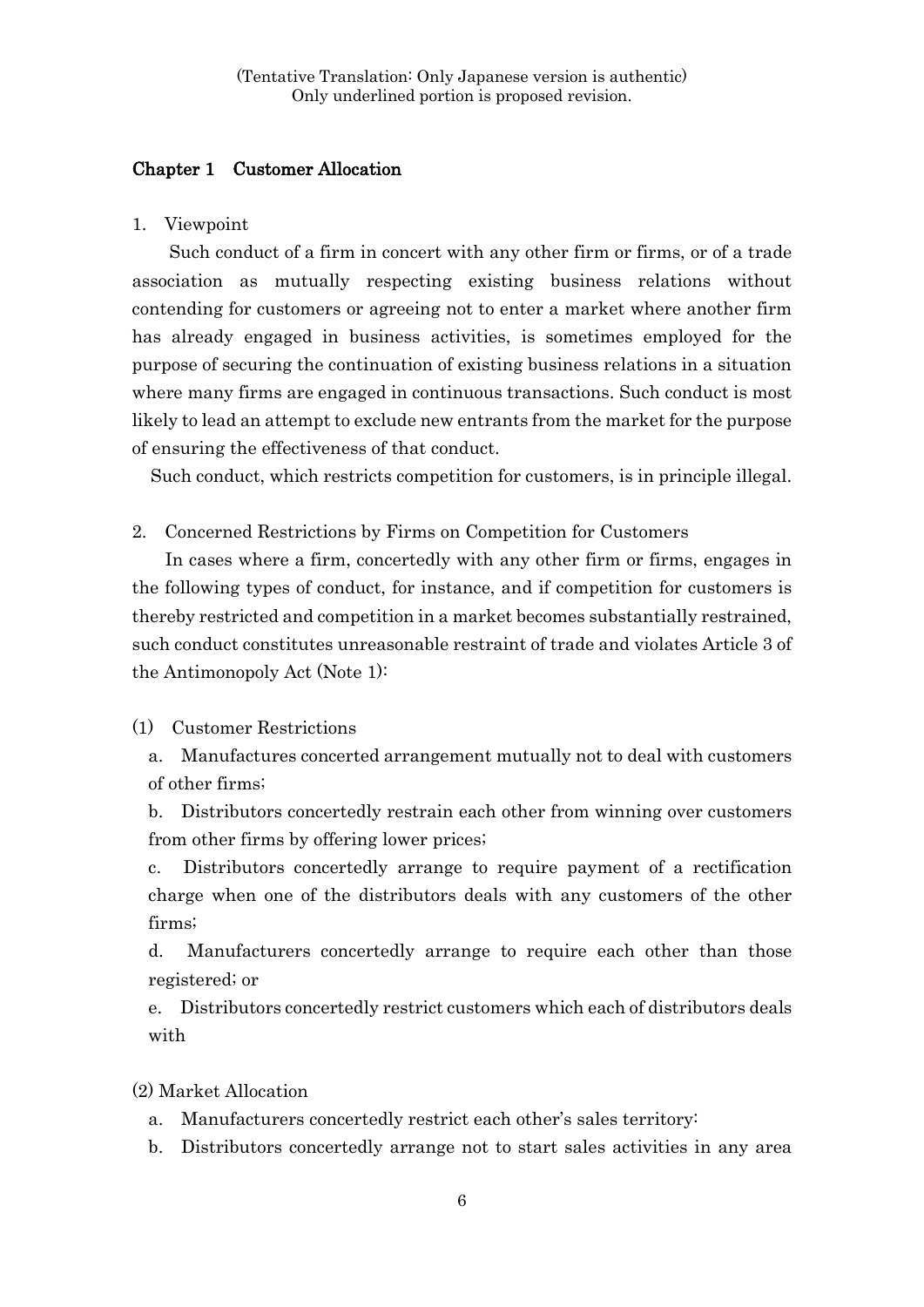(Tentative Translation: Only Japanese version is authentic)
Only underlined portion is proposed revision.

## Chapter 1 Customer Allocation

1. Viewpoint

Such conduct of a firm in concert with any other firm or firms, or of a trade association as mutually respecting existing business relations without contending for customers or agreeing not to enter a market where another firm has already engaged in business activities, is sometimes employed for the purpose of securing the continuation of existing business relations in a situation where many firms are engaged in continuous transactions. Such conduct is most likely to lead an attempt to exclude new entrants from the market for the purpose of ensuring the effectiveness of that conduct.

Such conduct, which restricts competition for customers, is in principle illegal.

2. Concerned Restrictions by Firms on Competition for Customers

In cases where a firm, concertedly with any other firm or firms, engages in the following types of conduct, for instance, and if competition for customers is thereby restricted and competition in a market becomes substantially restrained, such conduct constitutes unreasonable restraint of trade and violates Article 3 of the Antimonopoly Act (Note 1):

(1) Customer Restrictions

a. Manufactures concerted arrangement mutually not to deal with customers of other firms;

b. Distributors concertedly restrain each other from winning over customers from other firms by offering lower prices;

c. Distributors concertedly arrange to require payment of a rectification charge when one of the distributors deals with any customers of the other firms;

d. Manufacturers concertedly arrange to require each other than those registered; or

e. Distributors concertedly restrict customers which each of distributors deals with

(2) Market Allocation

a. Manufacturers concertedly restrict each other's sales territory:

b. Distributors concertedly arrange not to start sales activities in any area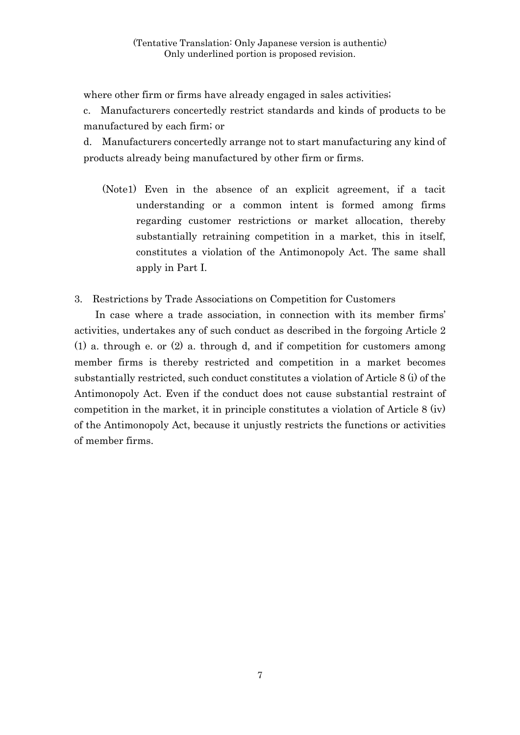where other firm or firms have already engaged in sales activities;

c. Manufacturers concertedly restrict standards and kinds of products to be manufactured by each firm; or

d. Manufacturers concertedly arrange not to start manufacturing any kind of products already being manufactured by other firm or firms.

(Note1) Even in the absence of an explicit agreement, if a tacit understanding or a common intent is formed among firms regarding customer restrictions or market allocation, thereby substantially retraining competition in a market, this in itself, constitutes a violation of the Antimonopoly Act. The same shall apply in Part I.

3. Restrictions by Trade Associations on Competition for Customers

In case where a trade association, in connection with its member firms' activities, undertakes any of such conduct as described in the forgoing Article 2 (1) a. through e. or (2) a. through d, and if competition for customers among member firms is thereby restricted and competition in a market becomes substantially restricted, such conduct constitutes a violation of Article 8 (i) of the Antimonopoly Act. Even if the conduct does not cause substantial restraint of competition in the market, it in principle constitutes a violation of Article 8 (iv) of the Antimonopoly Act, because it unjustly restricts the functions or activities of member firms.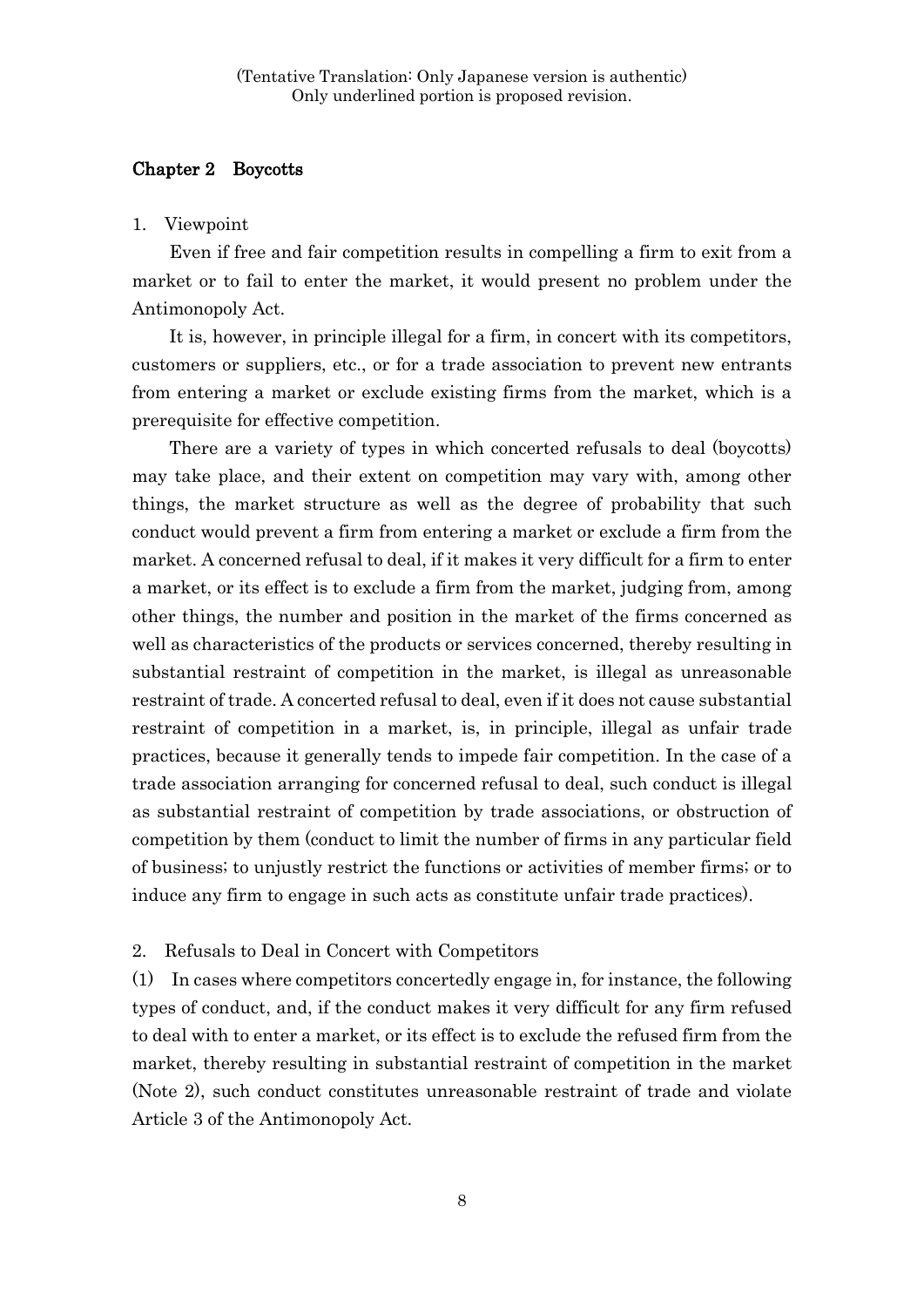(Tentative Translation: Only Japanese version is authentic)
Only underlined portion is proposed revision.

## Chapter 2 Boycotts

1. Viewpoint

Even if free and fair competition results in compelling a firm to exit from a market or to fail to enter the market, it would present no problem under the Antimonopoly Act.

It is, however, in principle illegal for a firm, in concert with its competitors, customers or suppliers, etc., or for a trade association to prevent new entrants from entering a market or exclude existing firms from the market, which is a prerequisite for effective competition.

There are a variety of types in which concerted refusals to deal (boycotts) may take place, and their extent on competition may vary with, among other things, the market structure as well as the degree of probability that such conduct would prevent a firm from entering a market or exclude a firm from the market. A concerned refusal to deal, if it makes it very difficult for a firm to enter a market, or its effect is to exclude a firm from the market, judging from, among other things, the number and position in the market of the firms concerned as well as characteristics of the products or services concerned, thereby resulting in substantial restraint of competition in the market, is illegal as unreasonable restraint of trade. A concerted refusal to deal, even if it does not cause substantial restraint of competition in a market, is, in principle, illegal as unfair trade practices, because it generally tends to impede fair competition. In the case of a trade association arranging for concerned refusal to deal, such conduct is illegal as substantial restraint of competition by trade associations, or obstruction of competition by them (conduct to limit the number of firms in any particular field of business; to unjustly restrict the functions or activities of member firms; or to induce any firm to engage in such acts as constitute unfair trade practices).

2. Refusals to Deal in Concert with Competitors

(1) In cases where competitors concertedly engage in, for instance, the following types of conduct, and, if the conduct makes it very difficult for any firm refused to deal with to enter a market, or its effect is to exclude the refused firm from the market, thereby resulting in substantial restraint of competition in the market (Note 2), such conduct constitutes unreasonable restraint of trade and violate Article 3 of the Antimonopoly Act.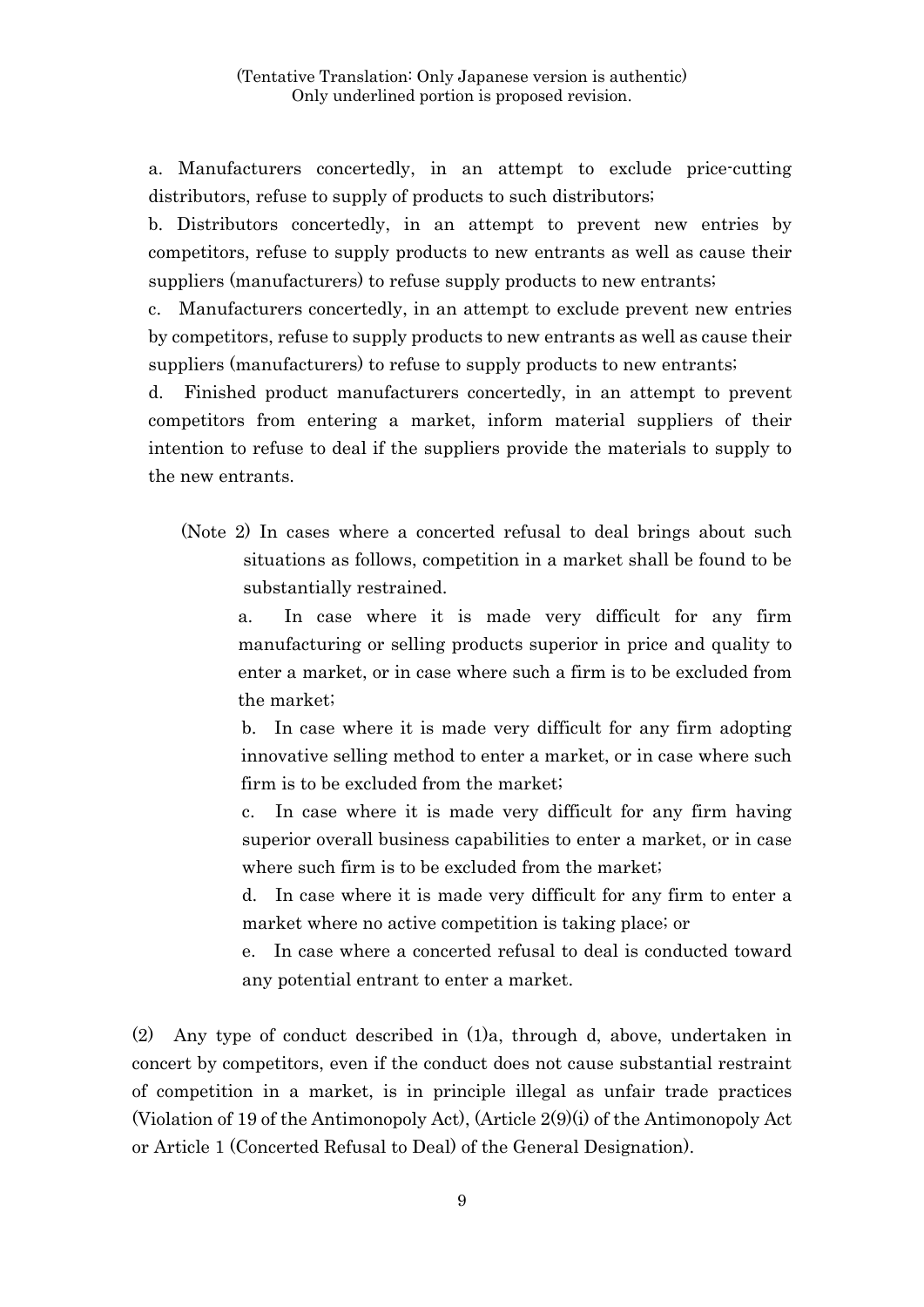(Tentative Translation: Only Japanese version is authentic)
Only underlined portion is proposed revision.

a. Manufacturers concertedly, in an attempt to exclude price-cutting distributors, refuse to supply of products to such distributors;

b. Distributors concertedly, in an attempt to prevent new entries by competitors, refuse to supply products to new entrants as well as cause their suppliers (manufacturers) to refuse supply products to new entrants;

c. Manufacturers concertedly, in an attempt to exclude prevent new entries by competitors, refuse to supply products to new entrants as well as cause their suppliers (manufacturers) to refuse to supply products to new entrants;

d. Finished product manufacturers concertedly, in an attempt to prevent competitors from entering a market, inform material suppliers of their intention to refuse to deal if the suppliers provide the materials to supply to the new entrants.

(Note 2) In cases where a concerted refusal to deal brings about such situations as follows, competition in a market shall be found to be substantially restrained.

a. In case where it is made very difficult for any firm manufacturing or selling products superior in price and quality to enter a market, or in case where such a firm is to be excluded from the market;

b. In case where it is made very difficult for any firm adopting innovative selling method to enter a market, or in case where such firm is to be excluded from the market;

c. In case where it is made very difficult for any firm having superior overall business capabilities to enter a market, or in case where such firm is to be excluded from the market;

d. In case where it is made very difficult for any firm to enter a market where no active competition is taking place; or

e. In case where a concerted refusal to deal is conducted toward any potential entrant to enter a market.

(2) Any type of conduct described in (1)a, through d, above, undertaken in concert by competitors, even if the conduct does not cause substantial restraint of competition in a market, is in principle illegal as unfair trade practices (Violation of 19 of the Antimonopoly Act), (Article 2(9)(i) of the Antimonopoly Act or Article 1 (Concerted Refusal to Deal) of the General Designation).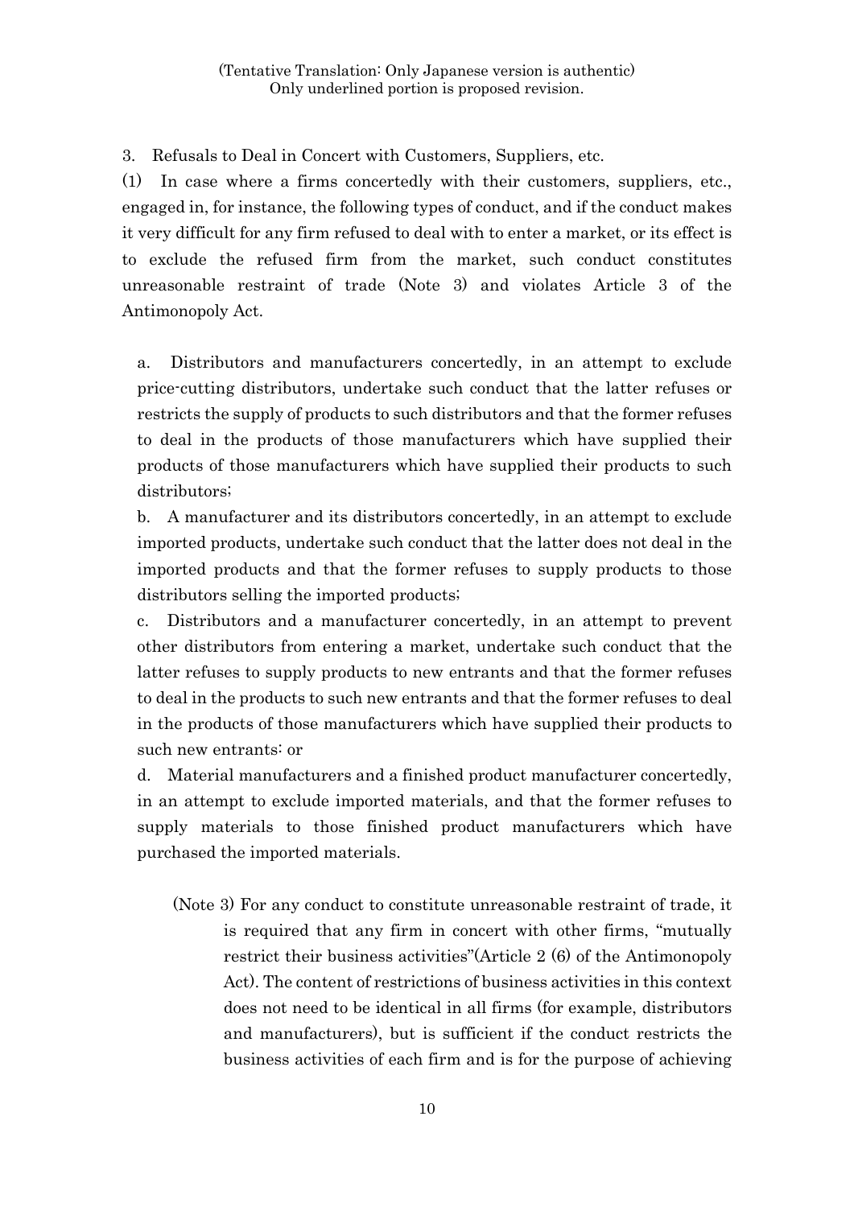3. Refusals to Deal in Concert with Customers, Suppliers, etc.

(1) In case where a firms concertedly with their customers, suppliers, etc., engaged in, for instance, the following types of conduct, and if the conduct makes it very difficult for any firm refused to deal with to enter a market, or its effect is to exclude the refused firm from the market, such conduct constitutes unreasonable restraint of trade (Note 3) and violates Article 3 of the Antimonopoly Act.

a. Distributors and manufacturers concertedly, in an attempt to exclude price-cutting distributors, undertake such conduct that the latter refuses or restricts the supply of products to such distributors and that the former refuses to deal in the products of those manufacturers which have supplied their products of those manufacturers which have supplied their products to such distributors;

b. A manufacturer and its distributors concertedly, in an attempt to exclude imported products, undertake such conduct that the latter does not deal in the imported products and that the former refuses to supply products to those distributors selling the imported products;

c. Distributors and a manufacturer concertedly, in an attempt to prevent other distributors from entering a market, undertake such conduct that the latter refuses to supply products to new entrants and that the former refuses to deal in the products to such new entrants and that the former refuses to deal in the products of those manufacturers which have supplied their products to such new entrants: or

d. Material manufacturers and a finished product manufacturer concertedly, in an attempt to exclude imported materials, and that the former refuses to supply materials to those finished product manufacturers which have purchased the imported materials.

(Note 3) For any conduct to constitute unreasonable restraint of trade, it is required that any firm in concert with other firms, "mutually restrict their business activities"(Article 2 (6) of the Antimonopoly Act). The content of restrictions of business activities in this context does not need to be identical in all firms (for example, distributors and manufacturers), but is sufficient if the conduct restricts the business activities of each firm and is for the purpose of achieving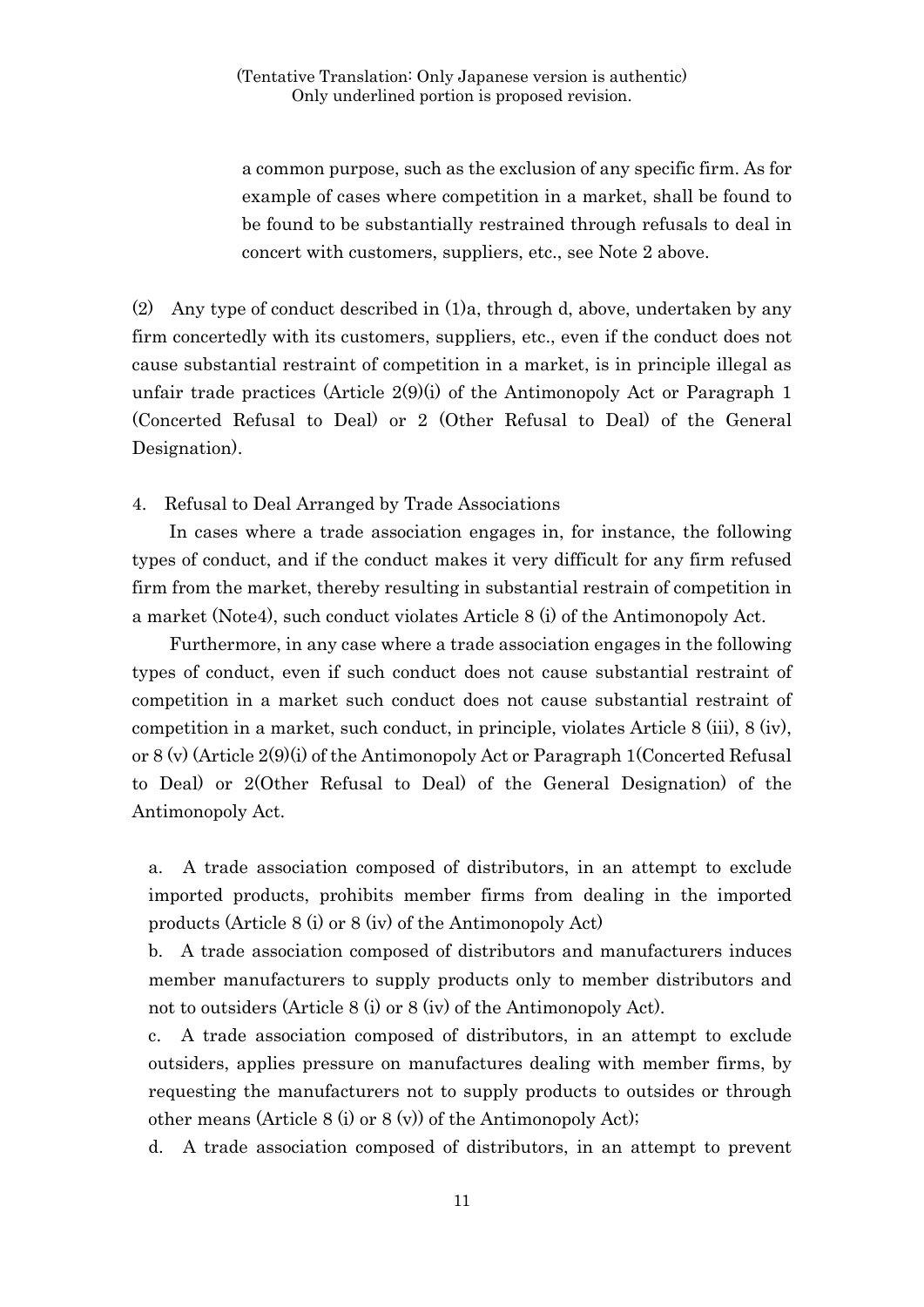a common purpose, such as the exclusion of any specific firm. As for example of cases where competition in a market, shall be found to be found to be substantially restrained through refusals to deal in concert with customers, suppliers, etc., see Note 2 above.

(2) Any type of conduct described in (1)a, through d, above, undertaken by any firm concertedly with its customers, suppliers, etc., even if the conduct does not cause substantial restraint of competition in a market, is in principle illegal as unfair trade practices (Article 2(9)(i) of the Antimonopoly Act or Paragraph 1 (Concerted Refusal to Deal) or 2 (Other Refusal to Deal) of the General Designation).

4. Refusal to Deal Arranged by Trade Associations

In cases where a trade association engages in, for instance, the following types of conduct, and if the conduct makes it very difficult for any firm refused firm from the market, thereby resulting in substantial restrain of competition in a market (Note4), such conduct violates Article 8 (i) of the Antimonopoly Act.

Furthermore, in any case where a trade association engages in the following types of conduct, even if such conduct does not cause substantial restraint of competition in a market such conduct does not cause substantial restraint of competition in a market, such conduct, in principle, violates Article 8 (iii), 8 (iv), or 8 (v) (Article 2(9)(i) of the Antimonopoly Act or Paragraph 1(Concerted Refusal to Deal) or 2(Other Refusal to Deal) of the General Designation) of the Antimonopoly Act.

a. A trade association composed of distributors, in an attempt to exclude imported products, prohibits member firms from dealing in the imported products (Article 8 (i) or 8 (iv) of the Antimonopoly Act)

b. A trade association composed of distributors and manufacturers induces member manufacturers to supply products only to member distributors and not to outsiders (Article 8 (i) or 8 (iv) of the Antimonopoly Act).

c. A trade association composed of distributors, in an attempt to exclude outsiders, applies pressure on manufactures dealing with member firms, by requesting the manufacturers not to supply products to outsides or through other means (Article 8 (i) or 8 (v)) of the Antimonopoly Act);

d. A trade association composed of distributors, in an attempt to prevent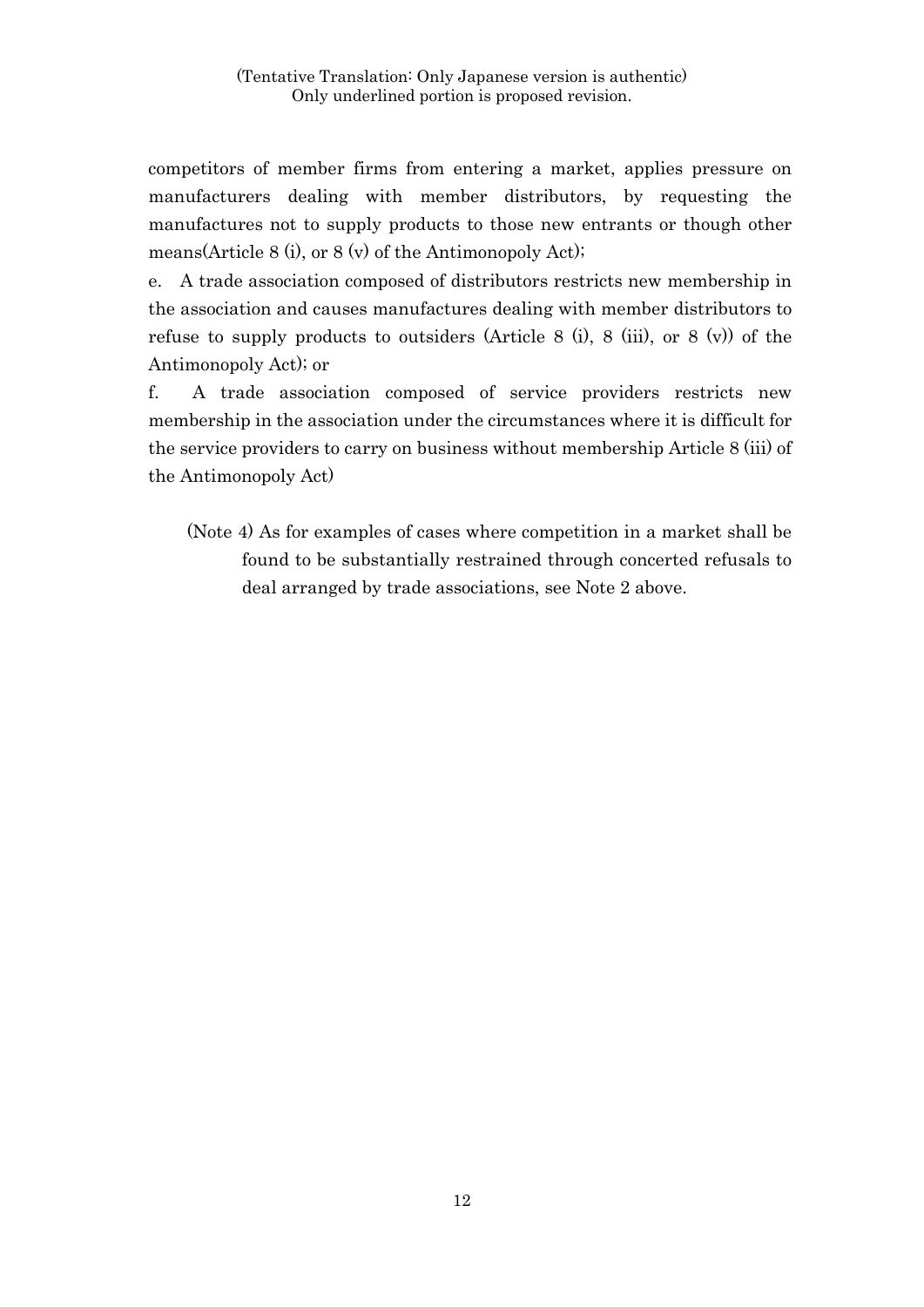competitors of member firms from entering a market, applies pressure on manufacturers dealing with member distributors, by requesting the manufactures not to supply products to those new entrants or though other means(Article 8 (i), or 8 (v) of the Antimonopoly Act);

e. A trade association composed of distributors restricts new membership in the association and causes manufactures dealing with member distributors to refuse to supply products to outsiders (Article 8 (i), 8 (iii), or 8 (v)) of the Antimonopoly Act); or

f. A trade association composed of service providers restricts new membership in the association under the circumstances where it is difficult for the service providers to carry on business without membership Article 8 (iii) of the Antimonopoly Act)

(Note 4) As for examples of cases where competition in a market shall be found to be substantially restrained through concerted refusals to deal arranged by trade associations, see Note 2 above.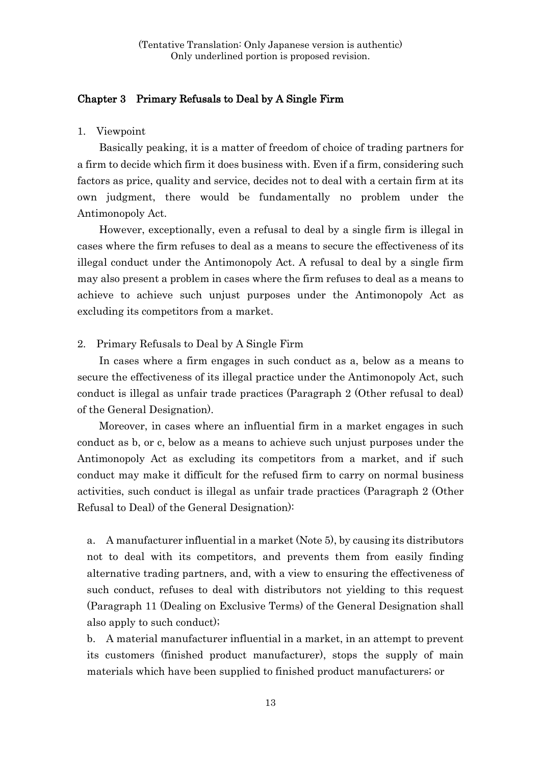(Tentative Translation: Only Japanese version is authentic)
Only underlined portion is proposed revision.

## Chapter 3　Primary Refusals to Deal by A Single Firm

1.　Viewpoint

Basically peaking, it is a matter of freedom of choice of trading partners for a firm to decide which firm it does business with. Even if a firm, considering such factors as price, quality and service, decides not to deal with a certain firm at its own judgment, there would be fundamentally no problem under the Antimonopoly Act.

However, exceptionally, even a refusal to deal by a single firm is illegal in cases where the firm refuses to deal as a means to secure the effectiveness of its illegal conduct under the Antimonopoly Act. A refusal to deal by a single firm may also present a problem in cases where the firm refuses to deal as a means to achieve to achieve such unjust purposes under the Antimonopoly Act as excluding its competitors from a market.

2.　Primary Refusals to Deal by A Single Firm

In cases where a firm engages in such conduct as a, below as a means to secure the effectiveness of its illegal practice under the Antimonopoly Act, such conduct is illegal as unfair trade practices (Paragraph 2 (Other refusal to deal) of the General Designation).

Moreover, in cases where an influential firm in a market engages in such conduct as b, or c, below as a means to achieve such unjust purposes under the Antimonopoly Act as excluding its competitors from a market, and if such conduct may make it difficult for the refused firm to carry on normal business activities, such conduct is illegal as unfair trade practices (Paragraph 2 (Other Refusal to Deal) of the General Designation):

a.　A manufacturer influential in a market (Note 5), by causing its distributors not to deal with its competitors, and prevents them from easily finding alternative trading partners, and, with a view to ensuring the effectiveness of such conduct, refuses to deal with distributors not yielding to this request (Paragraph 11 (Dealing on Exclusive Terms) of the General Designation shall also apply to such conduct);

b.　A material manufacturer influential in a market, in an attempt to prevent its customers (finished product manufacturer), stops the supply of main materials which have been supplied to finished product manufacturers; or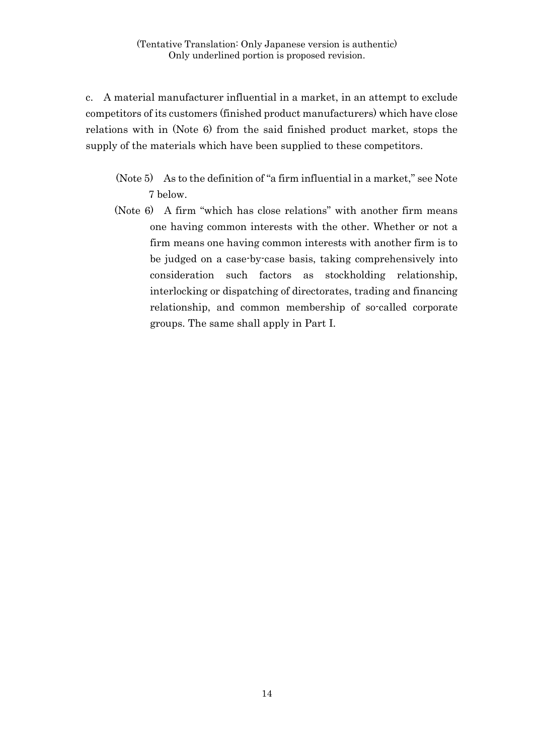c. A material manufacturer influential in a market, in an attempt to exclude competitors of its customers (finished product manufacturers) which have close relations with in (Note 6) from the said finished product market, stops the supply of the materials which have been supplied to these competitors.

(Note 5) As to the definition of "a firm influential in a market," see Note 7 below.

(Note 6) A firm "which has close relations" with another firm means one having common interests with the other. Whether or not a firm means one having common interests with another firm is to be judged on a case-by-case basis, taking comprehensively into consideration such factors as stockholding relationship, interlocking or dispatching of directorates, trading and financing relationship, and common membership of so-called corporate groups. The same shall apply in Part I.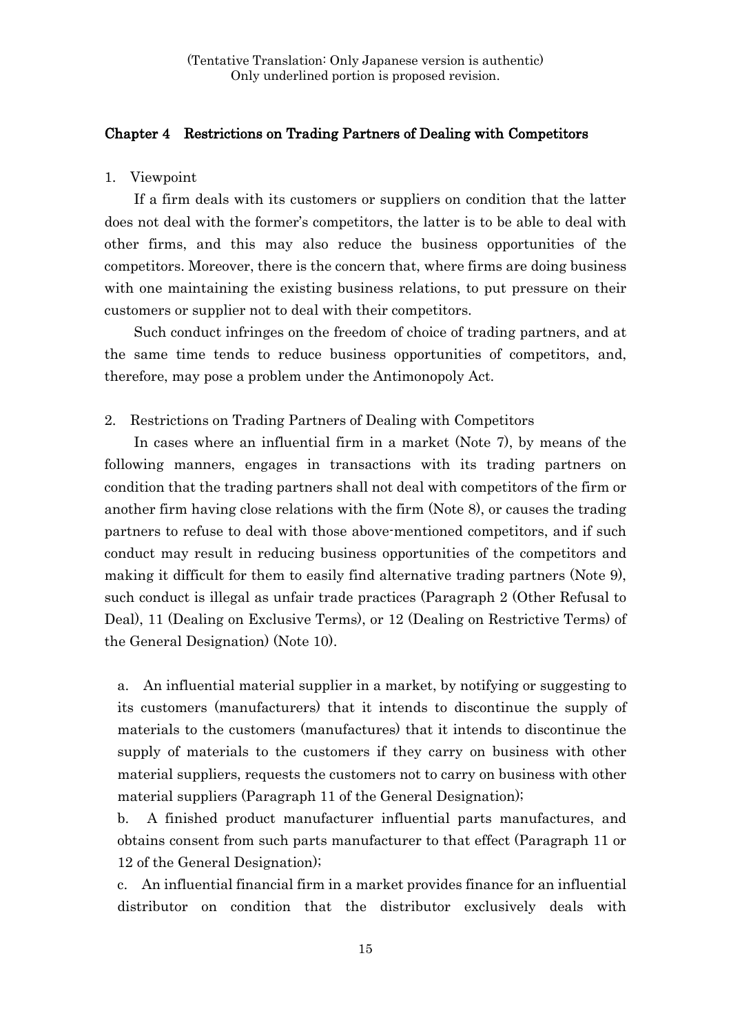(Tentative Translation: Only Japanese version is authentic)
Only underlined portion is proposed revision.

## Chapter 4 Restrictions on Trading Partners of Dealing with Competitors

1. Viewpoint

If a firm deals with its customers or suppliers on condition that the latter does not deal with the former's competitors, the latter is to be able to deal with other firms, and this may also reduce the business opportunities of the competitors. Moreover, there is the concern that, where firms are doing business with one maintaining the existing business relations, to put pressure on their customers or supplier not to deal with their competitors.

Such conduct infringes on the freedom of choice of trading partners, and at the same time tends to reduce business opportunities of competitors, and, therefore, may pose a problem under the Antimonopoly Act.

2. Restrictions on Trading Partners of Dealing with Competitors

In cases where an influential firm in a market (Note 7), by means of the following manners, engages in transactions with its trading partners on condition that the trading partners shall not deal with competitors of the firm or another firm having close relations with the firm (Note 8), or causes the trading partners to refuse to deal with those above-mentioned competitors, and if such conduct may result in reducing business opportunities of the competitors and making it difficult for them to easily find alternative trading partners (Note 9), such conduct is illegal as unfair trade practices (Paragraph 2 (Other Refusal to Deal), 11 (Dealing on Exclusive Terms), or 12 (Dealing on Restrictive Terms) of the General Designation) (Note 10).

a. An influential material supplier in a market, by notifying or suggesting to its customers (manufacturers) that it intends to discontinue the supply of materials to the customers (manufactures) that it intends to discontinue the supply of materials to the customers if they carry on business with other material suppliers, requests the customers not to carry on business with other material suppliers (Paragraph 11 of the General Designation);

b. A finished product manufacturer influential parts manufactures, and obtains consent from such parts manufacturer to that effect (Paragraph 11 or 12 of the General Designation);

c. An influential financial firm in a market provides finance for an influential distributor on condition that the distributor exclusively deals with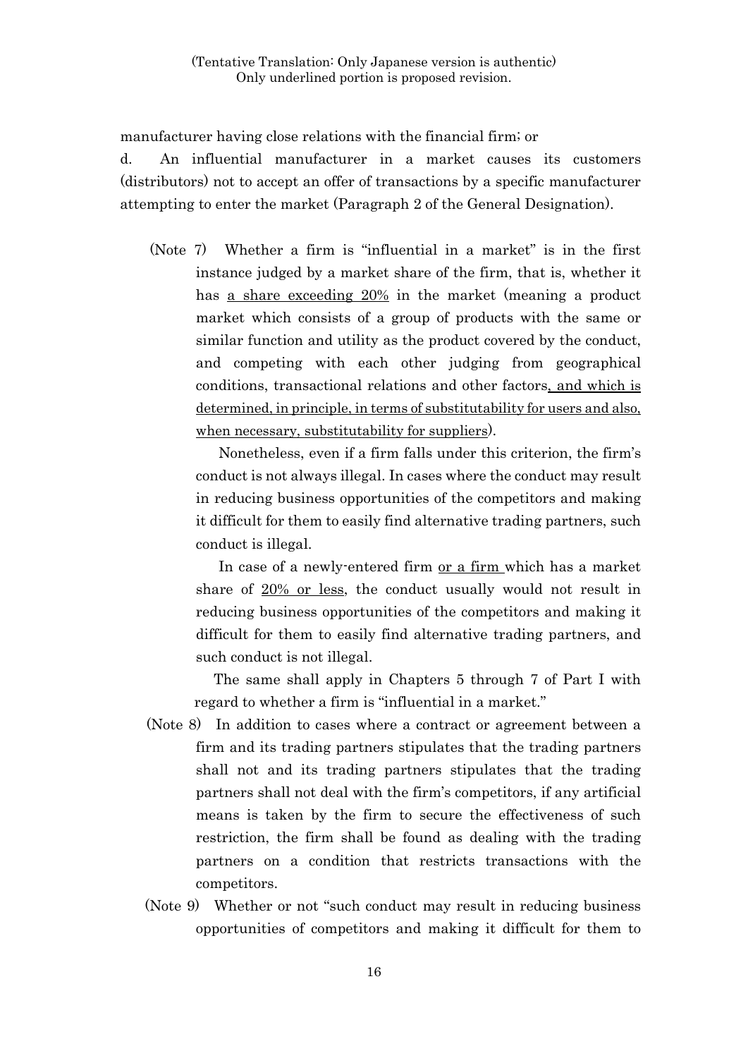manufacturer having close relations with the financial firm; or

d. An influential manufacturer in a market causes its customers (distributors) not to accept an offer of transactions by a specific manufacturer attempting to enter the market (Paragraph 2 of the General Designation).

(Note 7) Whether a firm is "influential in a market" is in the first instance judged by a market share of the firm, that is, whether it has a share exceeding 20% in the market (meaning a product market which consists of a group of products with the same or similar function and utility as the product covered by the conduct, and competing with each other judging from geographical conditions, transactional relations and other factors, and which is determined, in principle, in terms of substitutability for users and also, when necessary, substitutability for suppliers).

Nonetheless, even if a firm falls under this criterion, the firm's conduct is not always illegal. In cases where the conduct may result in reducing business opportunities of the competitors and making it difficult for them to easily find alternative trading partners, such conduct is illegal.

In case of a newly-entered firm or a firm which has a market share of 20% or less, the conduct usually would not result in reducing business opportunities of the competitors and making it difficult for them to easily find alternative trading partners, and such conduct is not illegal.

The same shall apply in Chapters 5 through 7 of Part I with regard to whether a firm is "influential in a market."

(Note 8) In addition to cases where a contract or agreement between a firm and its trading partners stipulates that the trading partners shall not and its trading partners stipulates that the trading partners shall not deal with the firm's competitors, if any artificial means is taken by the firm to secure the effectiveness of such restriction, the firm shall be found as dealing with the trading partners on a condition that restricts transactions with the competitors.

(Note 9) Whether or not "such conduct may result in reducing business opportunities of competitors and making it difficult for them to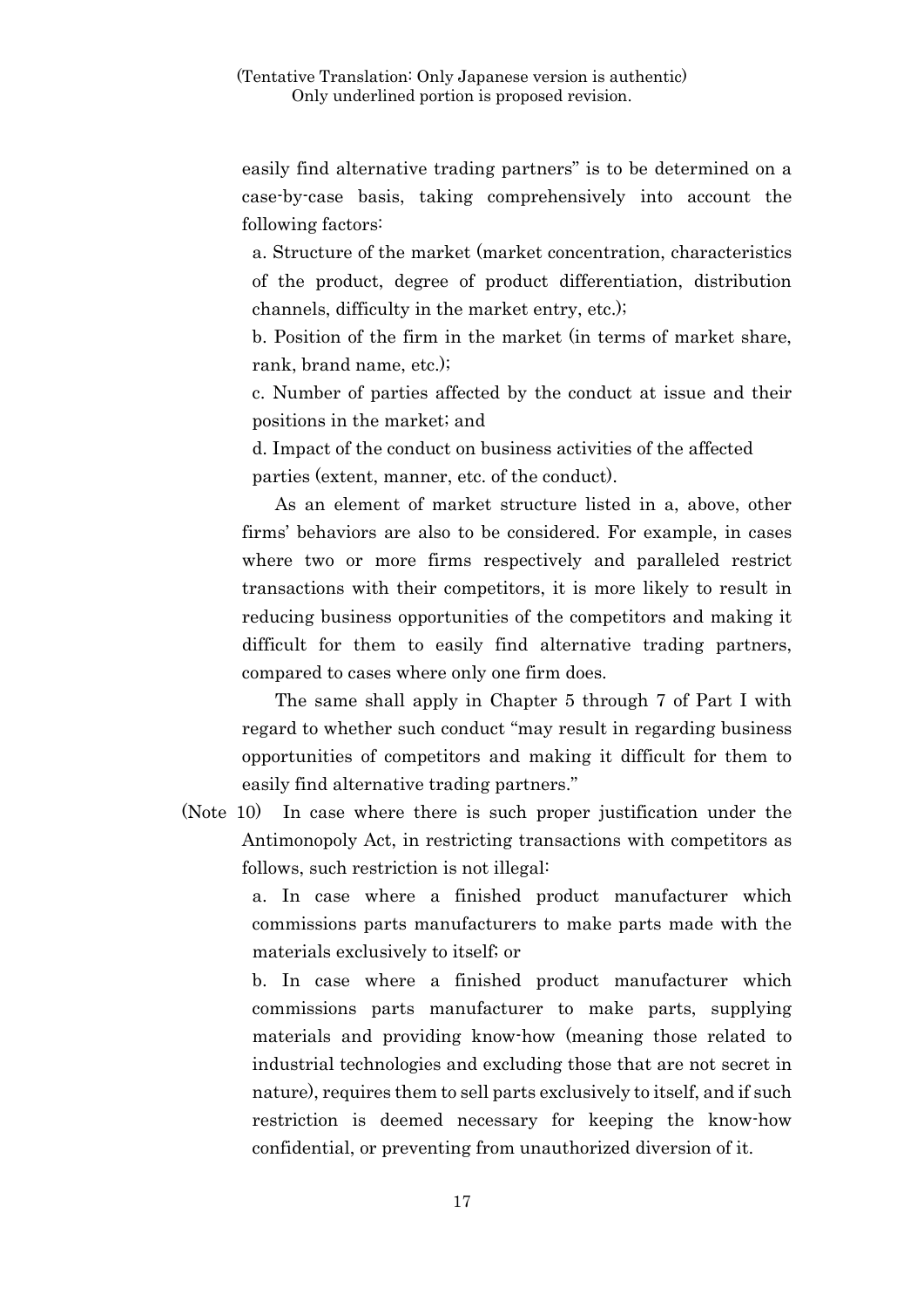easily find alternative trading partners" is to be determined on a case-by-case basis, taking comprehensively into account the following factors:

a. Structure of the market (market concentration, characteristics of the product, degree of product differentiation, distribution channels, difficulty in the market entry, etc.);

b. Position of the firm in the market (in terms of market share, rank, brand name, etc.);

c. Number of parties affected by the conduct at issue and their positions in the market; and

d. Impact of the conduct on business activities of the affected parties (extent, manner, etc. of the conduct).

As an element of market structure listed in a, above, other firms' behaviors are also to be considered. For example, in cases where two or more firms respectively and paralleled restrict transactions with their competitors, it is more likely to result in reducing business opportunities of the competitors and making it difficult for them to easily find alternative trading partners, compared to cases where only one firm does.

The same shall apply in Chapter 5 through 7 of Part I with regard to whether such conduct "may result in regarding business opportunities of competitors and making it difficult for them to easily find alternative trading partners."

(Note 10) In case where there is such proper justification under the Antimonopoly Act, in restricting transactions with competitors as follows, such restriction is not illegal:

a. In case where a finished product manufacturer which commissions parts manufacturers to make parts made with the materials exclusively to itself; or

b. In case where a finished product manufacturer which commissions parts manufacturer to make parts, supplying materials and providing know-how (meaning those related to industrial technologies and excluding those that are not secret in nature), requires them to sell parts exclusively to itself, and if such restriction is deemed necessary for keeping the know-how confidential, or preventing from unauthorized diversion of it.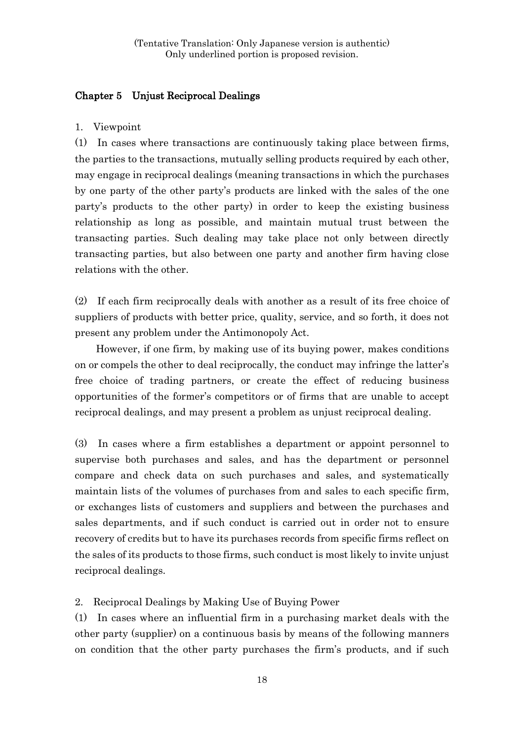(Tentative Translation: Only Japanese version is authentic)
Only underlined portion is proposed revision.

## Chapter 5 Unjust Reciprocal Dealings

1. Viewpoint

(1) In cases where transactions are continuously taking place between firms, the parties to the transactions, mutually selling products required by each other, may engage in reciprocal dealings (meaning transactions in which the purchases by one party of the other party's products are linked with the sales of the one party's products to the other party) in order to keep the existing business relationship as long as possible, and maintain mutual trust between the transacting parties. Such dealing may take place not only between directly transacting parties, but also between one party and another firm having close relations with the other.

(2) If each firm reciprocally deals with another as a result of its free choice of suppliers of products with better price, quality, service, and so forth, it does not present any problem under the Antimonopoly Act.

However, if one firm, by making use of its buying power, makes conditions on or compels the other to deal reciprocally, the conduct may infringe the latter's free choice of trading partners, or create the effect of reducing business opportunities of the former's competitors or of firms that are unable to accept reciprocal dealings, and may present a problem as unjust reciprocal dealing.

(3) In cases where a firm establishes a department or appoint personnel to supervise both purchases and sales, and has the department or personnel compare and check data on such purchases and sales, and systematically maintain lists of the volumes of purchases from and sales to each specific firm, or exchanges lists of customers and suppliers and between the purchases and sales departments, and if such conduct is carried out in order not to ensure recovery of credits but to have its purchases records from specific firms reflect on the sales of its products to those firms, such conduct is most likely to invite unjust reciprocal dealings.

2. Reciprocal Dealings by Making Use of Buying Power

(1) In cases where an influential firm in a purchasing market deals with the other party (supplier) on a continuous basis by means of the following manners on condition that the other party purchases the firm's products, and if such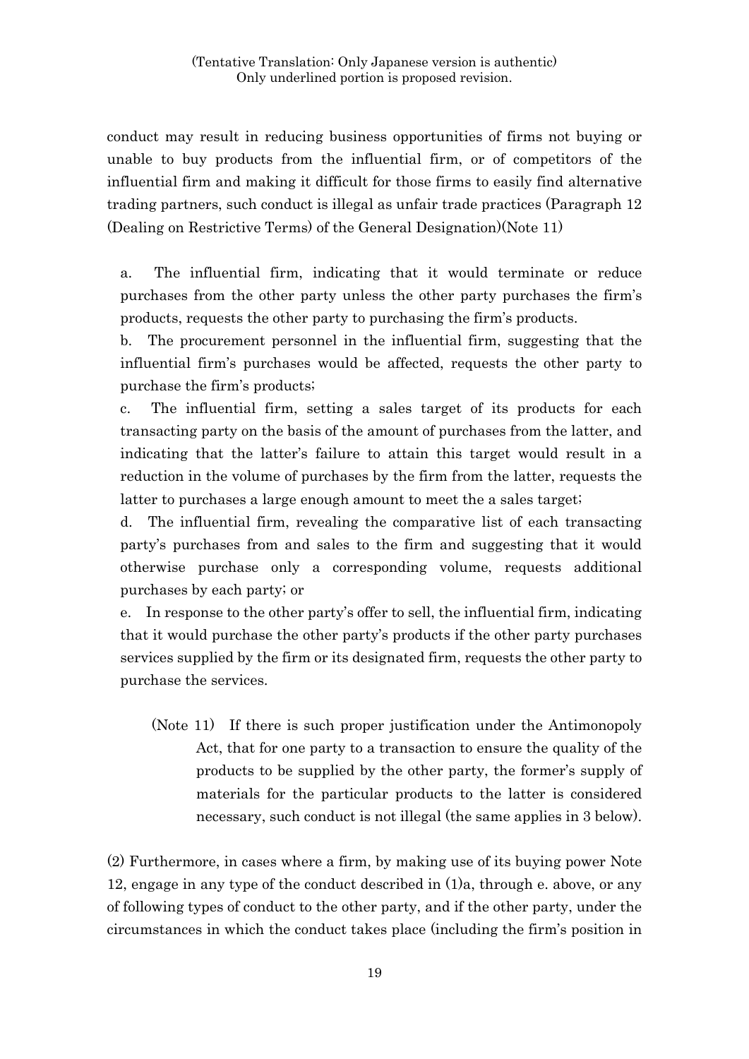conduct may result in reducing business opportunities of firms not buying or unable to buy products from the influential firm, or of competitors of the influential firm and making it difficult for those firms to easily find alternative trading partners, such conduct is illegal as unfair trade practices (Paragraph 12 (Dealing on Restrictive Terms) of the General Designation)(Note 11)

a. The influential firm, indicating that it would terminate or reduce purchases from the other party unless the other party purchases the firm's products, requests the other party to purchasing the firm's products.

b. The procurement personnel in the influential firm, suggesting that the influential firm's purchases would be affected, requests the other party to purchase the firm's products;

c. The influential firm, setting a sales target of its products for each transacting party on the basis of the amount of purchases from the latter, and indicating that the latter's failure to attain this target would result in a reduction in the volume of purchases by the firm from the latter, requests the latter to purchases a large enough amount to meet the a sales target;

d. The influential firm, revealing the comparative list of each transacting party's purchases from and sales to the firm and suggesting that it would otherwise purchase only a corresponding volume, requests additional purchases by each party; or

e. In response to the other party's offer to sell, the influential firm, indicating that it would purchase the other party's products if the other party purchases services supplied by the firm or its designated firm, requests the other party to purchase the services.

(Note 11) If there is such proper justification under the Antimonopoly Act, that for one party to a transaction to ensure the quality of the products to be supplied by the other party, the former's supply of materials for the particular products to the latter is considered necessary, such conduct is not illegal (the same applies in 3 below).

(2) Furthermore, in cases where a firm, by making use of its buying power Note 12, engage in any type of the conduct described in (1)a, through e. above, or any of following types of conduct to the other party, and if the other party, under the circumstances in which the conduct takes place (including the firm's position in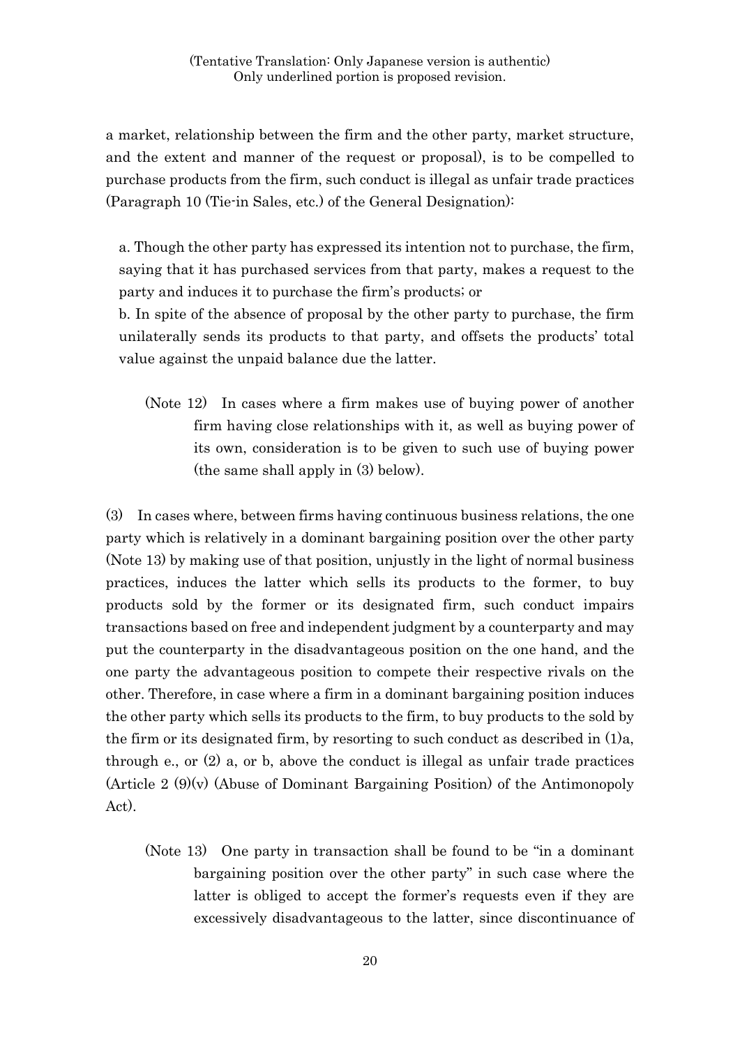a market, relationship between the firm and the other party, market structure, and the extent and manner of the request or proposal), is to be compelled to purchase products from the firm, such conduct is illegal as unfair trade practices (Paragraph 10 (Tie-in Sales, etc.) of the General Designation):

a. Though the other party has expressed its intention not to purchase, the firm, saying that it has purchased services from that party, makes a request to the party and induces it to purchase the firm's products; or

b. In spite of the absence of proposal by the other party to purchase, the firm unilaterally sends its products to that party, and offsets the products' total value against the unpaid balance due the latter.

(Note 12) In cases where a firm makes use of buying power of another firm having close relationships with it, as well as buying power of its own, consideration is to be given to such use of buying power (the same shall apply in (3) below).

(3) In cases where, between firms having continuous business relations, the one party which is relatively in a dominant bargaining position over the other party (Note 13) by making use of that position, unjustly in the light of normal business practices, induces the latter which sells its products to the former, to buy products sold by the former or its designated firm, such conduct impairs transactions based on free and independent judgment by a counterparty and may put the counterparty in the disadvantageous position on the one hand, and the one party the advantageous position to compete their respective rivals on the other. Therefore, in case where a firm in a dominant bargaining position induces the other party which sells its products to the firm, to buy products to the sold by the firm or its designated firm, by resorting to such conduct as described in (1)a, through e., or (2) a, or b, above the conduct is illegal as unfair trade practices (Article 2 (9)(v) (Abuse of Dominant Bargaining Position) of the Antimonopoly Act).

(Note 13) One party in transaction shall be found to be "in a dominant bargaining position over the other party" in such case where the latter is obliged to accept the former's requests even if they are excessively disadvantageous to the latter, since discontinuance of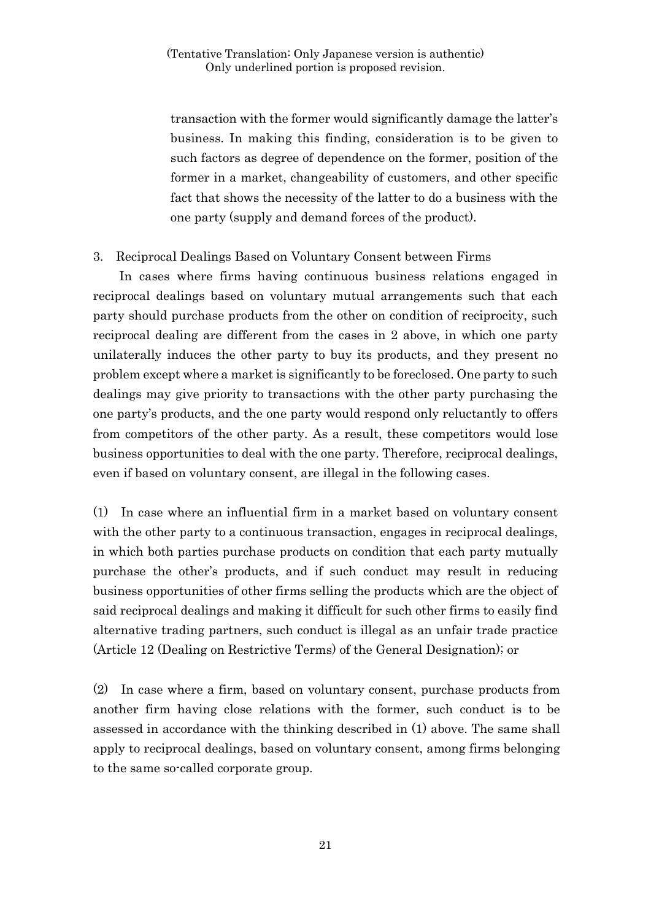transaction with the former would significantly damage the latter's business. In making this finding, consideration is to be given to such factors as degree of dependence on the former, position of the former in a market, changeability of customers, and other specific fact that shows the necessity of the latter to do a business with the one party (supply and demand forces of the product).

### 3. Reciprocal Dealings Based on Voluntary Consent between Firms

In cases where firms having continuous business relations engaged in reciprocal dealings based on voluntary mutual arrangements such that each party should purchase products from the other on condition of reciprocity, such reciprocal dealing are different from the cases in 2 above, in which one party unilaterally induces the other party to buy its products, and they present no problem except where a market is significantly to be foreclosed. One party to such dealings may give priority to transactions with the other party purchasing the one party's products, and the one party would respond only reluctantly to offers from competitors of the other party. As a result, these competitors would lose business opportunities to deal with the one party. Therefore, reciprocal dealings, even if based on voluntary consent, are illegal in the following cases.

(1) In case where an influential firm in a market based on voluntary consent with the other party to a continuous transaction, engages in reciprocal dealings, in which both parties purchase products on condition that each party mutually purchase the other's products, and if such conduct may result in reducing business opportunities of other firms selling the products which are the object of said reciprocal dealings and making it difficult for such other firms to easily find alternative trading partners, such conduct is illegal as an unfair trade practice (Article 12 (Dealing on Restrictive Terms) of the General Designation); or

(2) In case where a firm, based on voluntary consent, purchase products from another firm having close relations with the former, such conduct is to be assessed in accordance with the thinking described in (1) above. The same shall apply to reciprocal dealings, based on voluntary consent, among firms belonging to the same so-called corporate group.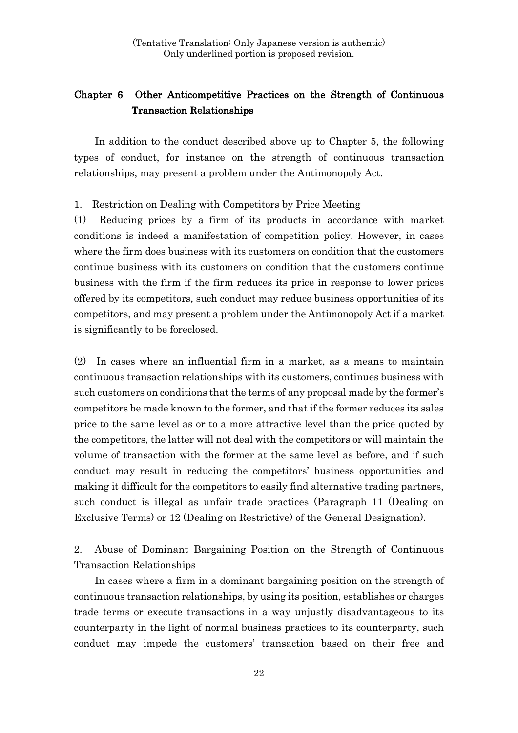(Tentative Translation: Only Japanese version is authentic)
Only underlined portion is proposed revision.

## Chapter 6 Other Anticompetitive Practices on the Strength of Continuous Transaction Relationships

In addition to the conduct described above up to Chapter 5, the following types of conduct, for instance on the strength of continuous transaction relationships, may present a problem under the Antimonopoly Act.

### 1. Restriction on Dealing with Competitors by Price Meeting

(1) Reducing prices by a firm of its products in accordance with market conditions is indeed a manifestation of competition policy. However, in cases where the firm does business with its customers on condition that the customers continue business with its customers on condition that the customers continue business with the firm if the firm reduces its price in response to lower prices offered by its competitors, such conduct may reduce business opportunities of its competitors, and may present a problem under the Antimonopoly Act if a market is significantly to be foreclosed.

(2) In cases where an influential firm in a market, as a means to maintain continuous transaction relationships with its customers, continues business with such customers on conditions that the terms of any proposal made by the former's competitors be made known to the former, and that if the former reduces its sales price to the same level as or to a more attractive level than the price quoted by the competitors, the latter will not deal with the competitors or will maintain the volume of transaction with the former at the same level as before, and if such conduct may result in reducing the competitors' business opportunities and making it difficult for the competitors to easily find alternative trading partners, such conduct is illegal as unfair trade practices (Paragraph 11 (Dealing on Exclusive Terms) or 12 (Dealing on Restrictive) of the General Designation).

### 2. Abuse of Dominant Bargaining Position on the Strength of Continuous Transaction Relationships

In cases where a firm in a dominant bargaining position on the strength of continuous transaction relationships, by using its position, establishes or charges trade terms or execute transactions in a way unjustly disadvantageous to its counterparty in the light of normal business practices to its counterparty, such conduct may impede the customers' transaction based on their free and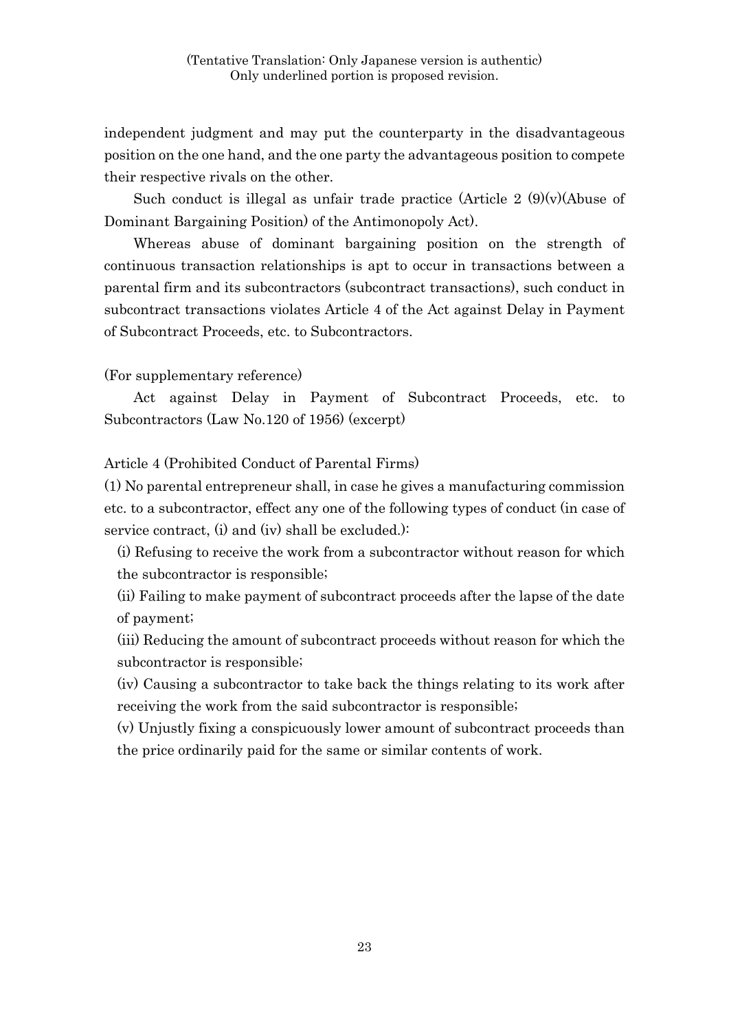independent judgment and may put the counterparty in the disadvantageous position on the one hand, and the one party the advantageous position to compete their respective rivals on the other.

Such conduct is illegal as unfair trade practice (Article 2 (9)(v)(Abuse of Dominant Bargaining Position) of the Antimonopoly Act).

Whereas abuse of dominant bargaining position on the strength of continuous transaction relationships is apt to occur in transactions between a parental firm and its subcontractors (subcontract transactions), such conduct in subcontract transactions violates Article 4 of the Act against Delay in Payment of Subcontract Proceeds, etc. to Subcontractors.

(For supplementary reference)

Act against Delay in Payment of Subcontract Proceeds, etc. to Subcontractors (Law No.120 of 1956) (excerpt)

Article 4 (Prohibited Conduct of Parental Firms)

(1) No parental entrepreneur shall, in case he gives a manufacturing commission etc. to a subcontractor, effect any one of the following types of conduct (in case of service contract, (i) and (iv) shall be excluded.):

(i) Refusing to receive the work from a subcontractor without reason for which the subcontractor is responsible;

(ii) Failing to make payment of subcontract proceeds after the lapse of the date of payment;

(iii) Reducing the amount of subcontract proceeds without reason for which the subcontractor is responsible;

(iv) Causing a subcontractor to take back the things relating to its work after receiving the work from the said subcontractor is responsible;

(v) Unjustly fixing a conspicuously lower amount of subcontract proceeds than the price ordinarily paid for the same or similar contents of work.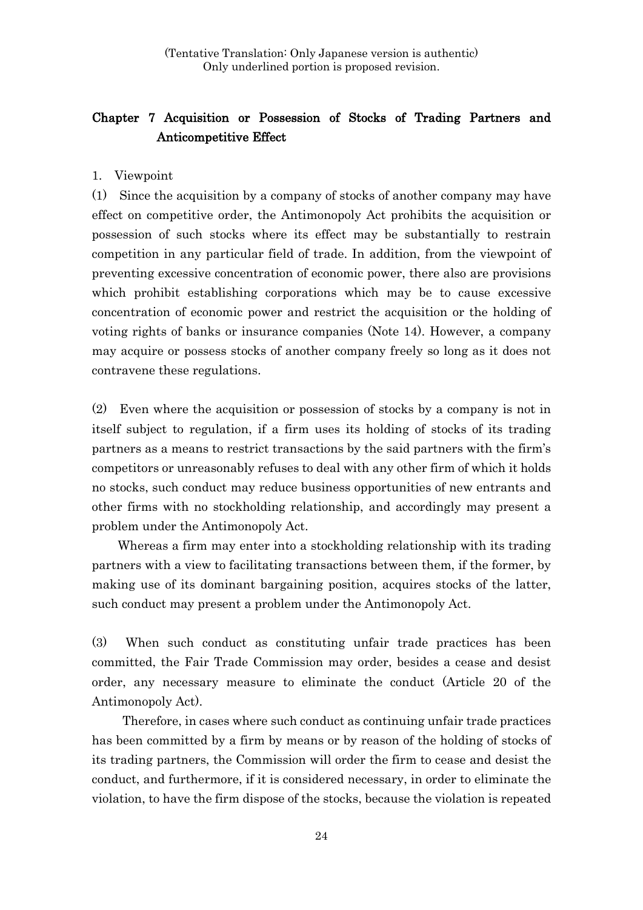(Tentative Translation: Only Japanese version is authentic)
Only underlined portion is proposed revision.

## Chapter 7 Acquisition or Possession of Stocks of Trading Partners and Anticompetitive Effect

1. Viewpoint

(1) Since the acquisition by a company of stocks of another company may have effect on competitive order, the Antimonopoly Act prohibits the acquisition or possession of such stocks where its effect may be substantially to restrain competition in any particular field of trade. In addition, from the viewpoint of preventing excessive concentration of economic power, there also are provisions which prohibit establishing corporations which may be to cause excessive concentration of economic power and restrict the acquisition or the holding of voting rights of banks or insurance companies (Note 14). However, a company may acquire or possess stocks of another company freely so long as it does not contravene these regulations.

(2) Even where the acquisition or possession of stocks by a company is not in itself subject to regulation, if a firm uses its holding of stocks of its trading partners as a means to restrict transactions by the said partners with the firm's competitors or unreasonably refuses to deal with any other firm of which it holds no stocks, such conduct may reduce business opportunities of new entrants and other firms with no stockholding relationship, and accordingly may present a problem under the Antimonopoly Act.

Whereas a firm may enter into a stockholding relationship with its trading partners with a view to facilitating transactions between them, if the former, by making use of its dominant bargaining position, acquires stocks of the latter, such conduct may present a problem under the Antimonopoly Act.

(3) When such conduct as constituting unfair trade practices has been committed, the Fair Trade Commission may order, besides a cease and desist order, any necessary measure to eliminate the conduct (Article 20 of the Antimonopoly Act).

Therefore, in cases where such conduct as continuing unfair trade practices has been committed by a firm by means or by reason of the holding of stocks of its trading partners, the Commission will order the firm to cease and desist the conduct, and furthermore, if it is considered necessary, in order to eliminate the violation, to have the firm dispose of the stocks, because the violation is repeated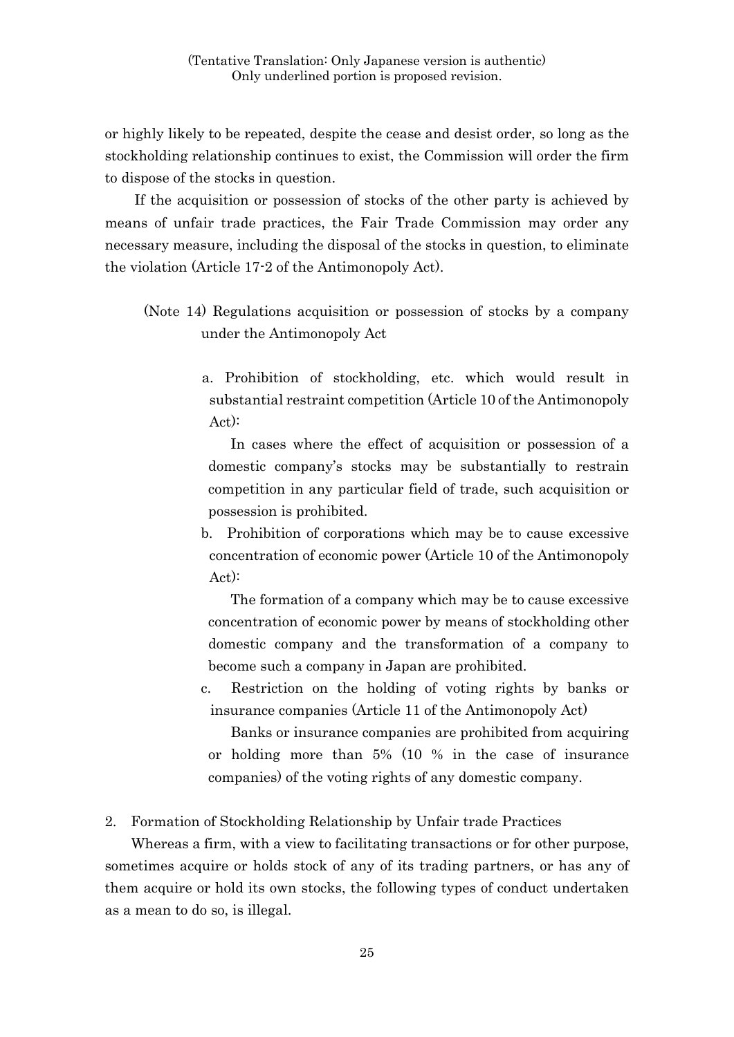or highly likely to be repeated, despite the cease and desist order, so long as the stockholding relationship continues to exist, the Commission will order the firm to dispose of the stocks in question.

If the acquisition or possession of stocks of the other party is achieved by means of unfair trade practices, the Fair Trade Commission may order any necessary measure, including the disposal of the stocks in question, to eliminate the violation (Article 17-2 of the Antimonopoly Act).

(Note 14) Regulations acquisition or possession of stocks by a company under the Antimonopoly Act

a. Prohibition of stockholding, etc. which would result in substantial restraint competition (Article 10 of the Antimonopoly Act):

In cases where the effect of acquisition or possession of a domestic company's stocks may be substantially to restrain competition in any particular field of trade, such acquisition or possession is prohibited.

b. Prohibition of corporations which may be to cause excessive concentration of economic power (Article 10 of the Antimonopoly Act):

The formation of a company which may be to cause excessive concentration of economic power by means of stockholding other domestic company and the transformation of a company to become such a company in Japan are prohibited.

c. Restriction on the holding of voting rights by banks or insurance companies (Article 11 of the Antimonopoly Act)

Banks or insurance companies are prohibited from acquiring or holding more than 5% (10 % in the case of insurance companies) of the voting rights of any domestic company.

2. Formation of Stockholding Relationship by Unfair trade Practices

Whereas a firm, with a view to facilitating transactions or for other purpose, sometimes acquire or holds stock of any of its trading partners, or has any of them acquire or hold its own stocks, the following types of conduct undertaken as a mean to do so, is illegal.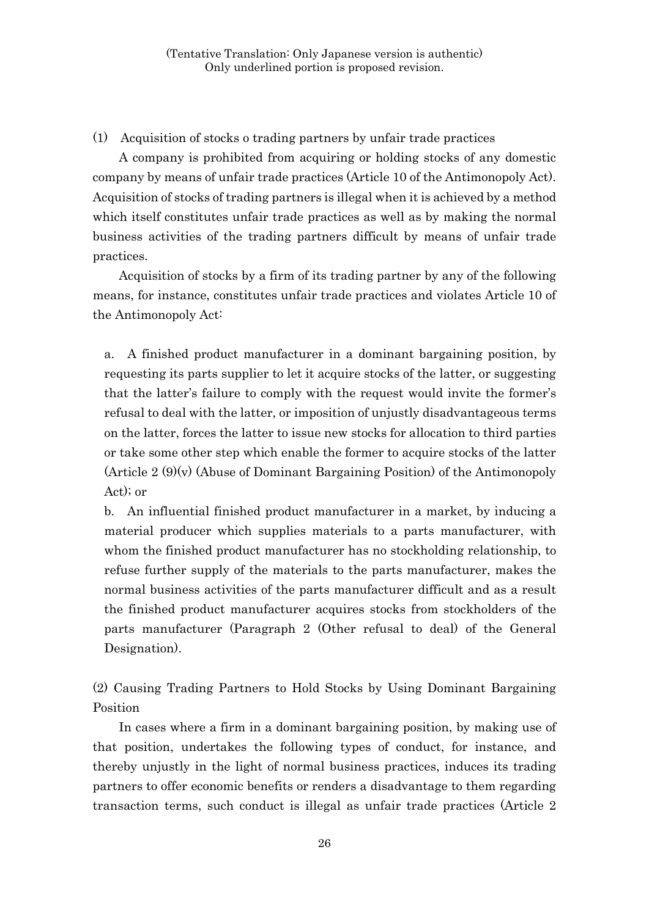(Tentative Translation: Only Japanese version is authentic)
Only underlined portion is proposed revision.

(1) Acquisition of stocks o trading partners by unfair trade practices

A company is prohibited from acquiring or holding stocks of any domestic company by means of unfair trade practices (Article 10 of the Antimonopoly Act). Acquisition of stocks of trading partners is illegal when it is achieved by a method which itself constitutes unfair trade practices as well as by making the normal business activities of the trading partners difficult by means of unfair trade practices.

Acquisition of stocks by a firm of its trading partner by any of the following means, for instance, constitutes unfair trade practices and violates Article 10 of the Antimonopoly Act:

a. A finished product manufacturer in a dominant bargaining position, by requesting its parts supplier to let it acquire stocks of the latter, or suggesting that the latter's failure to comply with the request would invite the former's refusal to deal with the latter, or imposition of unjustly disadvantageous terms on the latter, forces the latter to issue new stocks for allocation to third parties or take some other step which enable the former to acquire stocks of the latter (Article 2 (9)(v) (Abuse of Dominant Bargaining Position) of the Antimonopoly Act); or

b. An influential finished product manufacturer in a market, by inducing a material producer which supplies materials to a parts manufacturer, with whom the finished product manufacturer has no stockholding relationship, to refuse further supply of the materials to the parts manufacturer, makes the normal business activities of the parts manufacturer difficult and as a result the finished product manufacturer acquires stocks from stockholders of the parts manufacturer (Paragraph 2 (Other refusal to deal) of the General Designation).

(2) Causing Trading Partners to Hold Stocks by Using Dominant Bargaining Position

In cases where a firm in a dominant bargaining position, by making use of that position, undertakes the following types of conduct, for instance, and thereby unjustly in the light of normal business practices, induces its trading partners to offer economic benefits or renders a disadvantage to them regarding transaction terms, such conduct is illegal as unfair trade practices (Article 2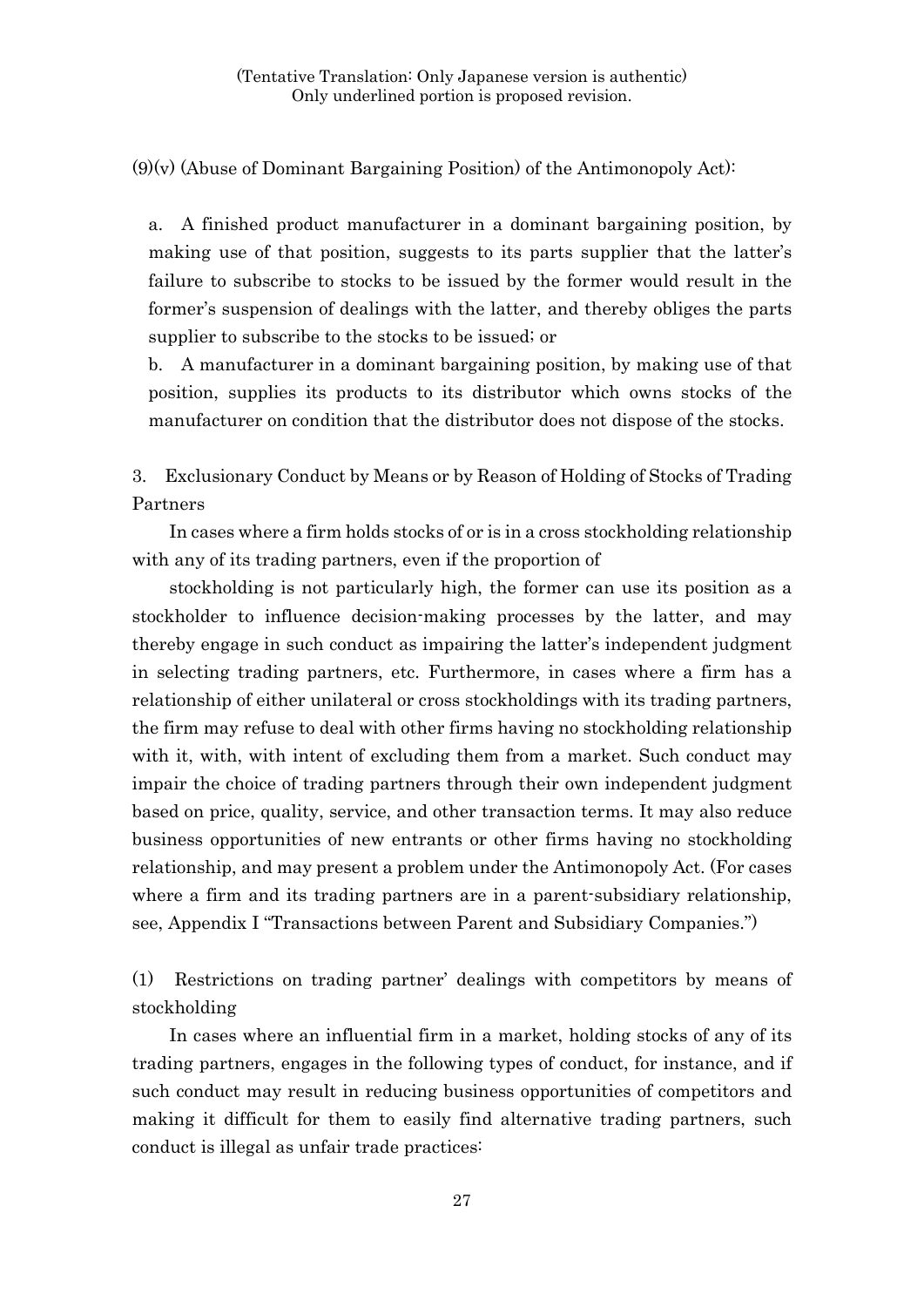(Tentative Translation: Only Japanese version is authentic)
Only underlined portion is proposed revision.

(9)(v) (Abuse of Dominant Bargaining Position) of the Antimonopoly Act):

a. A finished product manufacturer in a dominant bargaining position, by making use of that position, suggests to its parts supplier that the latter's failure to subscribe to stocks to be issued by the former would result in the former's suspension of dealings with the latter, and thereby obliges the parts supplier to subscribe to the stocks to be issued; or

b. A manufacturer in a dominant bargaining position, by making use of that position, supplies its products to its distributor which owns stocks of the manufacturer on condition that the distributor does not dispose of the stocks.

## 3. Exclusionary Conduct by Means or by Reason of Holding of Stocks of Trading Partners

In cases where a firm holds stocks of or is in a cross stockholding relationship with any of its trading partners, even if the proportion of

stockholding is not particularly high, the former can use its position as a stockholder to influence decision-making processes by the latter, and may thereby engage in such conduct as impairing the latter's independent judgment in selecting trading partners, etc. Furthermore, in cases where a firm has a relationship of either unilateral or cross stockholdings with its trading partners, the firm may refuse to deal with other firms having no stockholding relationship with it, with, with intent of excluding them from a market. Such conduct may impair the choice of trading partners through their own independent judgment based on price, quality, service, and other transaction terms. It may also reduce business opportunities of new entrants or other firms having no stockholding relationship, and may present a problem under the Antimonopoly Act. (For cases where a firm and its trading partners are in a parent-subsidiary relationship, see, Appendix I "Transactions between Parent and Subsidiary Companies.")

### (1) Restrictions on trading partner' dealings with competitors by means of stockholding

In cases where an influential firm in a market, holding stocks of any of its trading partners, engages in the following types of conduct, for instance, and if such conduct may result in reducing business opportunities of competitors and making it difficult for them to easily find alternative trading partners, such conduct is illegal as unfair trade practices: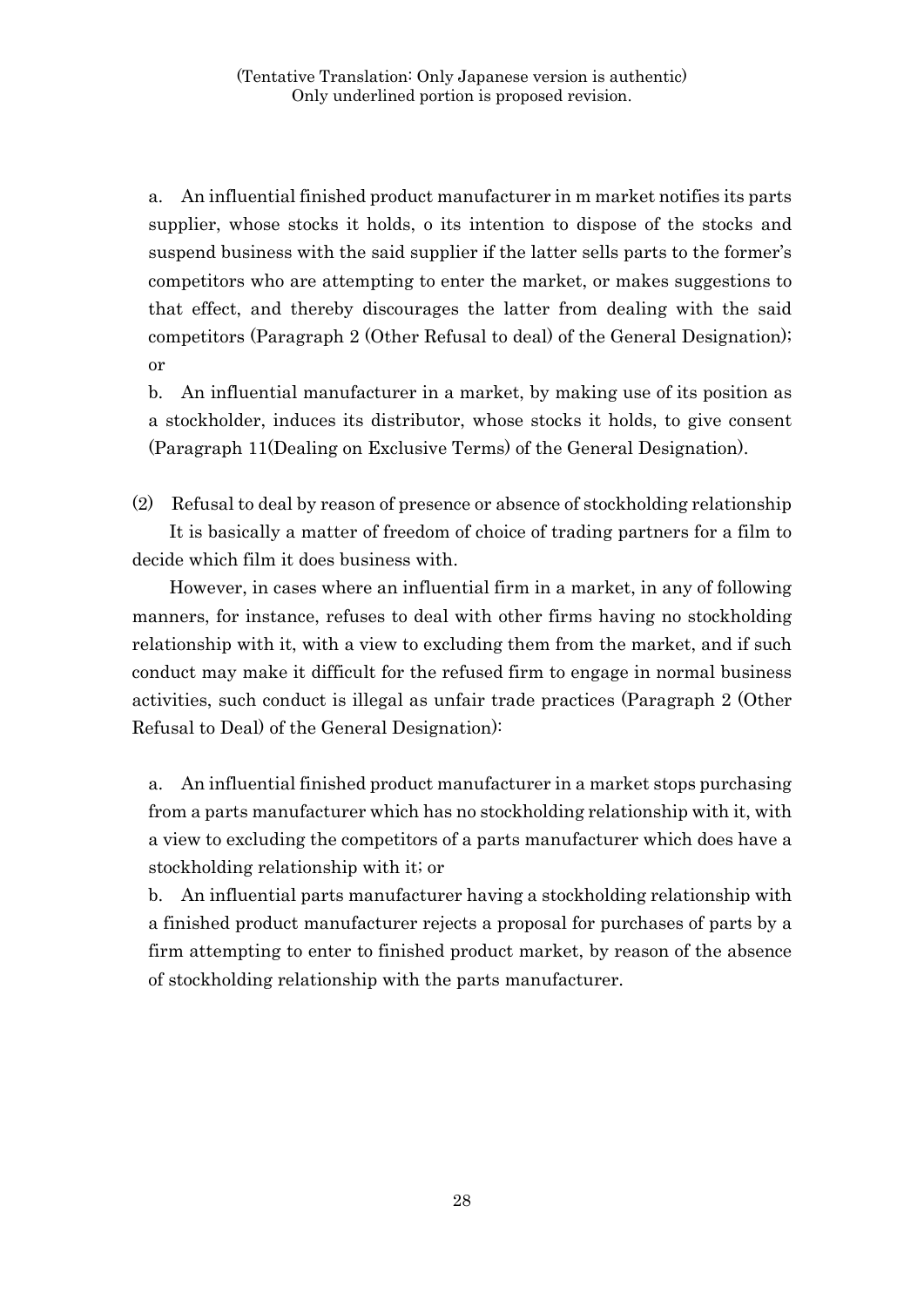(Tentative Translation: Only Japanese version is authentic)
Only underlined portion is proposed revision.

a. An influential finished product manufacturer in m market notifies its parts supplier, whose stocks it holds, o its intention to dispose of the stocks and suspend business with the said supplier if the latter sells parts to the former's competitors who are attempting to enter the market, or makes suggestions to that effect, and thereby discourages the latter from dealing with the said competitors (Paragraph 2 (Other Refusal to deal) of the General Designation); or

b. An influential manufacturer in a market, by making use of its position as a stockholder, induces its distributor, whose stocks it holds, to give consent (Paragraph 11(Dealing on Exclusive Terms) of the General Designation).

(2) Refusal to deal by reason of presence or absence of stockholding relationship

It is basically a matter of freedom of choice of trading partners for a film to decide which film it does business with.

However, in cases where an influential firm in a market, in any of following manners, for instance, refuses to deal with other firms having no stockholding relationship with it, with a view to excluding them from the market, and if such conduct may make it difficult for the refused firm to engage in normal business activities, such conduct is illegal as unfair trade practices (Paragraph 2 (Other Refusal to Deal) of the General Designation):

a. An influential finished product manufacturer in a market stops purchasing from a parts manufacturer which has no stockholding relationship with it, with a view to excluding the competitors of a parts manufacturer which does have a stockholding relationship with it; or

b. An influential parts manufacturer having a stockholding relationship with a finished product manufacturer rejects a proposal for purchases of parts by a firm attempting to enter to finished product market, by reason of the absence of stockholding relationship with the parts manufacturer.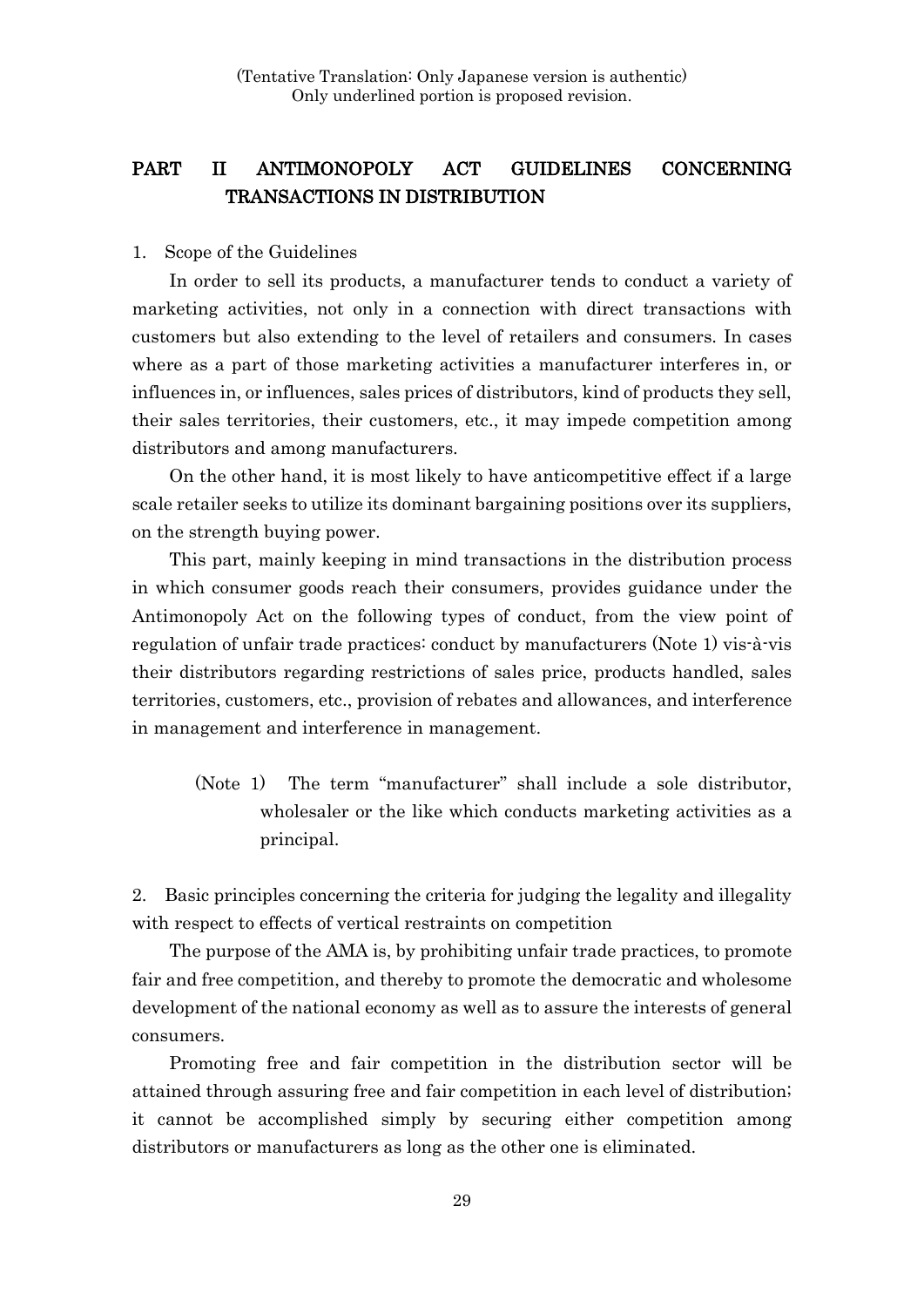(Tentative Translation: Only Japanese version is authentic)
Only underlined portion is proposed revision.

# PART II ANTIMONOPOLY ACT GUIDELINES CONCERNING TRANSACTIONS IN DISTRIBUTION

1. Scope of the Guidelines

In order to sell its products, a manufacturer tends to conduct a variety of marketing activities, not only in a connection with direct transactions with customers but also extending to the level of retailers and consumers. In cases where as a part of those marketing activities a manufacturer interferes in, or influences in, or influences, sales prices of distributors, kind of products they sell, their sales territories, their customers, etc., it may impede competition among distributors and among manufacturers.

On the other hand, it is most likely to have anticompetitive effect if a large scale retailer seeks to utilize its dominant bargaining positions over its suppliers, on the strength buying power.

This part, mainly keeping in mind transactions in the distribution process in which consumer goods reach their consumers, provides guidance under the Antimonopoly Act on the following types of conduct, from the view point of regulation of unfair trade practices: conduct by manufacturers (Note 1) vis-à-vis their distributors regarding restrictions of sales price, products handled, sales territories, customers, etc., provision of rebates and allowances, and interference in management and interference in management.

(Note 1) The term "manufacturer" shall include a sole distributor, wholesaler or the like which conducts marketing activities as a principal.

2. Basic principles concerning the criteria for judging the legality and illegality with respect to effects of vertical restraints on competition

The purpose of the AMA is, by prohibiting unfair trade practices, to promote fair and free competition, and thereby to promote the democratic and wholesome development of the national economy as well as to assure the interests of general consumers.

Promoting free and fair competition in the distribution sector will be attained through assuring free and fair competition in each level of distribution; it cannot be accomplished simply by securing either competition among distributors or manufacturers as long as the other one is eliminated.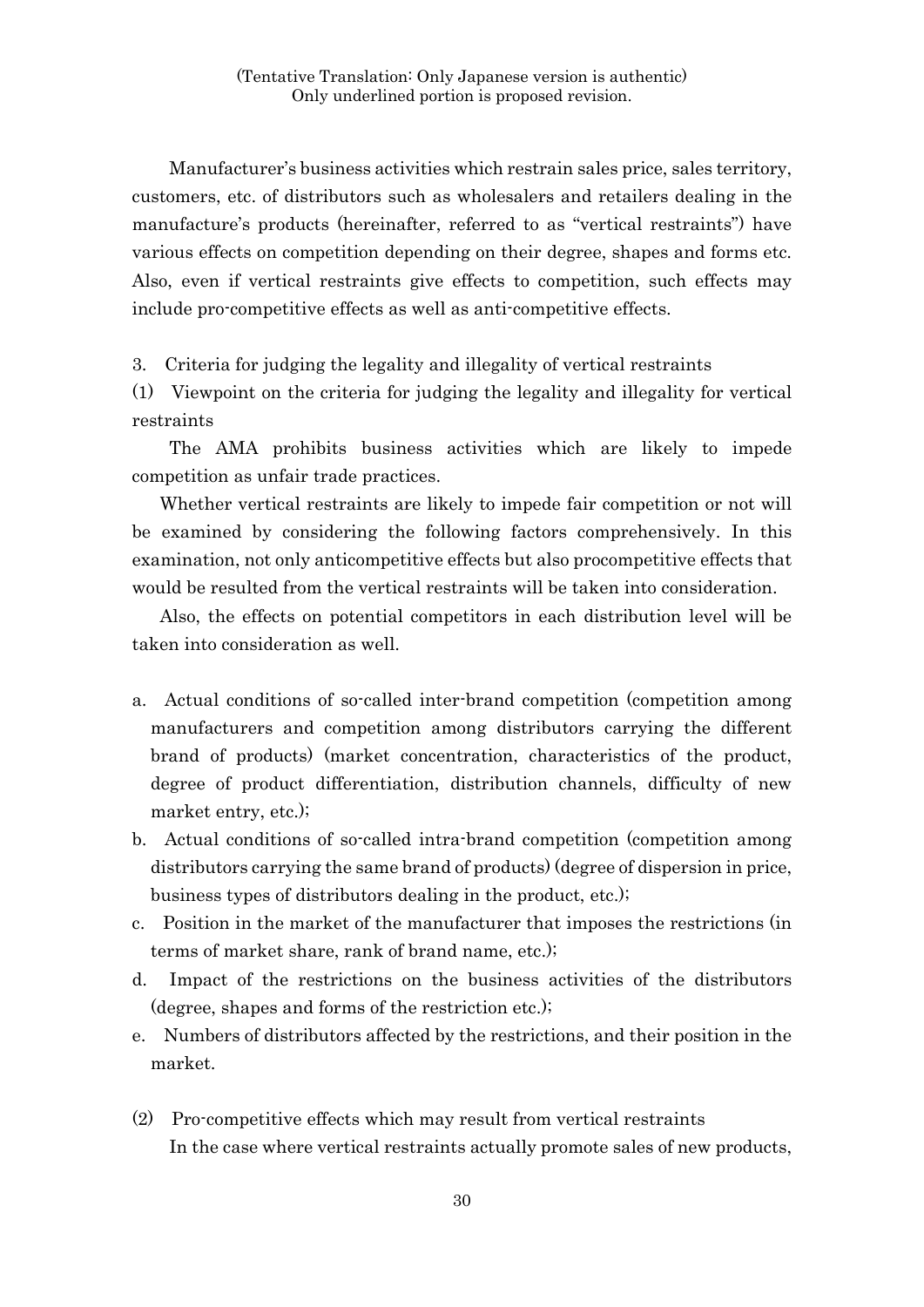Manufacturer's business activities which restrain sales price, sales territory, customers, etc. of distributors such as wholesalers and retailers dealing in the manufacture's products (hereinafter, referred to as "vertical restraints") have various effects on competition depending on their degree, shapes and forms etc. Also, even if vertical restraints give effects to competition, such effects may include pro-competitive effects as well as anti-competitive effects.

3. Criteria for judging the legality and illegality of vertical restraints

(1) Viewpoint on the criteria for judging the legality and illegality for vertical restraints

The AMA prohibits business activities which are likely to impede competition as unfair trade practices.

Whether vertical restraints are likely to impede fair competition or not will be examined by considering the following factors comprehensively. In this examination, not only anticompetitive effects but also procompetitive effects that would be resulted from the vertical restraints will be taken into consideration.

Also, the effects on potential competitors in each distribution level will be taken into consideration as well.

a. Actual conditions of so-called inter-brand competition (competition among manufacturers and competition among distributors carrying the different brand of products) (market concentration, characteristics of the product, degree of product differentiation, distribution channels, difficulty of new market entry, etc.);
b. Actual conditions of so-called intra-brand competition (competition among distributors carrying the same brand of products) (degree of dispersion in price, business types of distributors dealing in the product, etc.);
c. Position in the market of the manufacturer that imposes the restrictions (in terms of market share, rank of brand name, etc.);
d. Impact of the restrictions on the business activities of the distributors (degree, shapes and forms of the restriction etc.);
e. Numbers of distributors affected by the restrictions, and their position in the market.

(2) Pro-competitive effects which may result from vertical restraints

In the case where vertical restraints actually promote sales of new products,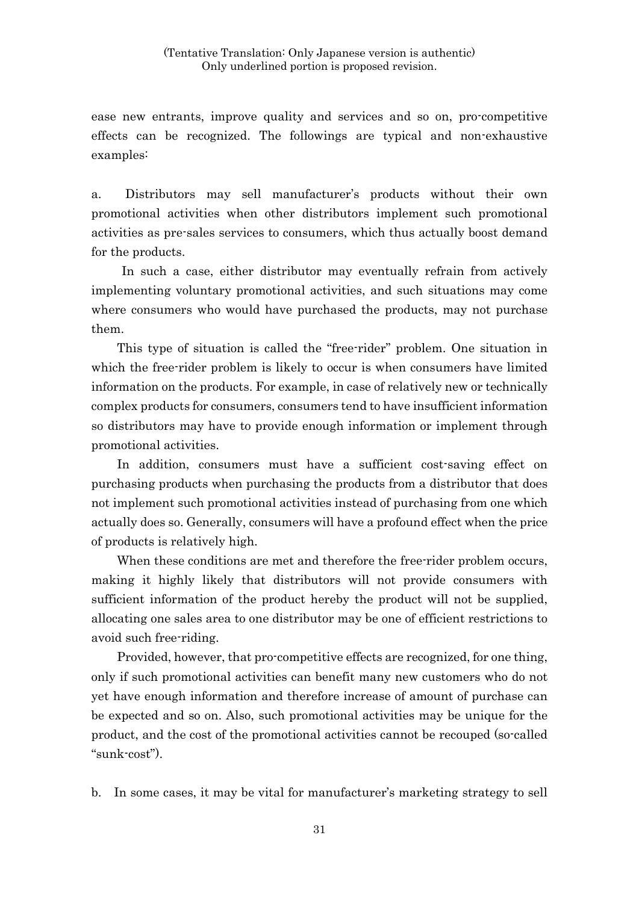ease new entrants, improve quality and services and so on, pro-competitive effects can be recognized. The followings are typical and non-exhaustive examples:

a. Distributors may sell manufacturer's products without their own promotional activities when other distributors implement such promotional activities as pre-sales services to consumers, which thus actually boost demand for the products.

In such a case, either distributor may eventually refrain from actively implementing voluntary promotional activities, and such situations may come where consumers who would have purchased the products, may not purchase them.

This type of situation is called the "free-rider" problem. One situation in which the free-rider problem is likely to occur is when consumers have limited information on the products. For example, in case of relatively new or technically complex products for consumers, consumers tend to have insufficient information so distributors may have to provide enough information or implement through promotional activities.

In addition, consumers must have a sufficient cost-saving effect on purchasing products when purchasing the products from a distributor that does not implement such promotional activities instead of purchasing from one which actually does so. Generally, consumers will have a profound effect when the price of products is relatively high.

When these conditions are met and therefore the free-rider problem occurs, making it highly likely that distributors will not provide consumers with sufficient information of the product hereby the product will not be supplied, allocating one sales area to one distributor may be one of efficient restrictions to avoid such free-riding.

Provided, however, that pro-competitive effects are recognized, for one thing, only if such promotional activities can benefit many new customers who do not yet have enough information and therefore increase of amount of purchase can be expected and so on. Also, such promotional activities may be unique for the product, and the cost of the promotional activities cannot be recouped (so-called "sunk-cost").

b. In some cases, it may be vital for manufacturer's marketing strategy to sell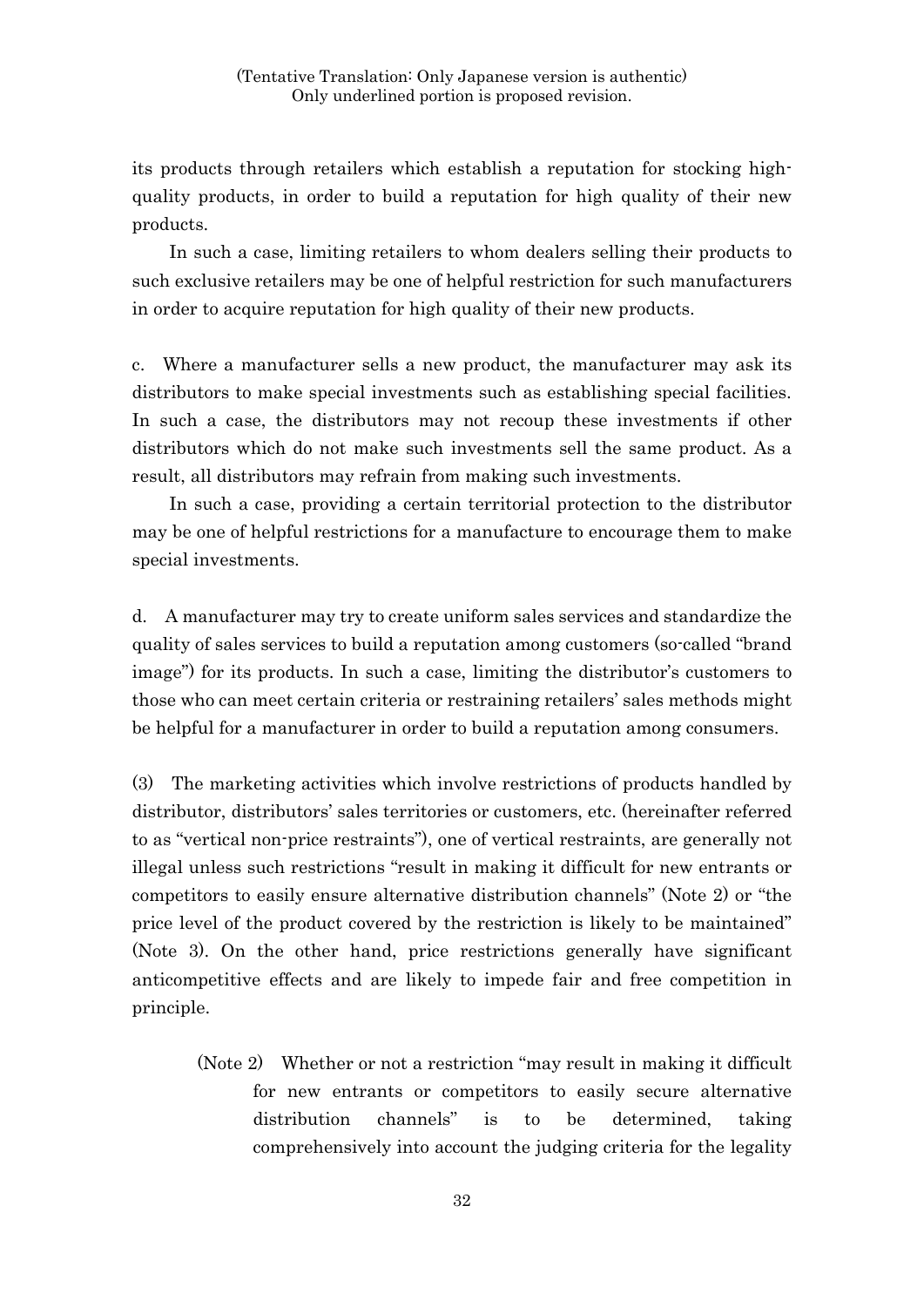its products through retailers which establish a reputation for stocking high-quality products, in order to build a reputation for high quality of their new products.

In such a case, limiting retailers to whom dealers selling their products to such exclusive retailers may be one of helpful restriction for such manufacturers in order to acquire reputation for high quality of their new products.

c. Where a manufacturer sells a new product, the manufacturer may ask its distributors to make special investments such as establishing special facilities. In such a case, the distributors may not recoup these investments if other distributors which do not make such investments sell the same product. As a result, all distributors may refrain from making such investments.

In such a case, providing a certain territorial protection to the distributor may be one of helpful restrictions for a manufacture to encourage them to make special investments.

d. A manufacturer may try to create uniform sales services and standardize the quality of sales services to build a reputation among customers (so-called "brand image") for its products. In such a case, limiting the distributor's customers to those who can meet certain criteria or restraining retailers' sales methods might be helpful for a manufacturer in order to build a reputation among consumers.

(3) The marketing activities which involve restrictions of products handled by distributor, distributors' sales territories or customers, etc. (hereinafter referred to as "vertical non-price restraints"), one of vertical restraints, are generally not illegal unless such restrictions "result in making it difficult for new entrants or competitors to easily ensure alternative distribution channels" (Note 2) or "the price level of the product covered by the restriction is likely to be maintained" (Note 3). On the other hand, price restrictions generally have significant anticompetitive effects and are likely to impede fair and free competition in principle.

(Note 2) Whether or not a restriction "may result in making it difficult for new entrants or competitors to easily secure alternative distribution channels" is to be determined, taking comprehensively into account the judging criteria for the legality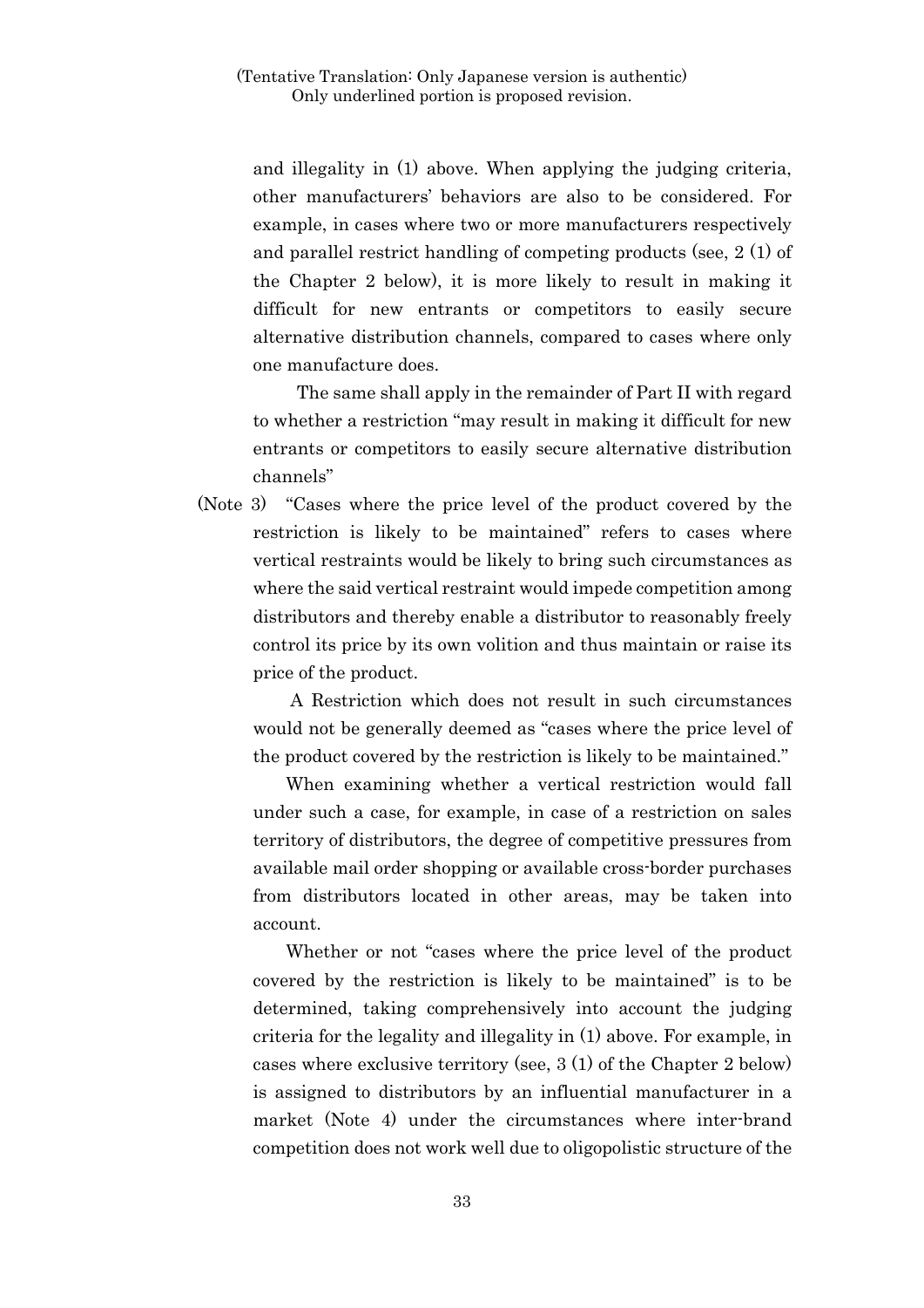and illegality in (1) above. When applying the judging criteria, other manufacturers' behaviors are also to be considered. For example, in cases where two or more manufacturers respectively and parallel restrict handling of competing products (see, 2 (1) of the Chapter 2 below), it is more likely to result in making it difficult for new entrants or competitors to easily secure alternative distribution channels, compared to cases where only one manufacture does.

The same shall apply in the remainder of Part II with regard to whether a restriction "may result in making it difficult for new entrants or competitors to easily secure alternative distribution channels"

(Note 3) "Cases where the price level of the product covered by the restriction is likely to be maintained" refers to cases where vertical restraints would be likely to bring such circumstances as where the said vertical restraint would impede competition among distributors and thereby enable a distributor to reasonably freely control its price by its own volition and thus maintain or raise its price of the product.

A Restriction which does not result in such circumstances would not be generally deemed as "cases where the price level of the product covered by the restriction is likely to be maintained."

When examining whether a vertical restriction would fall under such a case, for example, in case of a restriction on sales territory of distributors, the degree of competitive pressures from available mail order shopping or available cross-border purchases from distributors located in other areas, may be taken into account.

Whether or not "cases where the price level of the product covered by the restriction is likely to be maintained" is to be determined, taking comprehensively into account the judging criteria for the legality and illegality in (1) above. For example, in cases where exclusive territory (see, 3 (1) of the Chapter 2 below) is assigned to distributors by an influential manufacturer in a market (Note 4) under the circumstances where inter-brand competition does not work well due to oligopolistic structure of the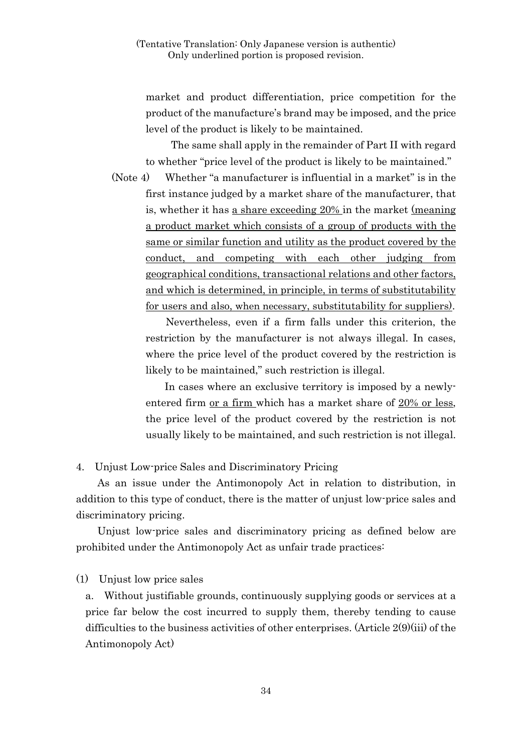(Tentative Translation: Only Japanese version is authentic)
Only underlined portion is proposed revision.

market and product differentiation, price competition for the product of the manufacture's brand may be imposed, and the price level of the product is likely to be maintained.

The same shall apply in the remainder of Part II with regard to whether "price level of the product is likely to be maintained."

(Note 4) Whether "a manufacturer is influential in a market" is in the first instance judged by a market share of the manufacturer, that is, whether it has <u>a share exceeding 20% </u>in the market <u>(meaning a product market which consists of a group of products with the same or similar function and utility as the product covered by the conduct, and competing with each other judging from geographical conditions, transactional relations and other factors, and which is determined, in principle, in terms of substitutability for users and also, when necessary, substitutability for suppliers)</u>.

Nevertheless, even if a firm falls under this criterion, the restriction by the manufacturer is not always illegal. In cases, where the price level of the product covered by the restriction is likely to be maintained," such restriction is illegal.

In cases where an exclusive territory is imposed by a newly-entered firm <u>or a firm </u>which has a market share of <u>20% or less</u>, the price level of the product covered by the restriction is not usually likely to be maintained, and such restriction is not illegal.

4. Unjust Low-price Sales and Discriminatory Pricing

As an issue under the Antimonopoly Act in relation to distribution, in addition to this type of conduct, there is the matter of unjust low-price sales and discriminatory pricing.

Unjust low-price sales and discriminatory pricing as defined below are prohibited under the Antimonopoly Act as unfair trade practices:

(1) Unjust low price sales

a. Without justifiable grounds, continuously supplying goods or services at a price far below the cost incurred to supply them, thereby tending to cause difficulties to the business activities of other enterprises. (Article 2(9)(iii) of the Antimonopoly Act)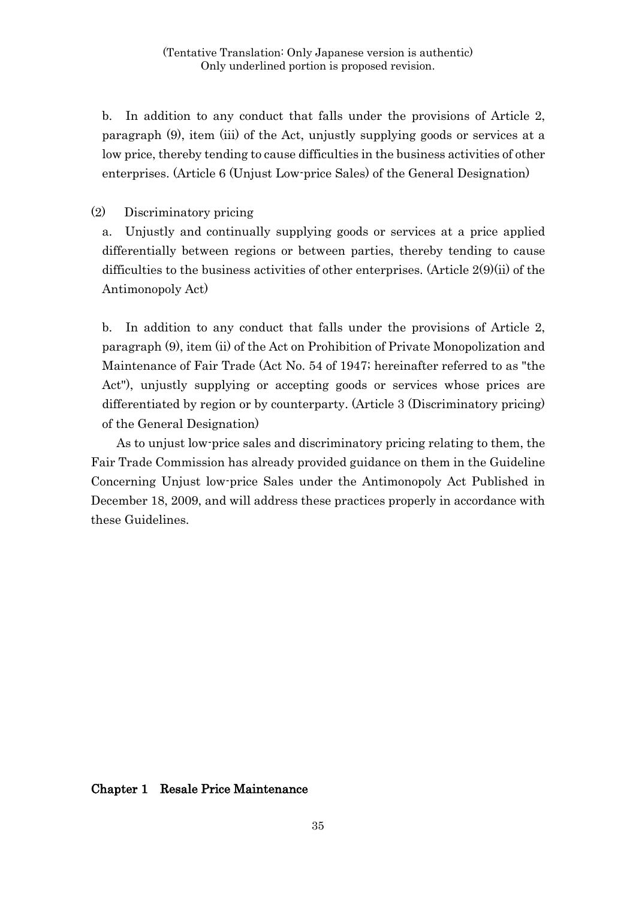(Tentative Translation: Only Japanese version is authentic)
Only underlined portion is proposed revision.

b. In addition to any conduct that falls under the provisions of Article 2, paragraph (9), item (iii) of the Act, unjustly supplying goods or services at a low price, thereby tending to cause difficulties in the business activities of other enterprises. (Article 6 (Unjust Low-price Sales) of the General Designation)

(2) Discriminatory pricing

a. Unjustly and continually supplying goods or services at a price applied differentially between regions or between parties, thereby tending to cause difficulties to the business activities of other enterprises. (Article 2(9)(ii) of the Antimonopoly Act)

b. In addition to any conduct that falls under the provisions of Article 2, paragraph (9), item (ii) of the Act on Prohibition of Private Monopolization and Maintenance of Fair Trade (Act No. 54 of 1947; hereinafter referred to as "the Act"), unjustly supplying or accepting goods or services whose prices are differentiated by region or by counterparty. (Article 3 (Discriminatory pricing) of the General Designation)

As to unjust low-price sales and discriminatory pricing relating to them, the Fair Trade Commission has already provided guidance on them in the Guideline Concerning Unjust low-price Sales under the Antimonopoly Act Published in December 18, 2009, and will address these practices properly in accordance with these Guidelines.

## Chapter 1 Resale Price Maintenance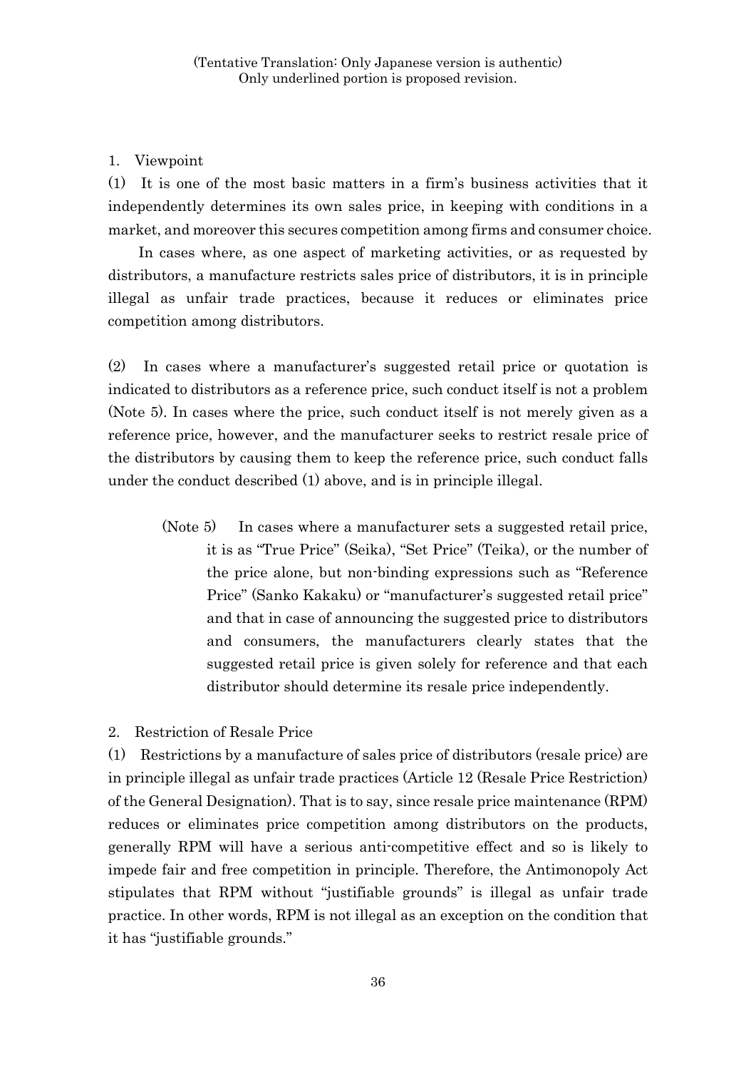(Tentative Translation: Only Japanese version is authentic)
Only underlined portion is proposed revision.

1. Viewpoint

(1) It is one of the most basic matters in a firm's business activities that it independently determines its own sales price, in keeping with conditions in a market, and moreover this secures competition among firms and consumer choice.

In cases where, as one aspect of marketing activities, or as requested by distributors, a manufacture restricts sales price of distributors, it is in principle illegal as unfair trade practices, because it reduces or eliminates price competition among distributors.

(2) In cases where a manufacturer's suggested retail price or quotation is indicated to distributors as a reference price, such conduct itself is not a problem (Note 5). In cases where the price, such conduct itself is not merely given as a reference price, however, and the manufacturer seeks to restrict resale price of the distributors by causing them to keep the reference price, such conduct falls under the conduct described (1) above, and is in principle illegal.

> (Note 5) In cases where a manufacturer sets a suggested retail price, it is as "True Price" (Seika), "Set Price" (Teika), or the number of the price alone, but non-binding expressions such as "Reference Price" (Sanko Kakaku) or "manufacturer's suggested retail price" and that in case of announcing the suggested price to distributors and consumers, the manufacturers clearly states that the suggested retail price is given solely for reference and that each distributor should determine its resale price independently.

2. Restriction of Resale Price

(1) Restrictions by a manufacture of sales price of distributors (resale price) are in principle illegal as unfair trade practices (Article 12 (Resale Price Restriction) of the General Designation). That is to say, since resale price maintenance (RPM) reduces or eliminates price competition among distributors on the products, generally RPM will have a serious anti-competitive effect and so is likely to impede fair and free competition in principle. Therefore, the Antimonopoly Act stipulates that RPM without "justifiable grounds" is illegal as unfair trade practice. In other words, RPM is not illegal as an exception on the condition that it has "justifiable grounds."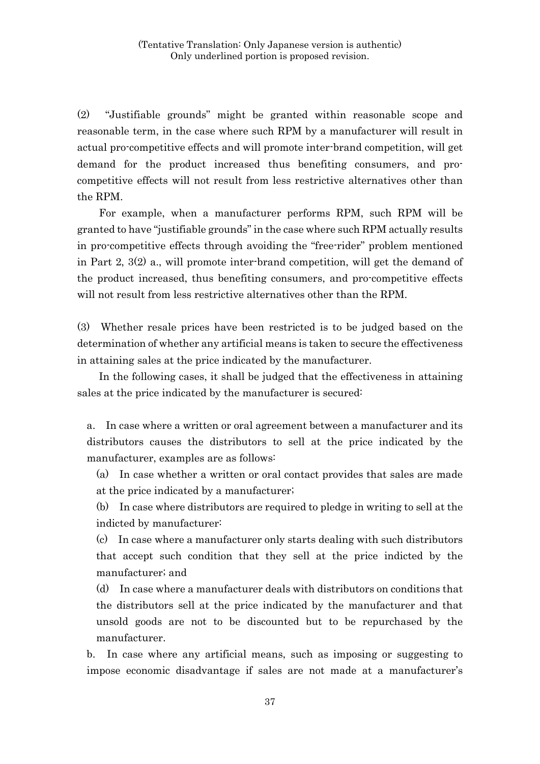(Tentative Translation: Only Japanese version is authentic)
Only underlined portion is proposed revision.

(2) "Justifiable grounds" might be granted within reasonable scope and reasonable term, in the case where such RPM by a manufacturer will result in actual pro-competitive effects and will promote inter-brand competition, will get demand for the product increased thus benefiting consumers, and pro-competitive effects will not result from less restrictive alternatives other than the RPM.

For example, when a manufacturer performs RPM, such RPM will be granted to have "justifiable grounds" in the case where such RPM actually results in pro-competitive effects through avoiding the "free-rider" problem mentioned in Part 2, 3(2) a., will promote inter-brand competition, will get the demand of the product increased, thus benefiting consumers, and pro-competitive effects will not result from less restrictive alternatives other than the RPM.

(3) Whether resale prices have been restricted is to be judged based on the determination of whether any artificial means is taken to secure the effectiveness in attaining sales at the price indicated by the manufacturer.

In the following cases, it shall be judged that the effectiveness in attaining sales at the price indicated by the manufacturer is secured:

a. In case where a written or oral agreement between a manufacturer and its distributors causes the distributors to sell at the price indicated by the manufacturer, examples are as follows:

(a) In case whether a written or oral contact provides that sales are made at the price indicated by a manufacturer;

(b) In case where distributors are required to pledge in writing to sell at the indicted by manufacturer:

(c) In case where a manufacturer only starts dealing with such distributors that accept such condition that they sell at the price indicted by the manufacturer; and

(d) In case where a manufacturer deals with distributors on conditions that the distributors sell at the price indicated by the manufacturer and that unsold goods are not to be discounted but to be repurchased by the manufacturer.

b. In case where any artificial means, such as imposing or suggesting to impose economic disadvantage if sales are not made at a manufacturer's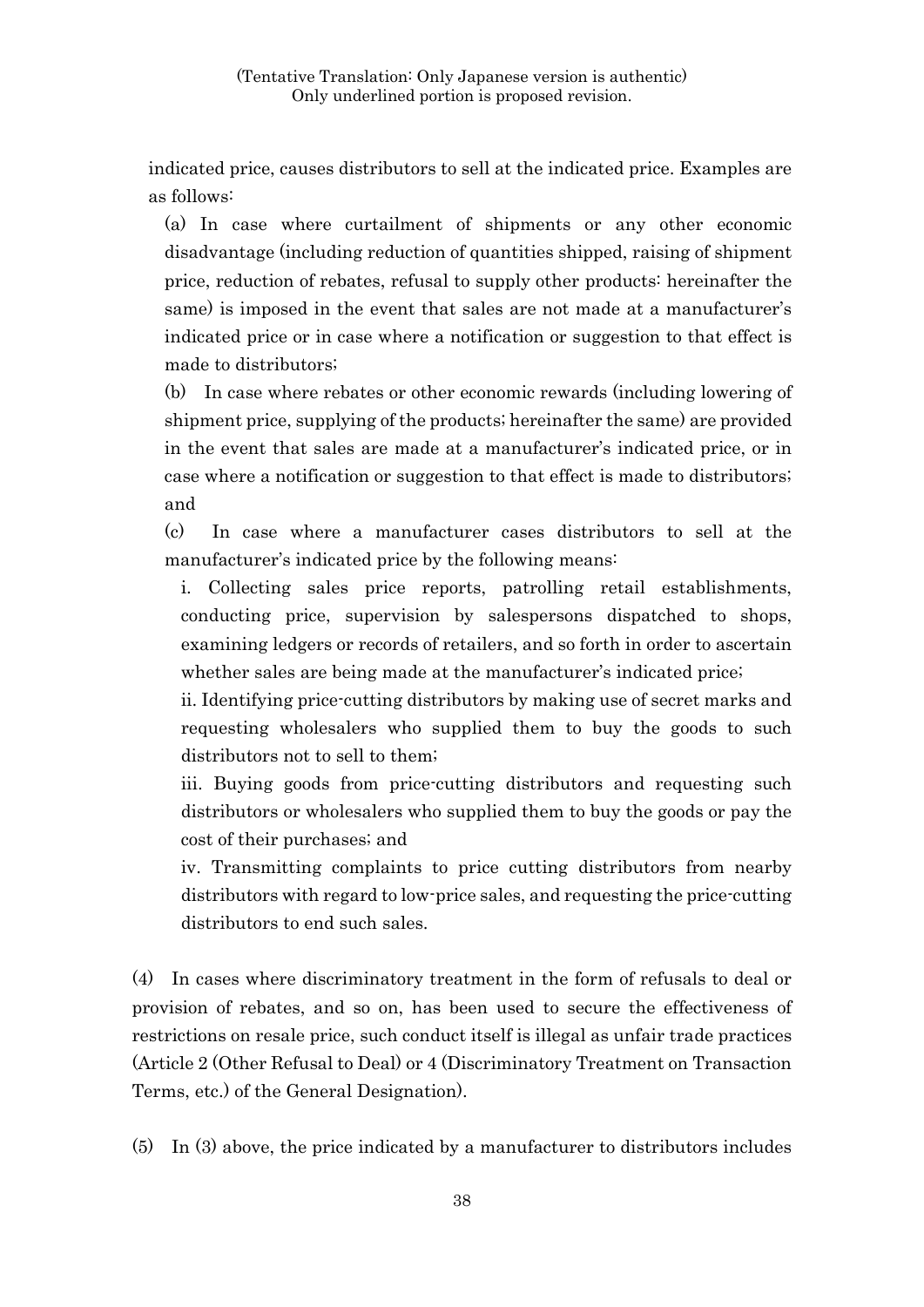indicated price, causes distributors to sell at the indicated price. Examples are as follows:

(a) In case where curtailment of shipments or any other economic disadvantage (including reduction of quantities shipped, raising of shipment price, reduction of rebates, refusal to supply other products: hereinafter the same) is imposed in the event that sales are not made at a manufacturer's indicated price or in case where a notification or suggestion to that effect is made to distributors;

(b) In case where rebates or other economic rewards (including lowering of shipment price, supplying of the products; hereinafter the same) are provided in the event that sales are made at a manufacturer's indicated price, or in case where a notification or suggestion to that effect is made to distributors; and

(c) In case where a manufacturer cases distributors to sell at the manufacturer's indicated price by the following means:

i. Collecting sales price reports, patrolling retail establishments, conducting price, supervision by salespersons dispatched to shops, examining ledgers or records of retailers, and so forth in order to ascertain whether sales are being made at the manufacturer's indicated price;

ii. Identifying price-cutting distributors by making use of secret marks and requesting wholesalers who supplied them to buy the goods to such distributors not to sell to them;

iii. Buying goods from price-cutting distributors and requesting such distributors or wholesalers who supplied them to buy the goods or pay the cost of their purchases; and

iv. Transmitting complaints to price cutting distributors from nearby distributors with regard to low-price sales, and requesting the price-cutting distributors to end such sales.

(4) In cases where discriminatory treatment in the form of refusals to deal or provision of rebates, and so on, has been used to secure the effectiveness of restrictions on resale price, such conduct itself is illegal as unfair trade practices (Article 2 (Other Refusal to Deal) or 4 (Discriminatory Treatment on Transaction Terms, etc.) of the General Designation).

(5) In (3) above, the price indicated by a manufacturer to distributors includes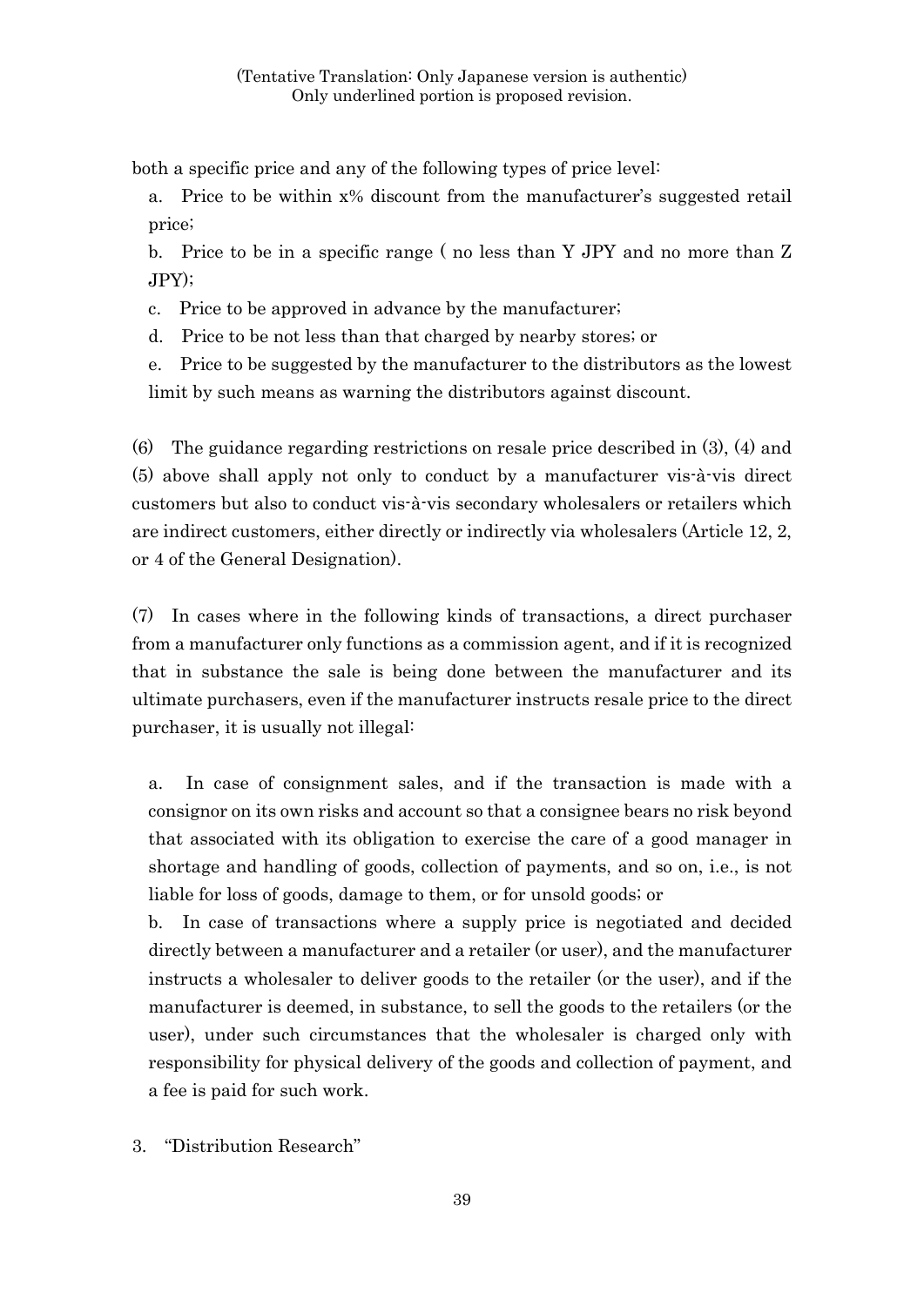both a specific price and any of the following types of price level:

a. Price to be within x% discount from the manufacturer's suggested retail price;

b. Price to be in a specific range ( no less than Y JPY and no more than Z JPY);

c. Price to be approved in advance by the manufacturer;

d. Price to be not less than that charged by nearby stores; or

e. Price to be suggested by the manufacturer to the distributors as the lowest limit by such means as warning the distributors against discount.

(6) The guidance regarding restrictions on resale price described in (3), (4) and (5) above shall apply not only to conduct by a manufacturer vis-à-vis direct customers but also to conduct vis-à-vis secondary wholesalers or retailers which are indirect customers, either directly or indirectly via wholesalers (Article 12, 2, or 4 of the General Designation).

(7) In cases where in the following kinds of transactions, a direct purchaser from a manufacturer only functions as a commission agent, and if it is recognized that in substance the sale is being done between the manufacturer and its ultimate purchasers, even if the manufacturer instructs resale price to the direct purchaser, it is usually not illegal:

a. In case of consignment sales, and if the transaction is made with a consignor on its own risks and account so that a consignee bears no risk beyond that associated with its obligation to exercise the care of a good manager in shortage and handling of goods, collection of payments, and so on, i.e., is not liable for loss of goods, damage to them, or for unsold goods; or

b. In case of transactions where a supply price is negotiated and decided directly between a manufacturer and a retailer (or user), and the manufacturer instructs a wholesaler to deliver goods to the retailer (or the user), and if the manufacturer is deemed, in substance, to sell the goods to the retailers (or the user), under such circumstances that the wholesaler is charged only with responsibility for physical delivery of the goods and collection of payment, and a fee is paid for such work.

3. "Distribution Research"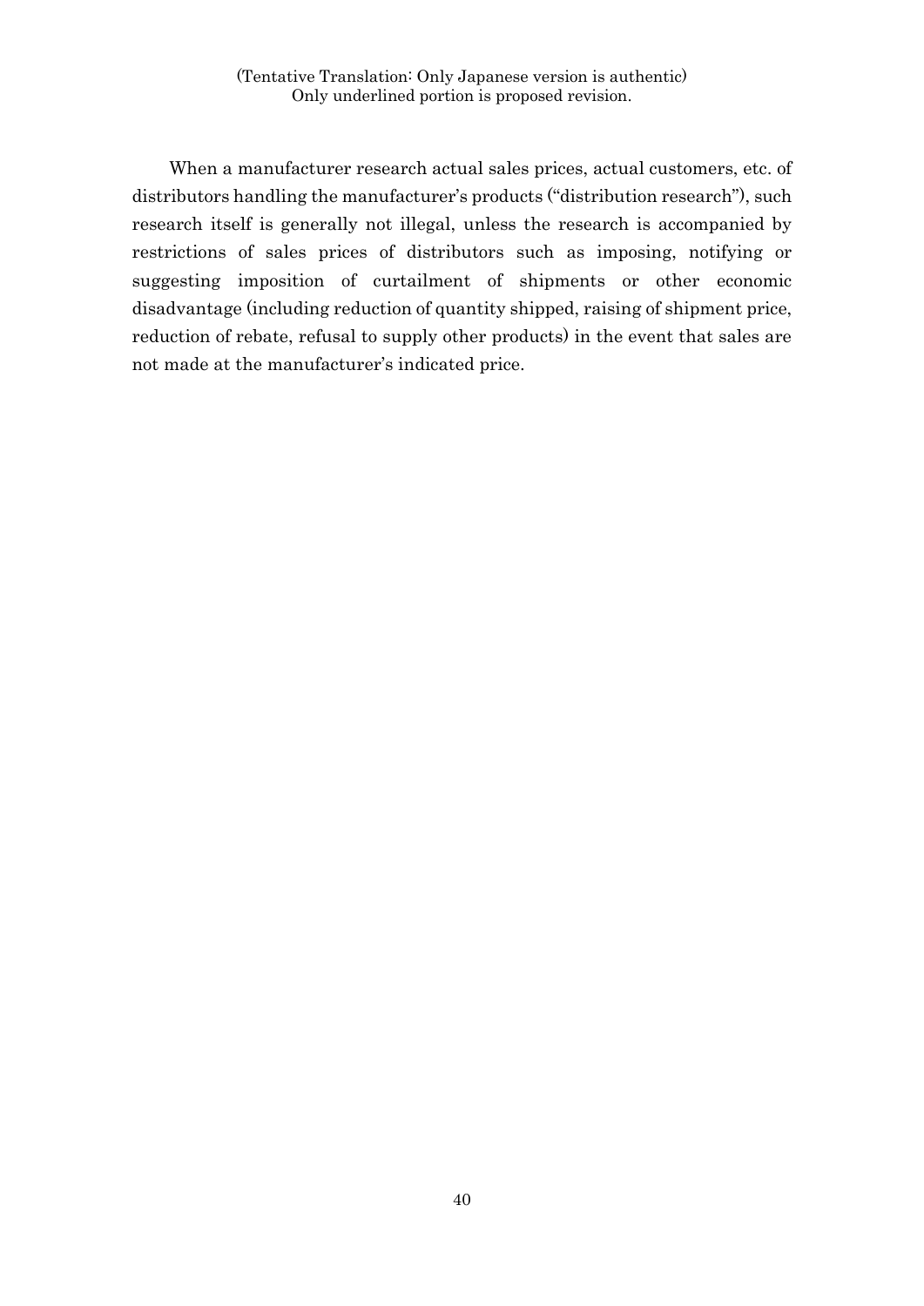When a manufacturer research actual sales prices, actual customers, etc. of distributors handling the manufacturer's products ("distribution research"), such research itself is generally not illegal, unless the research is accompanied by restrictions of sales prices of distributors such as imposing, notifying or suggesting imposition of curtailment of shipments or other economic disadvantage (including reduction of quantity shipped, raising of shipment price, reduction of rebate, refusal to supply other products) in the event that sales are not made at the manufacturer's indicated price.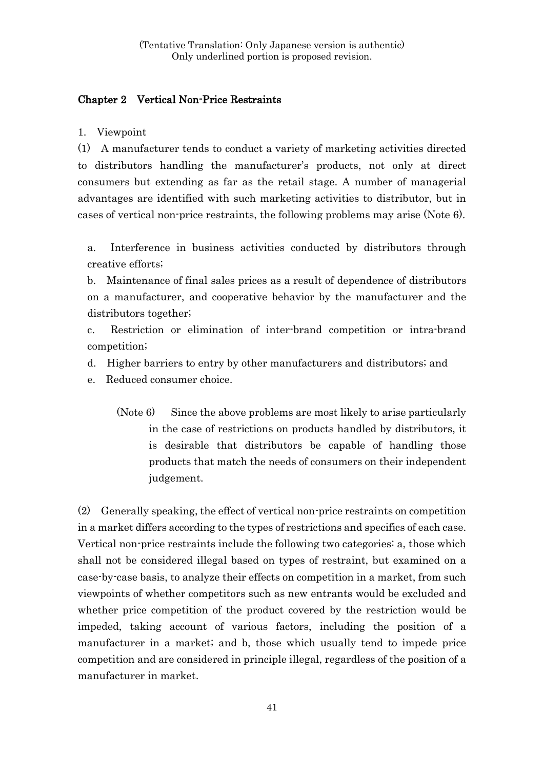(Tentative Translation: Only Japanese version is authentic)
Only underlined portion is proposed revision.

## Chapter 2 Vertical Non-Price Restraints

1. Viewpoint

(1) A manufacturer tends to conduct a variety of marketing activities directed to distributors handling the manufacturer's products, not only at direct consumers but extending as far as the retail stage. A number of managerial advantages are identified with such marketing activities to distributor, but in cases of vertical non-price restraints, the following problems may arise (Note 6).

a. Interference in business activities conducted by distributors through creative efforts;

b. Maintenance of final sales prices as a result of dependence of distributors on a manufacturer, and cooperative behavior by the manufacturer and the distributors together;

c. Restriction or elimination of inter-brand competition or intra-brand competition;

d. Higher barriers to entry by other manufacturers and distributors; and

e. Reduced consumer choice.

(Note 6) Since the above problems are most likely to arise particularly in the case of restrictions on products handled by distributors, it is desirable that distributors be capable of handling those products that match the needs of consumers on their independent judgement.

(2) Generally speaking, the effect of vertical non-price restraints on competition in a market differs according to the types of restrictions and specifics of each case. Vertical non-price restraints include the following two categories: a, those which shall not be considered illegal based on types of restraint, but examined on a case-by-case basis, to analyze their effects on competition in a market, from such viewpoints of whether competitors such as new entrants would be excluded and whether price competition of the product covered by the restriction would be impeded, taking account of various factors, including the position of a manufacturer in a market; and b, those which usually tend to impede price competition and are considered in principle illegal, regardless of the position of a manufacturer in market.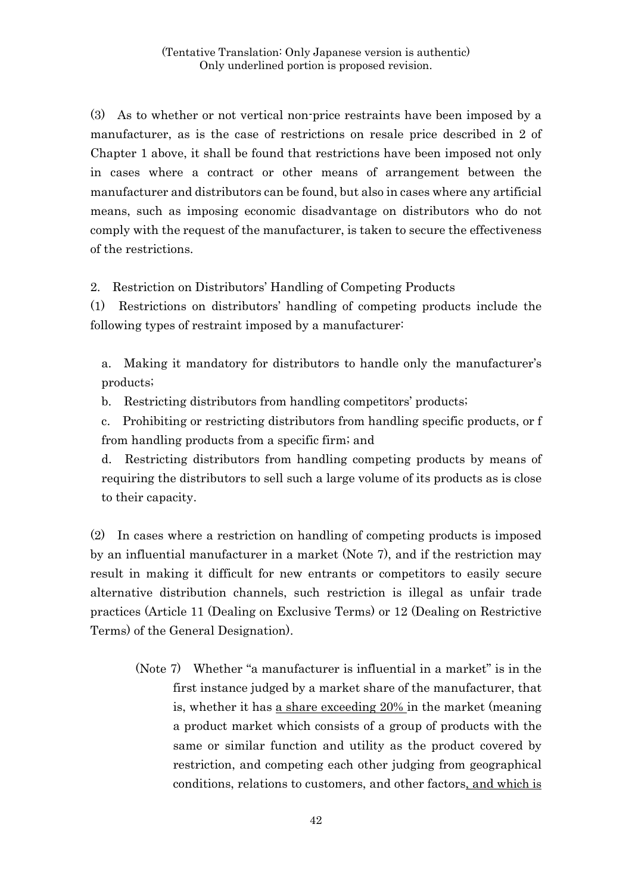(3) As to whether or not vertical non-price restraints have been imposed by a manufacturer, as is the case of restrictions on resale price described in 2 of Chapter 1 above, it shall be found that restrictions have been imposed not only in cases where a contract or other means of arrangement between the manufacturer and distributors can be found, but also in cases where any artificial means, such as imposing economic disadvantage on distributors who do not comply with the request of the manufacturer, is taken to secure the effectiveness of the restrictions.

2. Restriction on Distributors' Handling of Competing Products

(1) Restrictions on distributors' handling of competing products include the following types of restraint imposed by a manufacturer:

a. Making it mandatory for distributors to handle only the manufacturer's products;

b. Restricting distributors from handling competitors' products;

c. Prohibiting or restricting distributors from handling specific products, or f from handling products from a specific firm; and

d. Restricting distributors from handling competing products by means of requiring the distributors to sell such a large volume of its products as is close to their capacity.

(2) In cases where a restriction on handling of competing products is imposed by an influential manufacturer in a market (Note 7), and if the restriction may result in making it difficult for new entrants or competitors to easily secure alternative distribution channels, such restriction is illegal as unfair trade practices (Article 11 (Dealing on Exclusive Terms) or 12 (Dealing on Restrictive Terms) of the General Designation).

> (Note 7) Whether "a manufacturer is influential in a market" is in the first instance judged by a market share of the manufacturer, that is, whether it has <u>a share exceeding 20%</u> in the market (meaning a product market which consists of a group of products with the same or similar function and utility as the product covered by restriction, and competing each other judging from geographical conditions, relations to customers, and other factors<u>, and which is</u>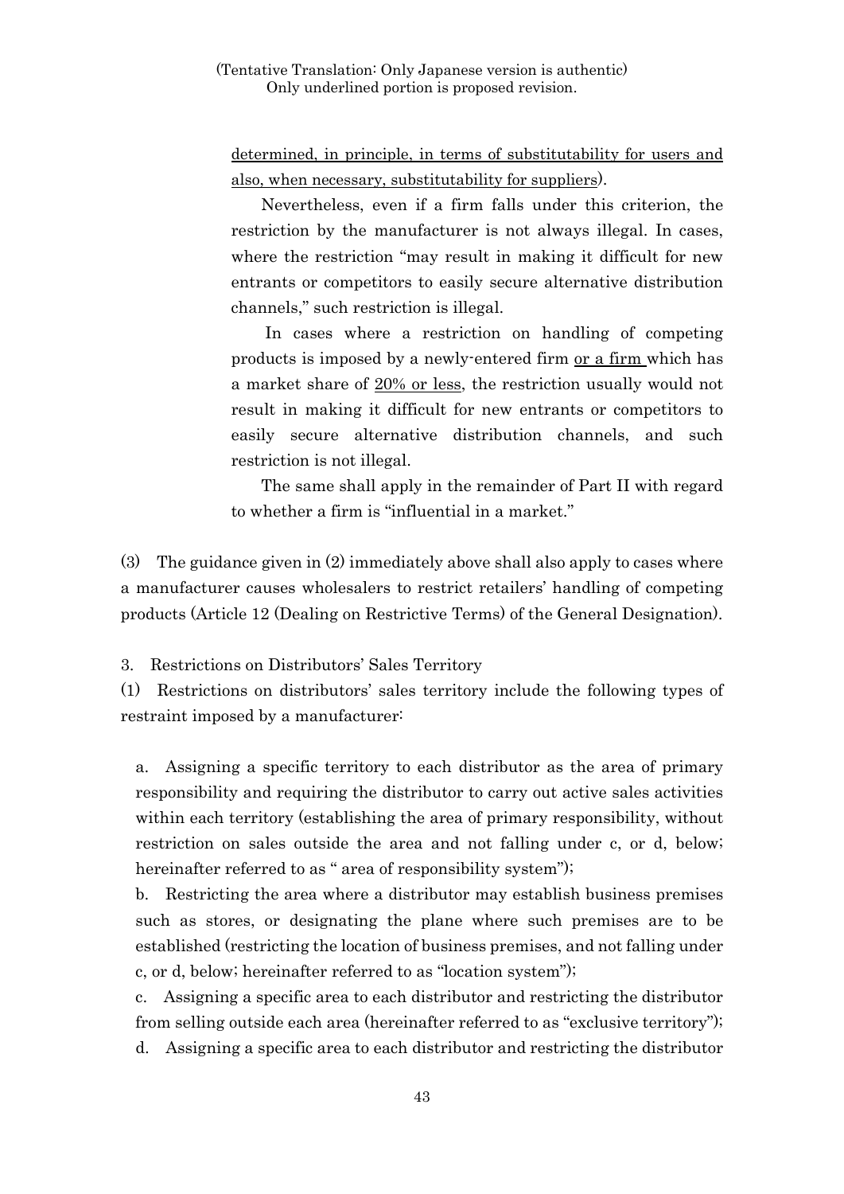(Tentative Translation: Only Japanese version is authentic)
Only underlined portion is proposed revision.

determined, in principle, in terms of substitutability for users and also, when necessary, substitutability for suppliers).

Nevertheless, even if a firm falls under this criterion, the restriction by the manufacturer is not always illegal. In cases, where the restriction "may result in making it difficult for new entrants or competitors to easily secure alternative distribution channels," such restriction is illegal.

In cases where a restriction on handling of competing products is imposed by a newly-entered firm or a firm which has a market share of 20% or less, the restriction usually would not result in making it difficult for new entrants or competitors to easily secure alternative distribution channels, and such restriction is not illegal.

The same shall apply in the remainder of Part II with regard to whether a firm is "influential in a market."

(3) The guidance given in (2) immediately above shall also apply to cases where a manufacturer causes wholesalers to restrict retailers' handling of competing products (Article 12 (Dealing on Restrictive Terms) of the General Designation).

3. Restrictions on Distributors' Sales Territory

(1) Restrictions on distributors' sales territory include the following types of restraint imposed by a manufacturer:

a. Assigning a specific territory to each distributor as the area of primary responsibility and requiring the distributor to carry out active sales activities within each territory (establishing the area of primary responsibility, without restriction on sales outside the area and not falling under c, or d, below; hereinafter referred to as " area of responsibility system");

b. Restricting the area where a distributor may establish business premises such as stores, or designating the plane where such premises are to be established (restricting the location of business premises, and not falling under c, or d, below; hereinafter referred to as "location system");

c. Assigning a specific area to each distributor and restricting the distributor from selling outside each area (hereinafter referred to as "exclusive territory");

d. Assigning a specific area to each distributor and restricting the distributor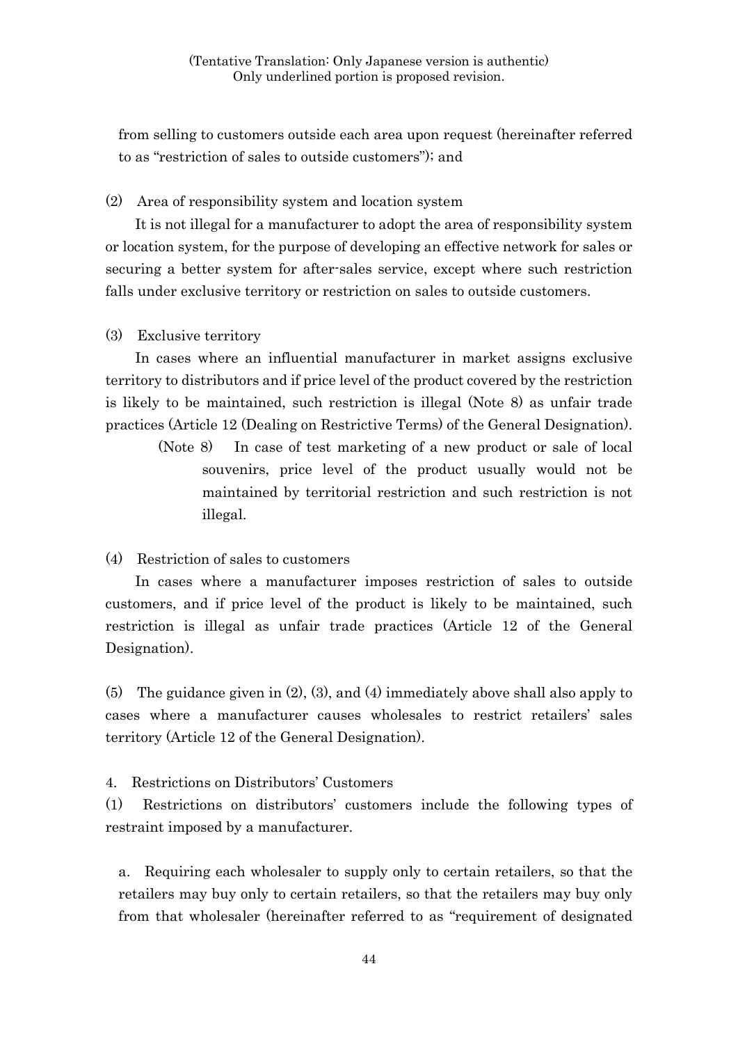(Tentative Translation: Only Japanese version is authentic)
Only underlined portion is proposed revision.

from selling to customers outside each area upon request (hereinafter referred to as "restriction of sales to outside customers"); and

(2) Area of responsibility system and location system

It is not illegal for a manufacturer to adopt the area of responsibility system or location system, for the purpose of developing an effective network for sales or securing a better system for after-sales service, except where such restriction falls under exclusive territory or restriction on sales to outside customers.

(3) Exclusive territory

In cases where an influential manufacturer in market assigns exclusive territory to distributors and if price level of the product covered by the restriction is likely to be maintained, such restriction is illegal (Note 8) as unfair trade practices (Article 12 (Dealing on Restrictive Terms) of the General Designation).

> (Note 8) In case of test marketing of a new product or sale of local souvenirs, price level of the product usually would not be maintained by territorial restriction and such restriction is not illegal.

(4) Restriction of sales to customers

In cases where a manufacturer imposes restriction of sales to outside customers, and if price level of the product is likely to be maintained, such restriction is illegal as unfair trade practices (Article 12 of the General Designation).

(5) The guidance given in (2), (3), and (4) immediately above shall also apply to cases where a manufacturer causes wholesales to restrict retailers' sales territory (Article 12 of the General Designation).

4. Restrictions on Distributors' Customers

(1) Restrictions on distributors' customers include the following types of restraint imposed by a manufacturer.

a. Requiring each wholesaler to supply only to certain retailers, so that the retailers may buy only to certain retailers, so that the retailers may buy only from that wholesaler (hereinafter referred to as "requirement of designated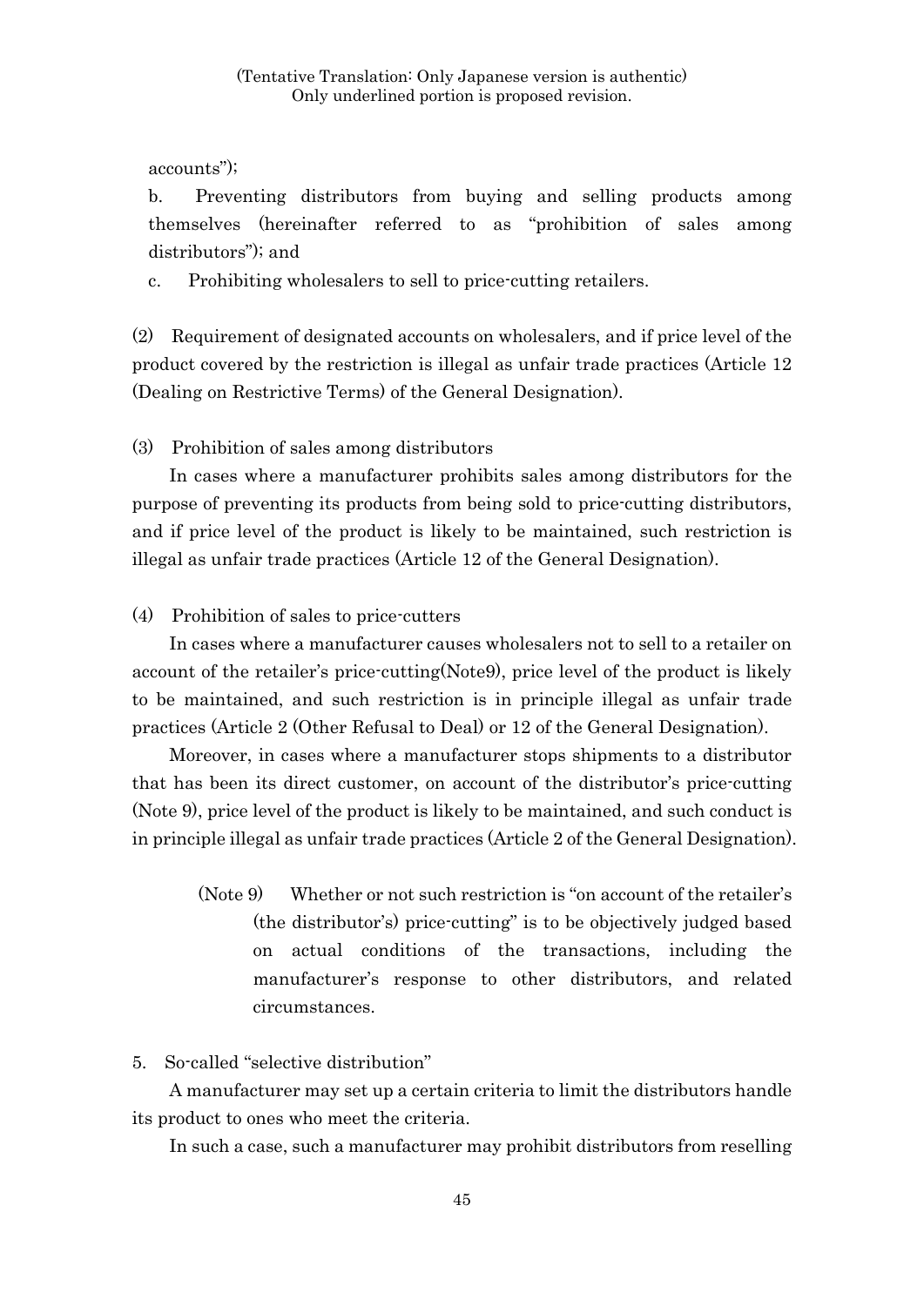accounts");

b. Preventing distributors from buying and selling products among themselves (hereinafter referred to as "prohibition of sales among distributors"); and

c. Prohibiting wholesalers to sell to price-cutting retailers.

(2) Requirement of designated accounts on wholesalers, and if price level of the product covered by the restriction is illegal as unfair trade practices (Article 12 (Dealing on Restrictive Terms) of the General Designation).

(3) Prohibition of sales among distributors

In cases where a manufacturer prohibits sales among distributors for the purpose of preventing its products from being sold to price-cutting distributors, and if price level of the product is likely to be maintained, such restriction is illegal as unfair trade practices (Article 12 of the General Designation).

(4) Prohibition of sales to price-cutters

In cases where a manufacturer causes wholesalers not to sell to a retailer on account of the retailer's price-cutting(Note9), price level of the product is likely to be maintained, and such restriction is in principle illegal as unfair trade practices (Article 2 (Other Refusal to Deal) or 12 of the General Designation).

Moreover, in cases where a manufacturer stops shipments to a distributor that has been its direct customer, on account of the distributor's price-cutting (Note 9), price level of the product is likely to be maintained, and such conduct is in principle illegal as unfair trade practices (Article 2 of the General Designation).

> (Note 9) Whether or not such restriction is "on account of the retailer's (the distributor's) price-cutting" is to be objectively judged based on actual conditions of the transactions, including the manufacturer's response to other distributors, and related circumstances.

5. So-called "selective distribution"

A manufacturer may set up a certain criteria to limit the distributors handle its product to ones who meet the criteria.

In such a case, such a manufacturer may prohibit distributors from reselling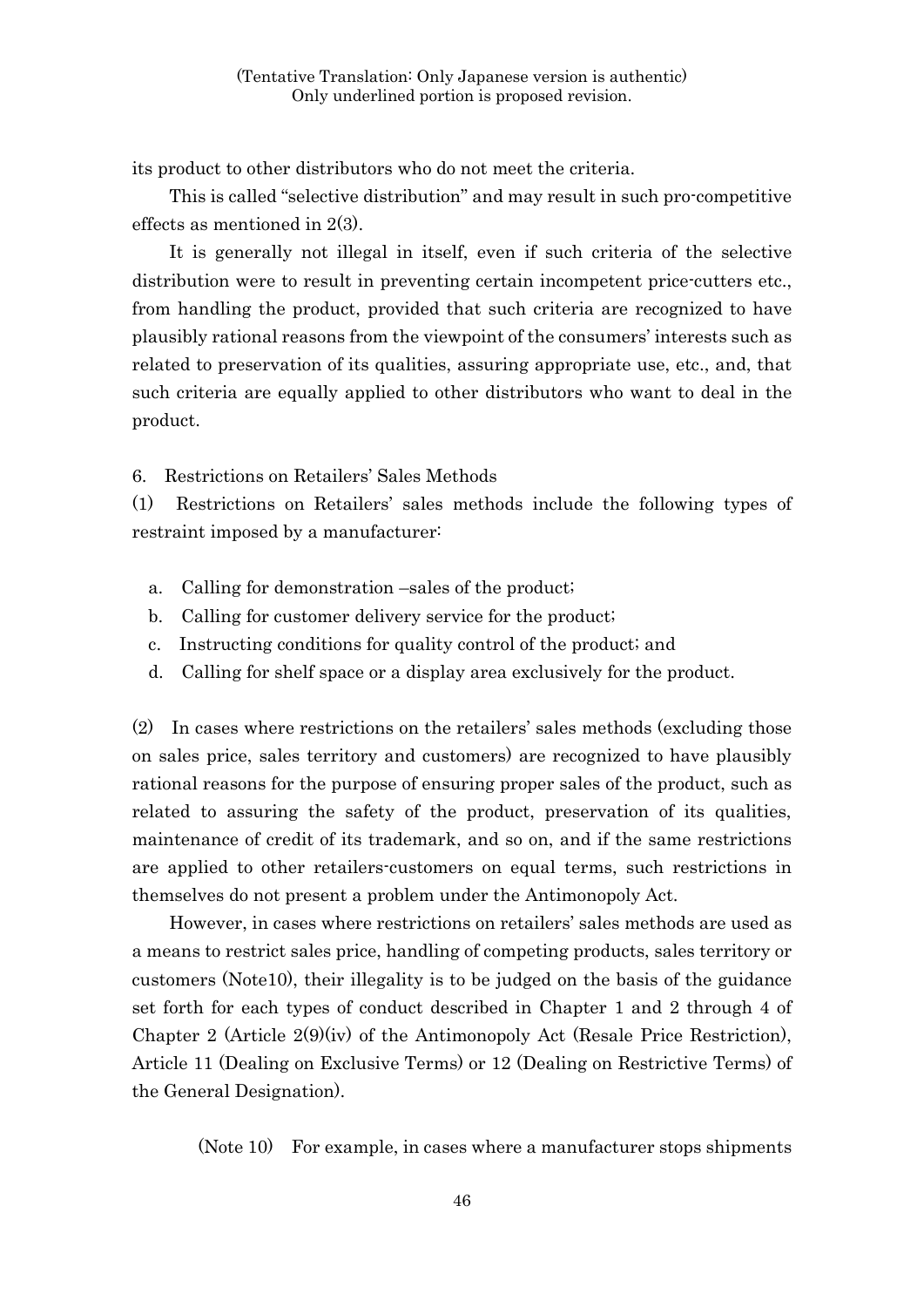its product to other distributors who do not meet the criteria.

This is called "selective distribution" and may result in such pro-competitive effects as mentioned in 2(3).

It is generally not illegal in itself, even if such criteria of the selective distribution were to result in preventing certain incompetent price-cutters etc., from handling the product, provided that such criteria are recognized to have plausibly rational reasons from the viewpoint of the consumers' interests such as related to preservation of its qualities, assuring appropriate use, etc., and, that such criteria are equally applied to other distributors who want to deal in the product.

6. Restrictions on Retailers' Sales Methods

(1) Restrictions on Retailers' sales methods include the following types of restraint imposed by a manufacturer:

a. Calling for demonstration –sales of the product;
b. Calling for customer delivery service for the product;
c. Instructing conditions for quality control of the product; and
d. Calling for shelf space or a display area exclusively for the product.

(2) In cases where restrictions on the retailers' sales methods (excluding those on sales price, sales territory and customers) are recognized to have plausibly rational reasons for the purpose of ensuring proper sales of the product, such as related to assuring the safety of the product, preservation of its qualities, maintenance of credit of its trademark, and so on, and if the same restrictions are applied to other retailers-customers on equal terms, such restrictions in themselves do not present a problem under the Antimonopoly Act.

However, in cases where restrictions on retailers' sales methods are used as a means to restrict sales price, handling of competing products, sales territory or customers (Note10), their illegality is to be judged on the basis of the guidance set forth for each types of conduct described in Chapter 1 and 2 through 4 of Chapter 2 (Article 2(9)(iv) of the Antimonopoly Act (Resale Price Restriction), Article 11 (Dealing on Exclusive Terms) or 12 (Dealing on Restrictive Terms) of the General Designation).

(Note 10) For example, in cases where a manufacturer stops shipments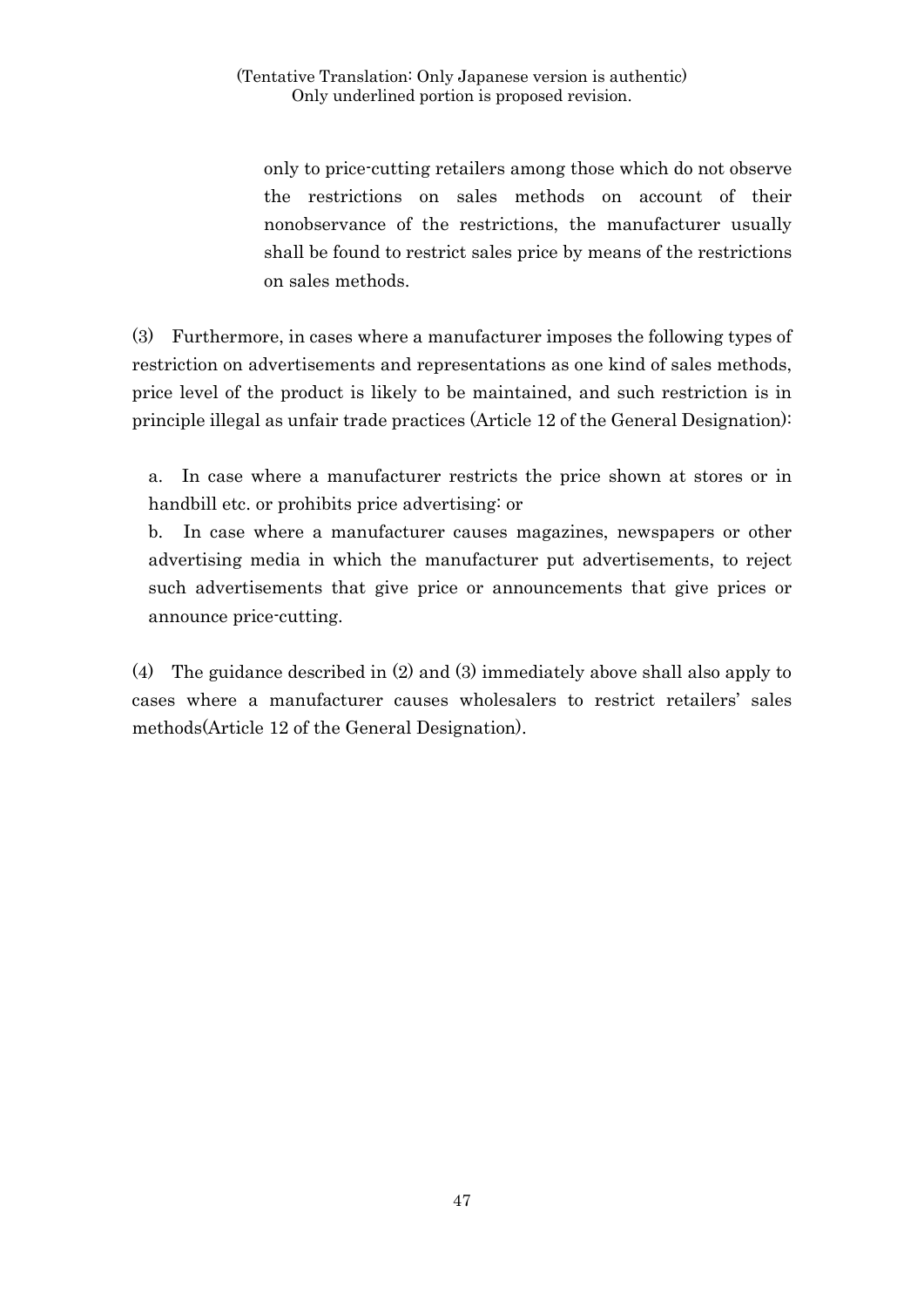only to price-cutting retailers among those which do not observe the restrictions on sales methods on account of their nonobservance of the restrictions, the manufacturer usually shall be found to restrict sales price by means of the restrictions on sales methods.

(3) Furthermore, in cases where a manufacturer imposes the following types of restriction on advertisements and representations as one kind of sales methods, price level of the product is likely to be maintained, and such restriction is in principle illegal as unfair trade practices (Article 12 of the General Designation):

a. In case where a manufacturer restricts the price shown at stores or in handbill etc. or prohibits price advertising: or

b. In case where a manufacturer causes magazines, newspapers or other advertising media in which the manufacturer put advertisements, to reject such advertisements that give price or announcements that give prices or announce price-cutting.

(4) The guidance described in (2) and (3) immediately above shall also apply to cases where a manufacturer causes wholesalers to restrict retailers' sales methods(Article 12 of the General Designation).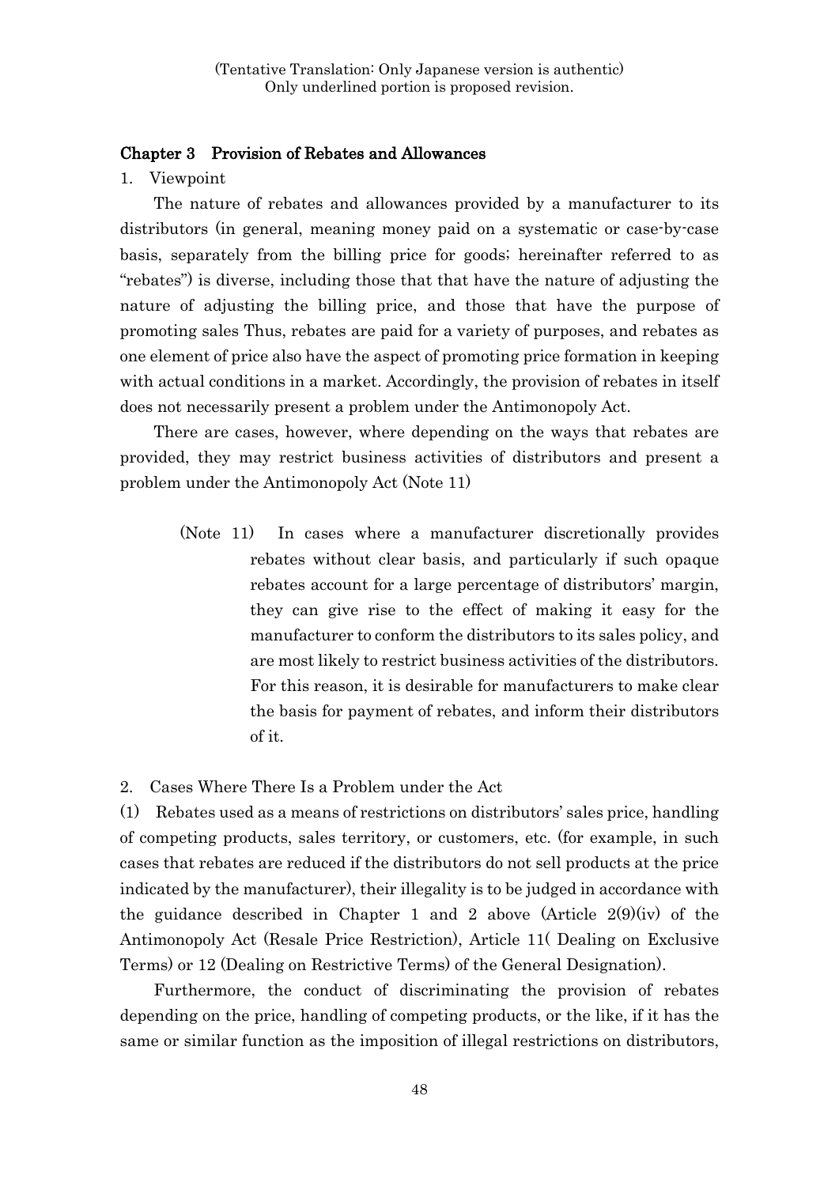(Tentative Translation: Only Japanese version is authentic)
Only underlined portion is proposed revision.

## Chapter 3 Provision of Rebates and Allowances

1. Viewpoint

The nature of rebates and allowances provided by a manufacturer to its distributors (in general, meaning money paid on a systematic or case-by-case basis, separately from the billing price for goods; hereinafter referred to as "rebates") is diverse, including those that that have the nature of adjusting the nature of adjusting the billing price, and those that have the purpose of promoting sales Thus, rebates are paid for a variety of purposes, and rebates as one element of price also have the aspect of promoting price formation in keeping with actual conditions in a market. Accordingly, the provision of rebates in itself does not necessarily present a problem under the Antimonopoly Act.

There are cases, however, where depending on the ways that rebates are provided, they may restrict business activities of distributors and present a problem under the Antimonopoly Act (Note 11)

> (Note 11) In cases where a manufacturer discretionally provides rebates without clear basis, and particularly if such opaque rebates account for a large percentage of distributors' margin, they can give rise to the effect of making it easy for the manufacturer to conform the distributors to its sales policy, and are most likely to restrict business activities of the distributors. For this reason, it is desirable for manufacturers to make clear the basis for payment of rebates, and inform their distributors of it.

2. Cases Where There Is a Problem under the Act

(1) Rebates used as a means of restrictions on distributors' sales price, handling of competing products, sales territory, or customers, etc. (for example, in such cases that rebates are reduced if the distributors do not sell products at the price indicated by the manufacturer), their illegality is to be judged in accordance with the guidance described in Chapter 1 and 2 above (Article 2(9)(iv) of the Antimonopoly Act (Resale Price Restriction), Article 11( Dealing on Exclusive Terms) or 12 (Dealing on Restrictive Terms) of the General Designation).

Furthermore, the conduct of discriminating the provision of rebates depending on the price, handling of competing products, or the like, if it has the same or similar function as the imposition of illegal restrictions on distributors,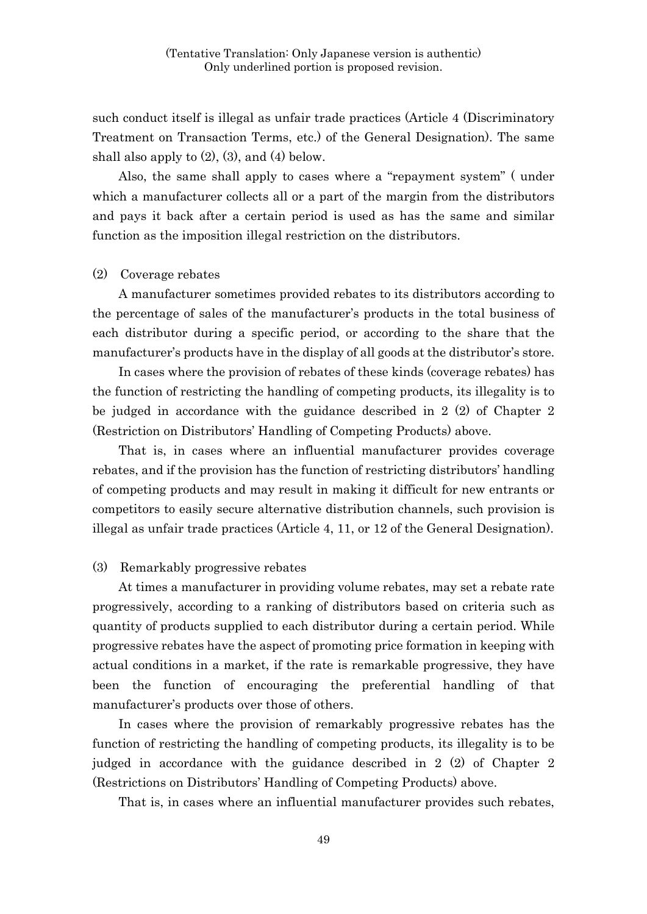such conduct itself is illegal as unfair trade practices (Article 4 (Discriminatory Treatment on Transaction Terms, etc.) of the General Designation). The same shall also apply to (2), (3), and (4) below.

Also, the same shall apply to cases where a "repayment system" ( under which a manufacturer collects all or a part of the margin from the distributors and pays it back after a certain period is used as has the same and similar function as the imposition illegal restriction on the distributors.

(2) Coverage rebates

A manufacturer sometimes provided rebates to its distributors according to the percentage of sales of the manufacturer's products in the total business of each distributor during a specific period, or according to the share that the manufacturer's products have in the display of all goods at the distributor's store.

In cases where the provision of rebates of these kinds (coverage rebates) has the function of restricting the handling of competing products, its illegality is to be judged in accordance with the guidance described in 2 (2) of Chapter 2 (Restriction on Distributors' Handling of Competing Products) above.

That is, in cases where an influential manufacturer provides coverage rebates, and if the provision has the function of restricting distributors' handling of competing products and may result in making it difficult for new entrants or competitors to easily secure alternative distribution channels, such provision is illegal as unfair trade practices (Article 4, 11, or 12 of the General Designation).

(3) Remarkably progressive rebates

At times a manufacturer in providing volume rebates, may set a rebate rate progressively, according to a ranking of distributors based on criteria such as quantity of products supplied to each distributor during a certain period. While progressive rebates have the aspect of promoting price formation in keeping with actual conditions in a market, if the rate is remarkable progressive, they have been the function of encouraging the preferential handling of that manufacturer's products over those of others.

In cases where the provision of remarkably progressive rebates has the function of restricting the handling of competing products, its illegality is to be judged in accordance with the guidance described in 2 (2) of Chapter 2 (Restrictions on Distributors' Handling of Competing Products) above.

That is, in cases where an influential manufacturer provides such rebates,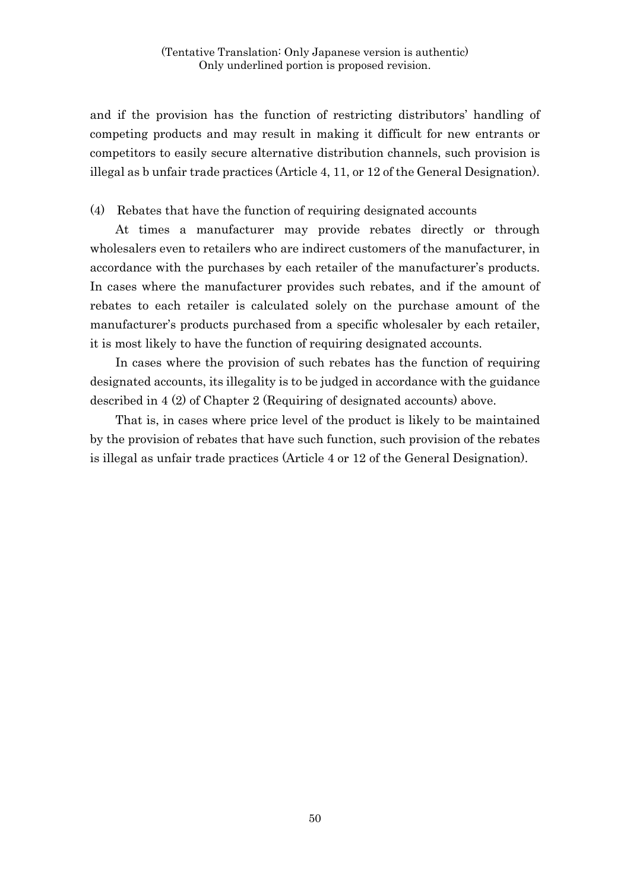(Tentative Translation: Only Japanese version is authentic)
Only underlined portion is proposed revision.

and if the provision has the function of restricting distributors' handling of competing products and may result in making it difficult for new entrants or competitors to easily secure alternative distribution channels, such provision is illegal as b unfair trade practices (Article 4, 11, or 12 of the General Designation).

(4) Rebates that have the function of requiring designated accounts

At times a manufacturer may provide rebates directly or through wholesalers even to retailers who are indirect customers of the manufacturer, in accordance with the purchases by each retailer of the manufacturer's products. In cases where the manufacturer provides such rebates, and if the amount of rebates to each retailer is calculated solely on the purchase amount of the manufacturer's products purchased from a specific wholesaler by each retailer, it is most likely to have the function of requiring designated accounts.

In cases where the provision of such rebates has the function of requiring designated accounts, its illegality is to be judged in accordance with the guidance described in 4 (2) of Chapter 2 (Requiring of designated accounts) above.

That is, in cases where price level of the product is likely to be maintained by the provision of rebates that have such function, such provision of the rebates is illegal as unfair trade practices (Article 4 or 12 of the General Designation).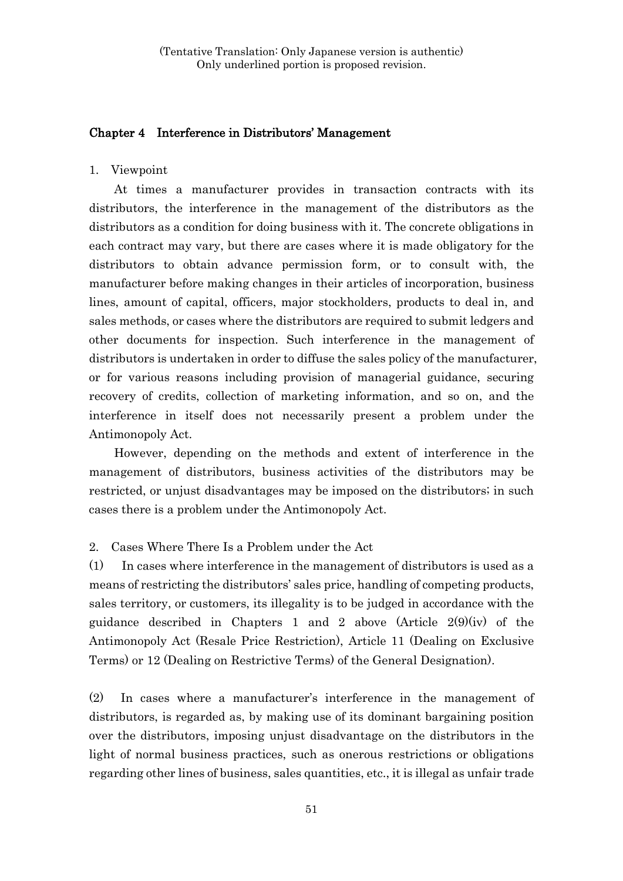(Tentative Translation: Only Japanese version is authentic)
Only underlined portion is proposed revision.

## Chapter 4 Interference in Distributors' Management

1. Viewpoint

At times a manufacturer provides in transaction contracts with its distributors, the interference in the management of the distributors as the distributors as a condition for doing business with it. The concrete obligations in each contract may vary, but there are cases where it is made obligatory for the distributors to obtain advance permission form, or to consult with, the manufacturer before making changes in their articles of incorporation, business lines, amount of capital, officers, major stockholders, products to deal in, and sales methods, or cases where the distributors are required to submit ledgers and other documents for inspection. Such interference in the management of distributors is undertaken in order to diffuse the sales policy of the manufacturer, or for various reasons including provision of managerial guidance, securing recovery of credits, collection of marketing information, and so on, and the interference in itself does not necessarily present a problem under the Antimonopoly Act.

However, depending on the methods and extent of interference in the management of distributors, business activities of the distributors may be restricted, or unjust disadvantages may be imposed on the distributors; in such cases there is a problem under the Antimonopoly Act.

2. Cases Where There Is a Problem under the Act

(1) In cases where interference in the management of distributors is used as a means of restricting the distributors' sales price, handling of competing products, sales territory, or customers, its illegality is to be judged in accordance with the guidance described in Chapters 1 and 2 above (Article 2(9)(iv) of the Antimonopoly Act (Resale Price Restriction), Article 11 (Dealing on Exclusive Terms) or 12 (Dealing on Restrictive Terms) of the General Designation).

(2) In cases where a manufacturer's interference in the management of distributors, is regarded as, by making use of its dominant bargaining position over the distributors, imposing unjust disadvantage on the distributors in the light of normal business practices, such as onerous restrictions or obligations regarding other lines of business, sales quantities, etc., it is illegal as unfair trade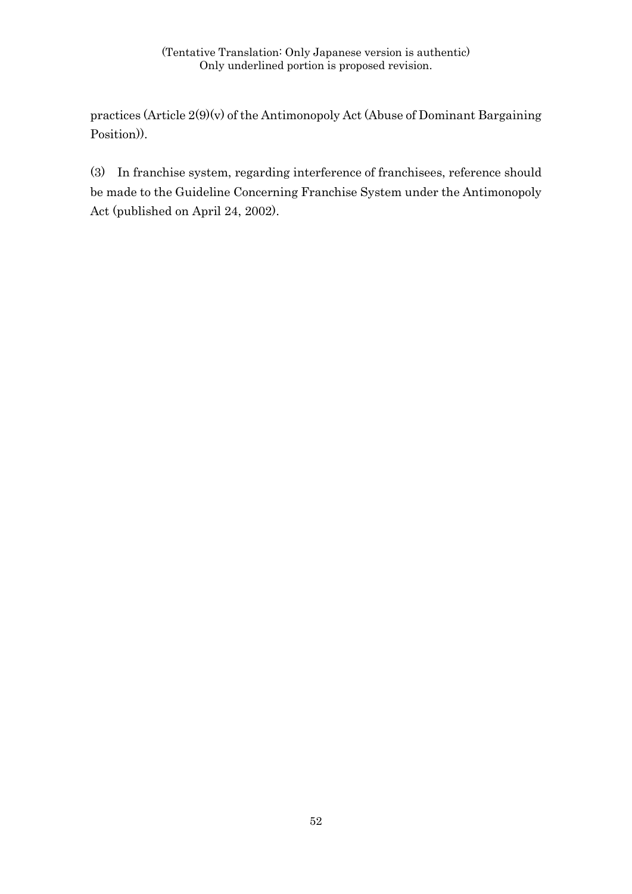practices (Article 2(9)(v) of the Antimonopoly Act (Abuse of Dominant Bargaining Position)).

(3) In franchise system, regarding interference of franchisees, reference should be made to the Guideline Concerning Franchise System under the Antimonopoly Act (published on April 24, 2002).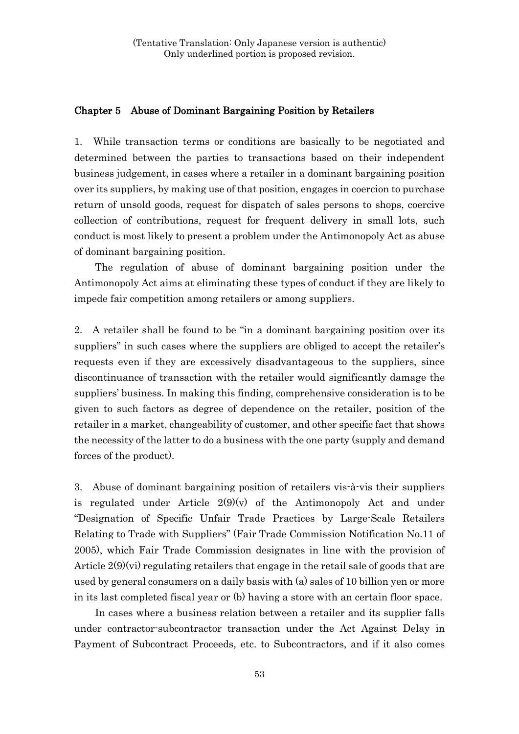(Tentative Translation: Only Japanese version is authentic)
Only underlined portion is proposed revision.

## Chapter 5　Abuse of Dominant Bargaining Position by Retailers

1. While transaction terms or conditions are basically to be negotiated and determined between the parties to transactions based on their independent business judgement, in cases where a retailer in a dominant bargaining position over its suppliers, by making use of that position, engages in coercion to purchase return of unsold goods, request for dispatch of sales persons to shops, coercive collection of contributions, request for frequent delivery in small lots, such conduct is most likely to present a problem under the Antimonopoly Act as abuse of dominant bargaining position.

The regulation of abuse of dominant bargaining position under the Antimonopoly Act aims at eliminating these types of conduct if they are likely to impede fair competition among retailers or among suppliers.

2. A retailer shall be found to be "in a dominant bargaining position over its suppliers" in such cases where the suppliers are obliged to accept the retailer's requests even if they are excessively disadvantageous to the suppliers, since discontinuance of transaction with the retailer would significantly damage the suppliers' business. In making this finding, comprehensive consideration is to be given to such factors as degree of dependence on the retailer, position of the retailer in a market, changeability of customer, and other specific fact that shows the necessity of the latter to do a business with the one party (supply and demand forces of the product).

3. Abuse of dominant bargaining position of retailers vis-à-vis their suppliers is regulated under Article 2(9)(v) of the Antimonopoly Act and under "Designation of Specific Unfair Trade Practices by Large-Scale Retailers Relating to Trade with Suppliers" (Fair Trade Commission Notification No.11 of 2005), which Fair Trade Commission designates in line with the provision of Article 2(9)(vi) regulating retailers that engage in the retail sale of goods that are used by general consumers on a daily basis with (a) sales of 10 billion yen or more in its last completed fiscal year or (b) having a store with an certain floor space.

In cases where a business relation between a retailer and its supplier falls under contractor-subcontractor transaction under the Act Against Delay in Payment of Subcontract Proceeds, etc. to Subcontractors, and if it also comes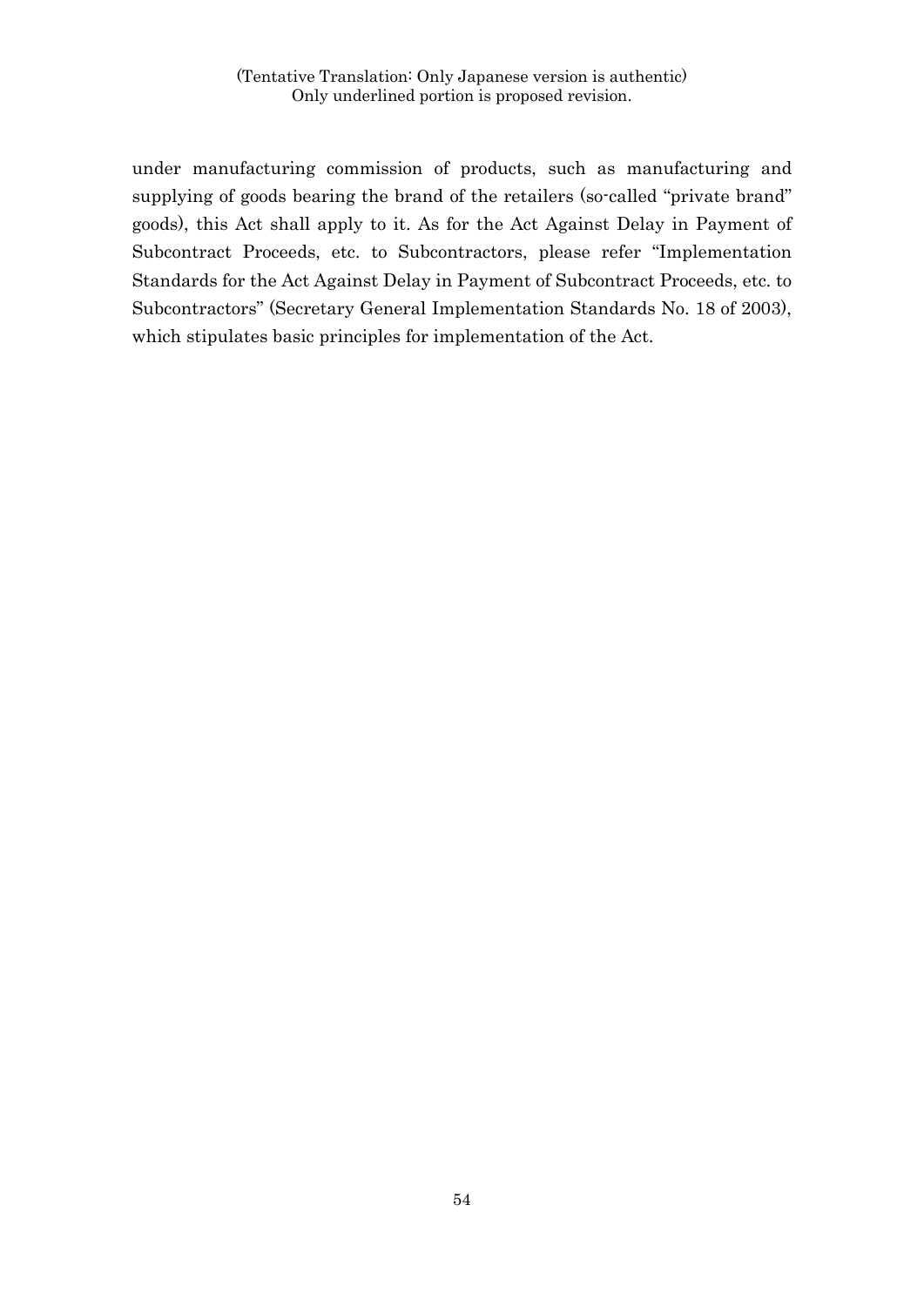under manufacturing commission of products, such as manufacturing and supplying of goods bearing the brand of the retailers (so-called "private brand" goods), this Act shall apply to it. As for the Act Against Delay in Payment of Subcontract Proceeds, etc. to Subcontractors, please refer "Implementation Standards for the Act Against Delay in Payment of Subcontract Proceeds, etc. to Subcontractors" (Secretary General Implementation Standards No. 18 of 2003), which stipulates basic principles for implementation of the Act.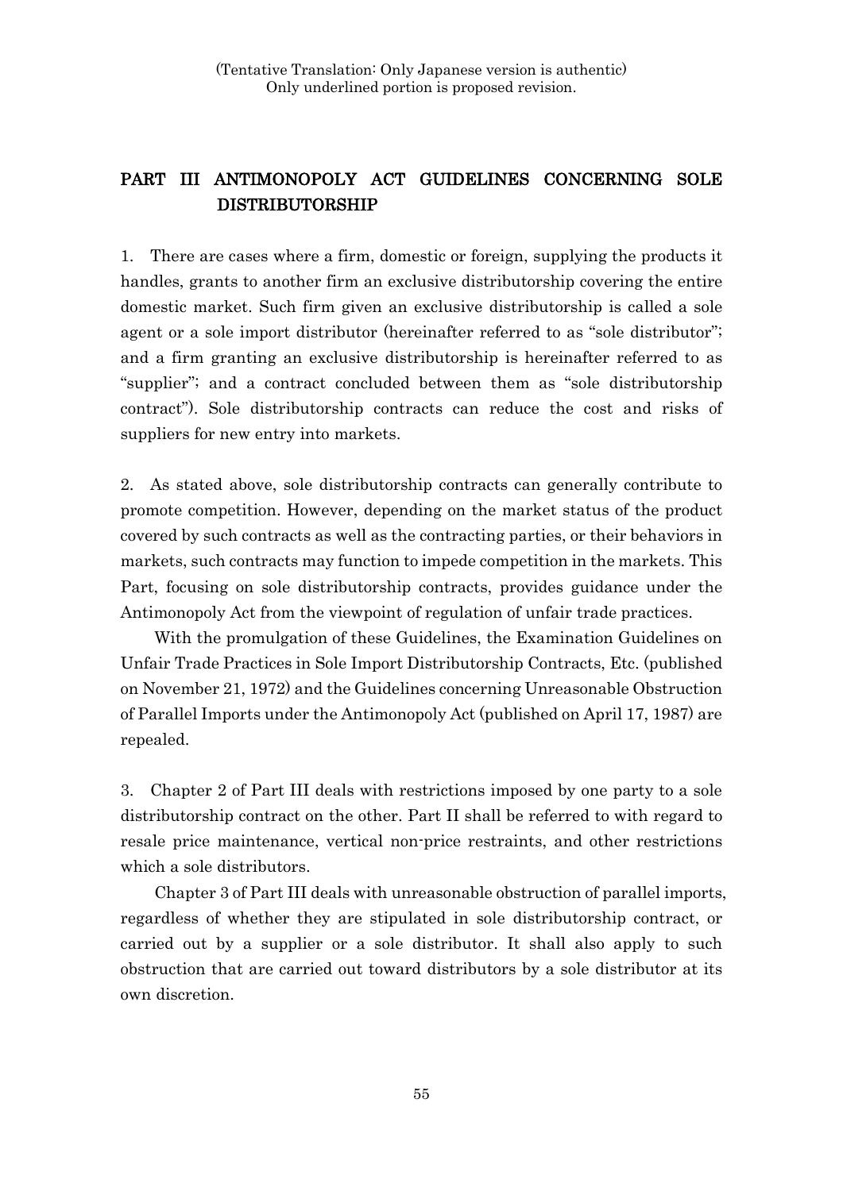(Tentative Translation: Only Japanese version is authentic)
Only underlined portion is proposed revision.

# PART III ANTIMONOPOLY ACT GUIDELINES CONCERNING SOLE DISTRIBUTORSHIP

1. There are cases where a firm, domestic or foreign, supplying the products it handles, grants to another firm an exclusive distributorship covering the entire domestic market. Such firm given an exclusive distributorship is called a sole agent or a sole import distributor (hereinafter referred to as "sole distributor"; and a firm granting an exclusive distributorship is hereinafter referred to as "supplier"; and a contract concluded between them as "sole distributorship contract"). Sole distributorship contracts can reduce the cost and risks of suppliers for new entry into markets.

2. As stated above, sole distributorship contracts can generally contribute to promote competition. However, depending on the market status of the product covered by such contracts as well as the contracting parties, or their behaviors in markets, such contracts may function to impede competition in the markets. This Part, focusing on sole distributorship contracts, provides guidance under the Antimonopoly Act from the viewpoint of regulation of unfair trade practices.

With the promulgation of these Guidelines, the Examination Guidelines on Unfair Trade Practices in Sole Import Distributorship Contracts, Etc. (published on November 21, 1972) and the Guidelines concerning Unreasonable Obstruction of Parallel Imports under the Antimonopoly Act (published on April 17, 1987) are repealed.

3. Chapter 2 of Part III deals with restrictions imposed by one party to a sole distributorship contract on the other. Part II shall be referred to with regard to resale price maintenance, vertical non-price restraints, and other restrictions which a sole distributors.

Chapter 3 of Part III deals with unreasonable obstruction of parallel imports, regardless of whether they are stipulated in sole distributorship contract, or carried out by a supplier or a sole distributor. It shall also apply to such obstruction that are carried out toward distributors by a sole distributor at its own discretion.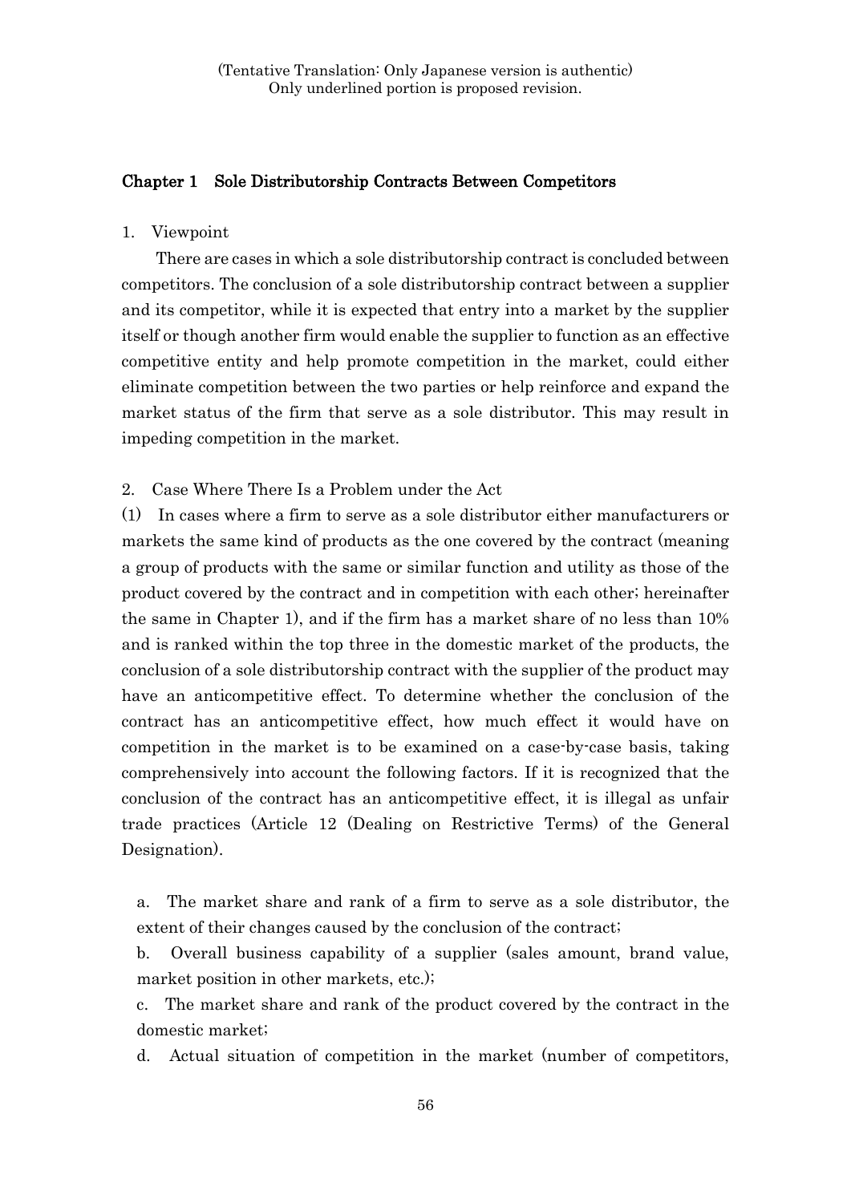(Tentative Translation: Only Japanese version is authentic)
Only underlined portion is proposed revision.

## Chapter 1 Sole Distributorship Contracts Between Competitors

1. Viewpoint

There are cases in which a sole distributorship contract is concluded between competitors. The conclusion of a sole distributorship contract between a supplier and its competitor, while it is expected that entry into a market by the supplier itself or though another firm would enable the supplier to function as an effective competitive entity and help promote competition in the market, could either eliminate competition between the two parties or help reinforce and expand the market status of the firm that serve as a sole distributor. This may result in impeding competition in the market.

2. Case Where There Is a Problem under the Act

(1) In cases where a firm to serve as a sole distributor either manufacturers or markets the same kind of products as the one covered by the contract (meaning a group of products with the same or similar function and utility as those of the product covered by the contract and in competition with each other; hereinafter the same in Chapter 1), and if the firm has a market share of no less than 10% and is ranked within the top three in the domestic market of the products, the conclusion of a sole distributorship contract with the supplier of the product may have an anticompetitive effect. To determine whether the conclusion of the contract has an anticompetitive effect, how much effect it would have on competition in the market is to be examined on a case-by-case basis, taking comprehensively into account the following factors. If it is recognized that the conclusion of the contract has an anticompetitive effect, it is illegal as unfair trade practices (Article 12 (Dealing on Restrictive Terms) of the General Designation).

a. The market share and rank of a firm to serve as a sole distributor, the extent of their changes caused by the conclusion of the contract;

b. Overall business capability of a supplier (sales amount, brand value, market position in other markets, etc.);

c. The market share and rank of the product covered by the contract in the domestic market;

d. Actual situation of competition in the market (number of competitors,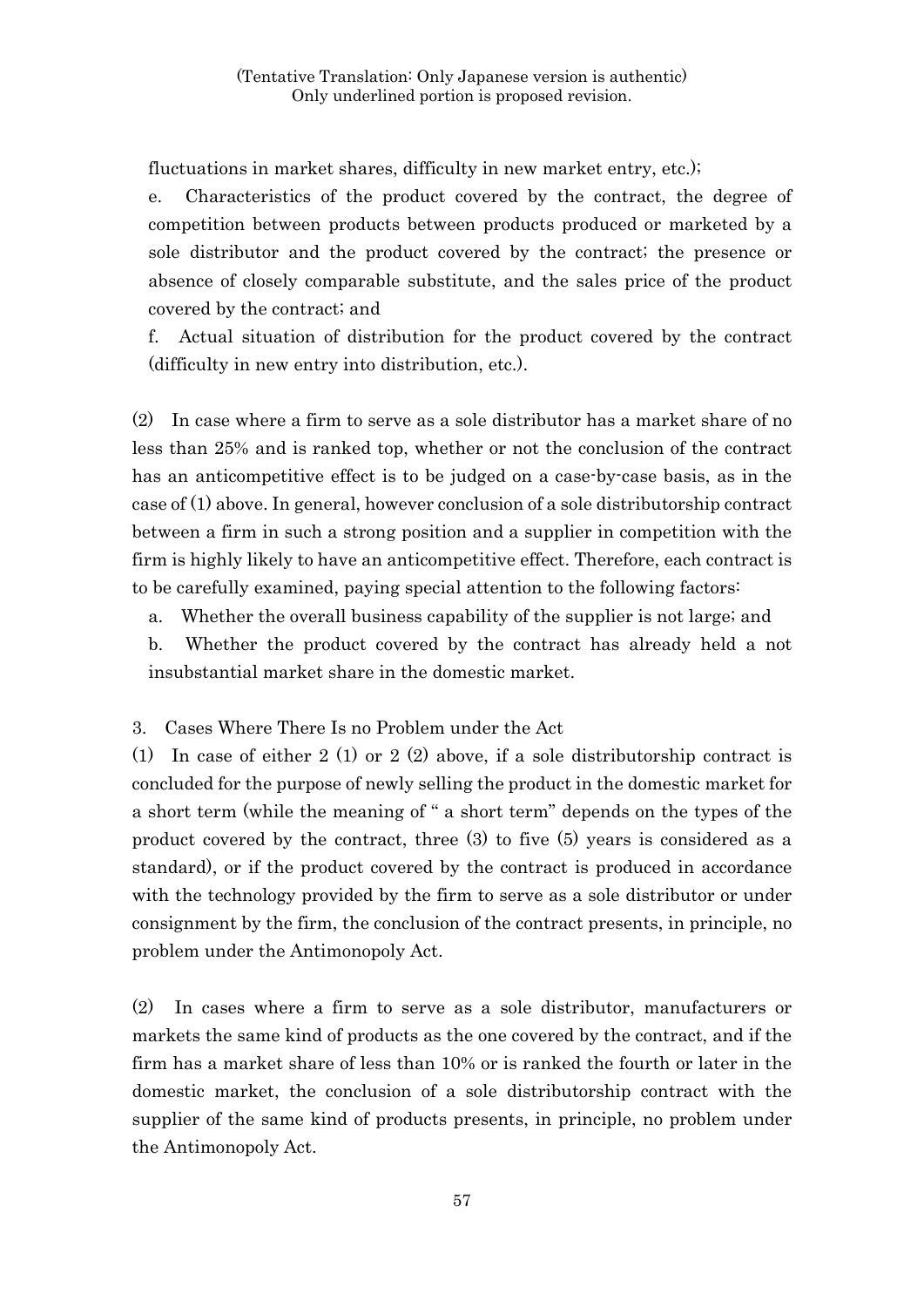(Tentative Translation: Only Japanese version is authentic)
Only underlined portion is proposed revision.

fluctuations in market shares, difficulty in new market entry, etc.);

e. Characteristics of the product covered by the contract, the degree of competition between products between products produced or marketed by a sole distributor and the product covered by the contract; the presence or absence of closely comparable substitute, and the sales price of the product covered by the contract; and

f. Actual situation of distribution for the product covered by the contract (difficulty in new entry into distribution, etc.).

(2) In case where a firm to serve as a sole distributor has a market share of no less than 25% and is ranked top, whether or not the conclusion of the contract has an anticompetitive effect is to be judged on a case-by-case basis, as in the case of (1) above. In general, however conclusion of a sole distributorship contract between a firm in such a strong position and a supplier in competition with the firm is highly likely to have an anticompetitive effect. Therefore, each contract is to be carefully examined, paying special attention to the following factors:

a. Whether the overall business capability of the supplier is not large; and

b. Whether the product covered by the contract has already held a not insubstantial market share in the domestic market.

3. Cases Where There Is no Problem under the Act

(1) In case of either 2 (1) or 2 (2) above, if a sole distributorship contract is concluded for the purpose of newly selling the product in the domestic market for a short term (while the meaning of " a short term" depends on the types of the product covered by the contract, three (3) to five (5) years is considered as a standard), or if the product covered by the contract is produced in accordance with the technology provided by the firm to serve as a sole distributor or under consignment by the firm, the conclusion of the contract presents, in principle, no problem under the Antimonopoly Act.

(2) In cases where a firm to serve as a sole distributor, manufacturers or markets the same kind of products as the one covered by the contract, and if the firm has a market share of less than 10% or is ranked the fourth or later in the domestic market, the conclusion of a sole distributorship contract with the supplier of the same kind of products presents, in principle, no problem under the Antimonopoly Act.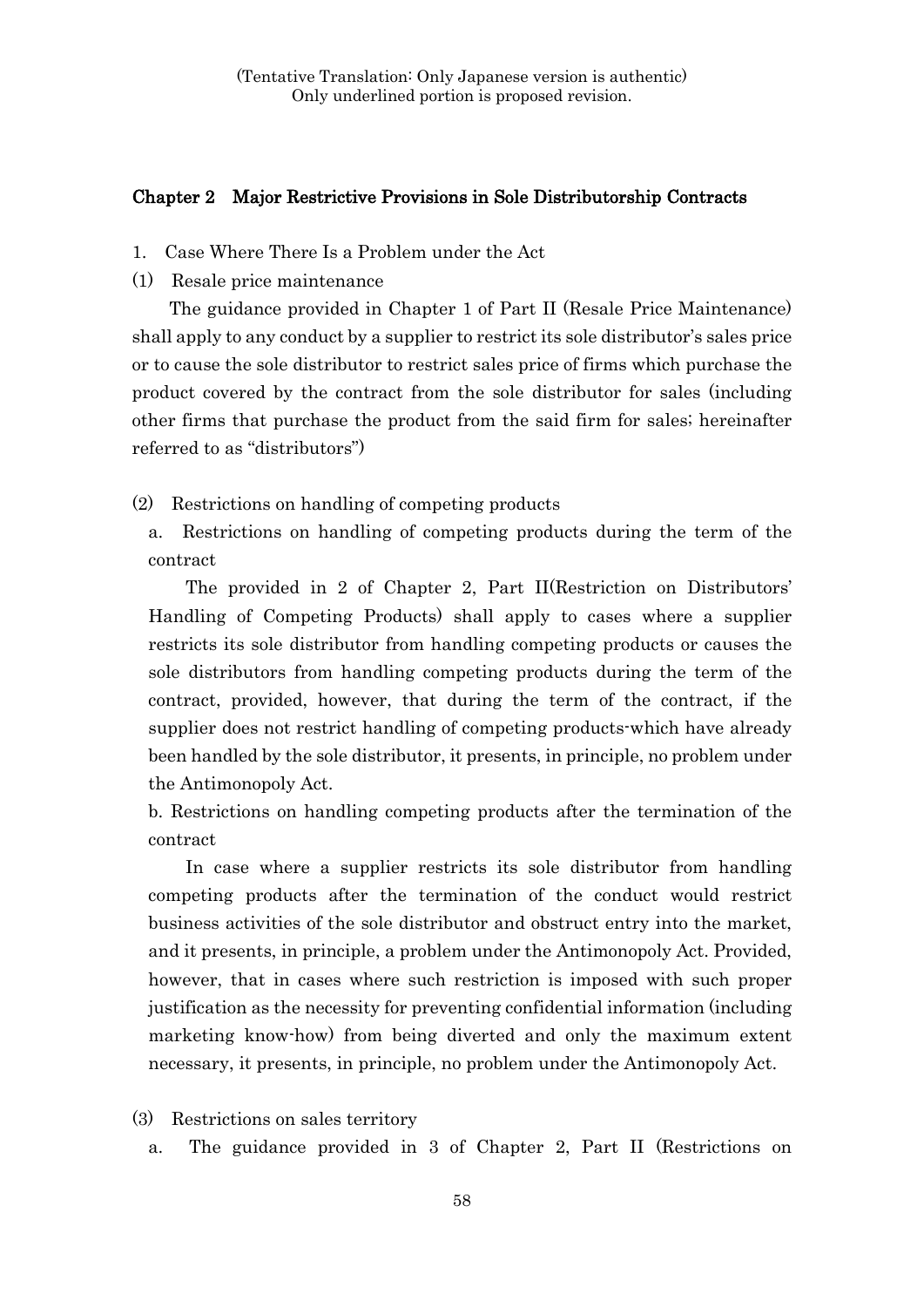(Tentative Translation: Only Japanese version is authentic)
Only underlined portion is proposed revision.

## Chapter 2 Major Restrictive Provisions in Sole Distributorship Contracts

1. Case Where There Is a Problem under the Act

(1) Resale price maintenance

The guidance provided in Chapter 1 of Part II (Resale Price Maintenance) shall apply to any conduct by a supplier to restrict its sole distributor's sales price or to cause the sole distributor to restrict sales price of firms which purchase the product covered by the contract from the sole distributor for sales (including other firms that purchase the product from the said firm for sales; hereinafter referred to as "distributors")

(2) Restrictions on handling of competing products

a. Restrictions on handling of competing products during the term of the contract

The provided in 2 of Chapter 2, Part II(Restriction on Distributors' Handling of Competing Products) shall apply to cases where a supplier restricts its sole distributor from handling competing products or causes the sole distributors from handling competing products during the term of the contract, provided, however, that during the term of the contract, if the supplier does not restrict handling of competing products-which have already been handled by the sole distributor, it presents, in principle, no problem under the Antimonopoly Act.

b. Restrictions on handling competing products after the termination of the contract

In case where a supplier restricts its sole distributor from handling competing products after the termination of the conduct would restrict business activities of the sole distributor and obstruct entry into the market, and it presents, in principle, a problem under the Antimonopoly Act. Provided, however, that in cases where such restriction is imposed with such proper justification as the necessity for preventing confidential information (including marketing know-how) from being diverted and only the maximum extent necessary, it presents, in principle, no problem under the Antimonopoly Act.

(3) Restrictions on sales territory

a. The guidance provided in 3 of Chapter 2, Part II (Restrictions on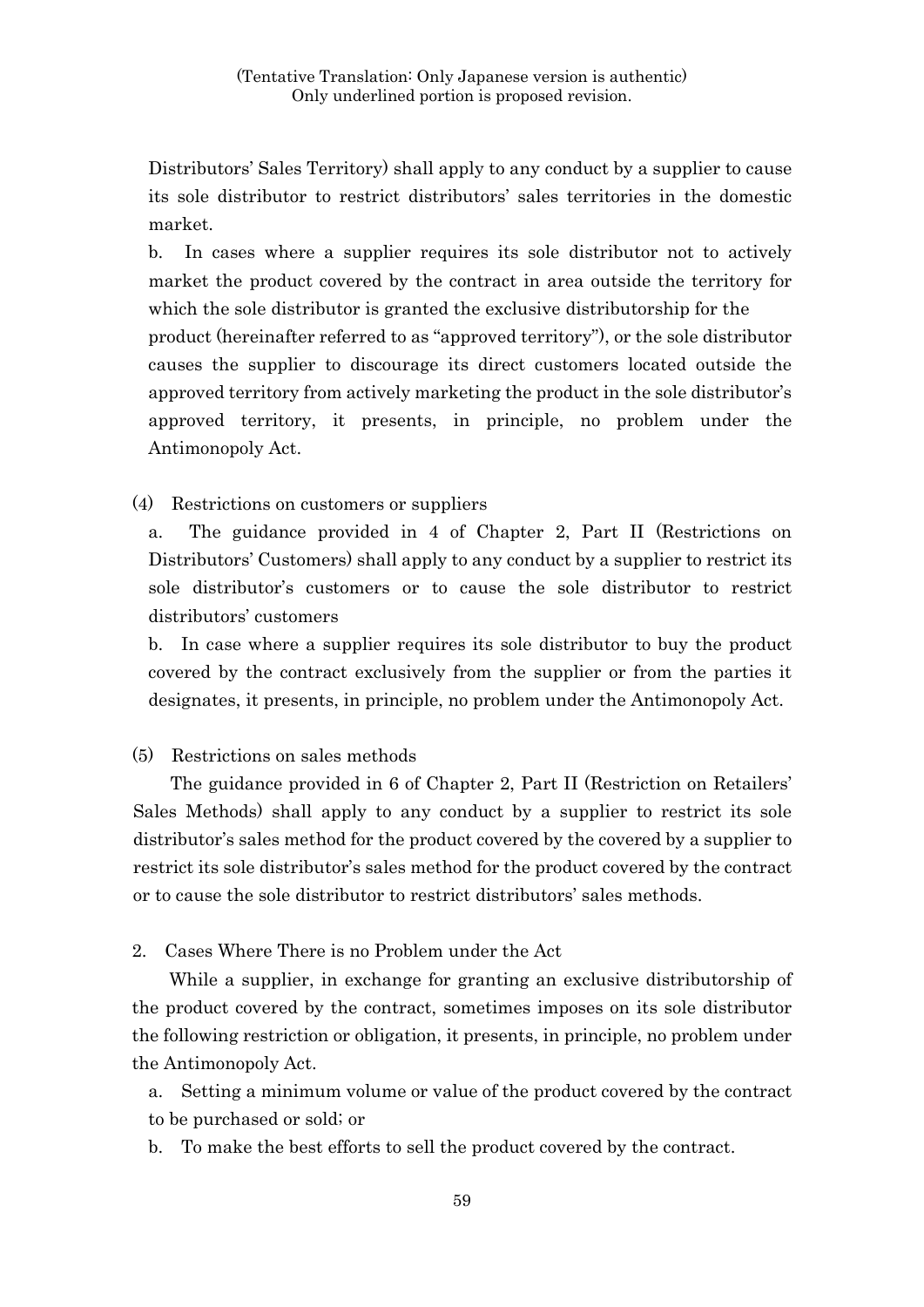Distributors' Sales Territory) shall apply to any conduct by a supplier to cause its sole distributor to restrict distributors' sales territories in the domestic market.

b. In cases where a supplier requires its sole distributor not to actively market the product covered by the contract in area outside the territory for which the sole distributor is granted the exclusive distributorship for the product (hereinafter referred to as "approved territory"), or the sole distributor causes the supplier to discourage its direct customers located outside the approved territory from actively marketing the product in the sole distributor's approved territory, it presents, in principle, no problem under the Antimonopoly Act.

(4) Restrictions on customers or suppliers

a. The guidance provided in 4 of Chapter 2, Part II (Restrictions on Distributors' Customers) shall apply to any conduct by a supplier to restrict its sole distributor's customers or to cause the sole distributor to restrict distributors' customers

b. In case where a supplier requires its sole distributor to buy the product covered by the contract exclusively from the supplier or from the parties it designates, it presents, in principle, no problem under the Antimonopoly Act.

(5) Restrictions on sales methods

The guidance provided in 6 of Chapter 2, Part II (Restriction on Retailers' Sales Methods) shall apply to any conduct by a supplier to restrict its sole distributor's sales method for the product covered by the covered by a supplier to restrict its sole distributor's sales method for the product covered by the contract or to cause the sole distributor to restrict distributors' sales methods.

2. Cases Where There is no Problem under the Act

While a supplier, in exchange for granting an exclusive distributorship of the product covered by the contract, sometimes imposes on its sole distributor the following restriction or obligation, it presents, in principle, no problem under the Antimonopoly Act.

a. Setting a minimum volume or value of the product covered by the contract to be purchased or sold; or

b. To make the best efforts to sell the product covered by the contract.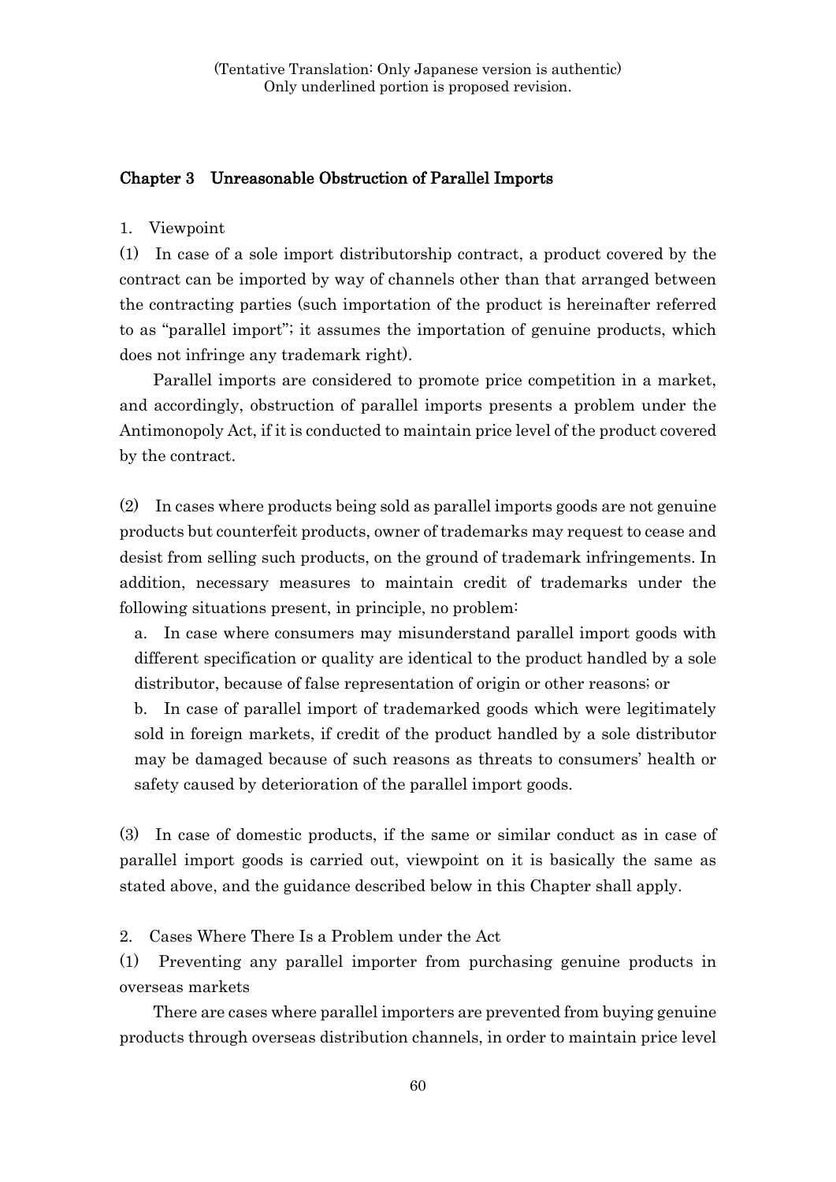(Tentative Translation: Only Japanese version is authentic)
Only underlined portion is proposed revision.

## Chapter 3　Unreasonable Obstruction of Parallel Imports

1.　Viewpoint

(1)　In case of a sole import distributorship contract, a product covered by the contract can be imported by way of channels other than that arranged between the contracting parties (such importation of the product is hereinafter referred to as "parallel import"; it assumes the importation of genuine products, which does not infringe any trademark right).

Parallel imports are considered to promote price competition in a market, and accordingly, obstruction of parallel imports presents a problem under the Antimonopoly Act, if it is conducted to maintain price level of the product covered by the contract.

(2)　In cases where products being sold as parallel imports goods are not genuine products but counterfeit products, owner of trademarks may request to cease and desist from selling such products, on the ground of trademark infringements. In addition, necessary measures to maintain credit of trademarks under the following situations present, in principle, no problem:

a.　In case where consumers may misunderstand parallel import goods with different specification or quality are identical to the product handled by a sole distributor, because of false representation of origin or other reasons; or

b.　In case of parallel import of trademarked goods which were legitimately sold in foreign markets, if credit of the product handled by a sole distributor may be damaged because of such reasons as threats to consumers' health or safety caused by deterioration of the parallel import goods.

(3)　In case of domestic products, if the same or similar conduct as in case of parallel import goods is carried out, viewpoint on it is basically the same as stated above, and the guidance described below in this Chapter shall apply.

2.　Cases Where There Is a Problem under the Act

(1)　Preventing any parallel importer from purchasing genuine products in overseas markets

There are cases where parallel importers are prevented from buying genuine products through overseas distribution channels, in order to maintain price level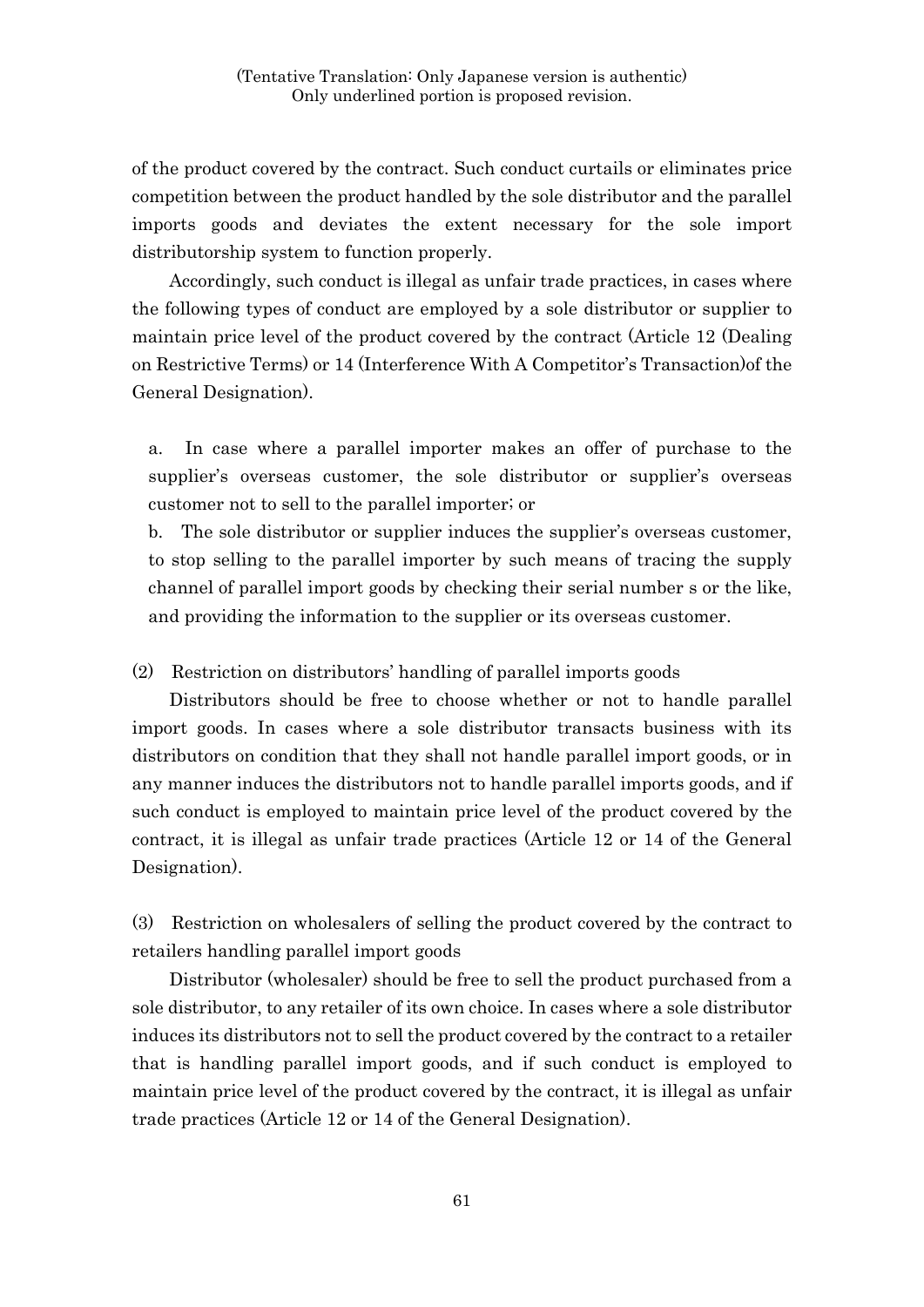of the product covered by the contract. Such conduct curtails or eliminates price competition between the product handled by the sole distributor and the parallel imports goods and deviates the extent necessary for the sole import distributorship system to function properly.

Accordingly, such conduct is illegal as unfair trade practices, in cases where the following types of conduct are employed by a sole distributor or supplier to maintain price level of the product covered by the contract (Article 12 (Dealing on Restrictive Terms) or 14 (Interference With A Competitor's Transaction)of the General Designation).

a. In case where a parallel importer makes an offer of purchase to the supplier's overseas customer, the sole distributor or supplier's overseas customer not to sell to the parallel importer; or

b. The sole distributor or supplier induces the supplier's overseas customer, to stop selling to the parallel importer by such means of tracing the supply channel of parallel import goods by checking their serial number s or the like, and providing the information to the supplier or its overseas customer.

(2) Restriction on distributors' handling of parallel imports goods

Distributors should be free to choose whether or not to handle parallel import goods. In cases where a sole distributor transacts business with its distributors on condition that they shall not handle parallel import goods, or in any manner induces the distributors not to handle parallel imports goods, and if such conduct is employed to maintain price level of the product covered by the contract, it is illegal as unfair trade practices (Article 12 or 14 of the General Designation).

(3) Restriction on wholesalers of selling the product covered by the contract to retailers handling parallel import goods

Distributor (wholesaler) should be free to sell the product purchased from a sole distributor, to any retailer of its own choice. In cases where a sole distributor induces its distributors not to sell the product covered by the contract to a retailer that is handling parallel import goods, and if such conduct is employed to maintain price level of the product covered by the contract, it is illegal as unfair trade practices (Article 12 or 14 of the General Designation).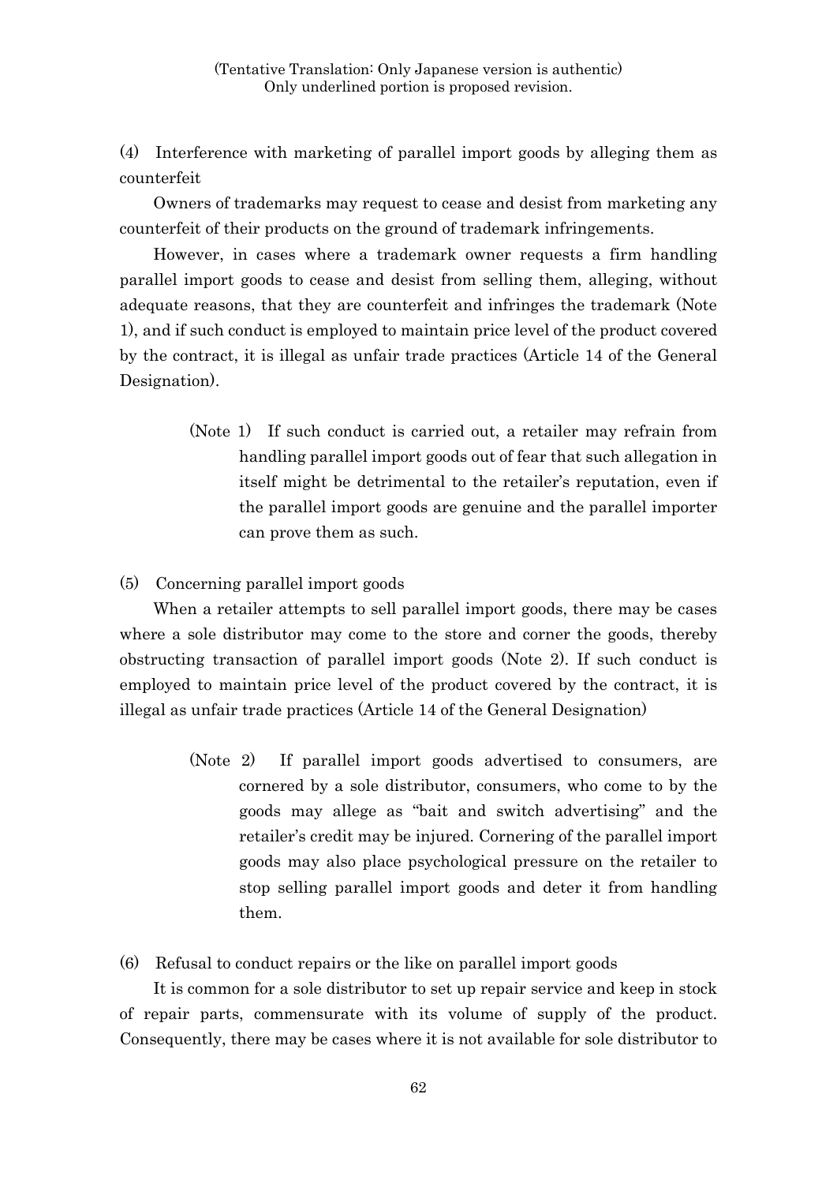(4) Interference with marketing of parallel import goods by alleging them as counterfeit

Owners of trademarks may request to cease and desist from marketing any counterfeit of their products on the ground of trademark infringements.

However, in cases where a trademark owner requests a firm handling parallel import goods to cease and desist from selling them, alleging, without adequate reasons, that they are counterfeit and infringes the trademark (Note 1), and if such conduct is employed to maintain price level of the product covered by the contract, it is illegal as unfair trade practices (Article 14 of the General Designation).

> (Note 1) If such conduct is carried out, a retailer may refrain from handling parallel import goods out of fear that such allegation in itself might be detrimental to the retailer's reputation, even if the parallel import goods are genuine and the parallel importer can prove them as such.

(5) Concerning parallel import goods

When a retailer attempts to sell parallel import goods, there may be cases where a sole distributor may come to the store and corner the goods, thereby obstructing transaction of parallel import goods (Note 2). If such conduct is employed to maintain price level of the product covered by the contract, it is illegal as unfair trade practices (Article 14 of the General Designation)

> (Note 2) If parallel import goods advertised to consumers, are cornered by a sole distributor, consumers, who come to by the goods may allege as "bait and switch advertising" and the retailer's credit may be injured. Cornering of the parallel import goods may also place psychological pressure on the retailer to stop selling parallel import goods and deter it from handling them.

(6) Refusal to conduct repairs or the like on parallel import goods

It is common for a sole distributor to set up repair service and keep in stock of repair parts, commensurate with its volume of supply of the product. Consequently, there may be cases where it is not available for sole distributor to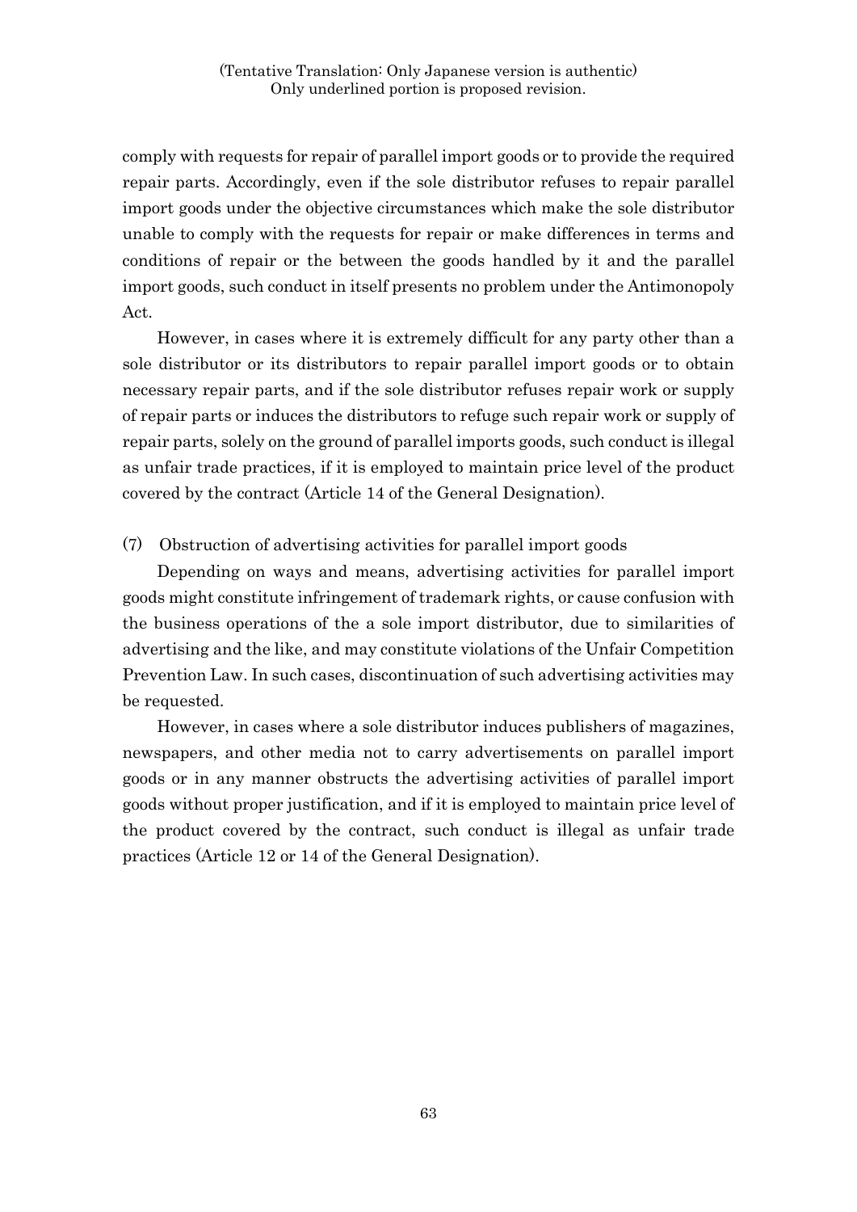comply with requests for repair of parallel import goods or to provide the required repair parts. Accordingly, even if the sole distributor refuses to repair parallel import goods under the objective circumstances which make the sole distributor unable to comply with the requests for repair or make differences in terms and conditions of repair or the between the goods handled by it and the parallel import goods, such conduct in itself presents no problem under the Antimonopoly Act.

However, in cases where it is extremely difficult for any party other than a sole distributor or its distributors to repair parallel import goods or to obtain necessary repair parts, and if the sole distributor refuses repair work or supply of repair parts or induces the distributors to refuge such repair work or supply of repair parts, solely on the ground of parallel imports goods, such conduct is illegal as unfair trade practices, if it is employed to maintain price level of the product covered by the contract (Article 14 of the General Designation).

(7) Obstruction of advertising activities for parallel import goods

Depending on ways and means, advertising activities for parallel import goods might constitute infringement of trademark rights, or cause confusion with the business operations of the a sole import distributor, due to similarities of advertising and the like, and may constitute violations of the Unfair Competition Prevention Law. In such cases, discontinuation of such advertising activities may be requested.

However, in cases where a sole distributor induces publishers of magazines, newspapers, and other media not to carry advertisements on parallel import goods or in any manner obstructs the advertising activities of parallel import goods without proper justification, and if it is employed to maintain price level of the product covered by the contract, such conduct is illegal as unfair trade practices (Article 12 or 14 of the General Designation).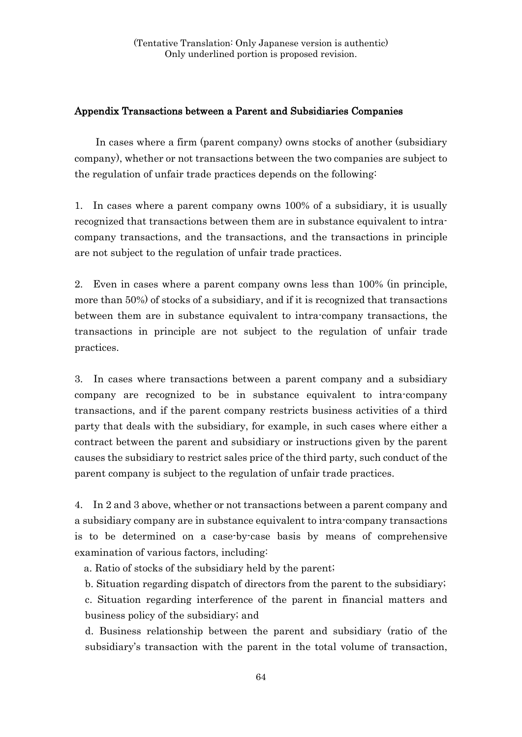(Tentative Translation: Only Japanese version is authentic)
Only underlined portion is proposed revision.

## Appendix Transactions between a Parent and Subsidiaries Companies

In cases where a firm (parent company) owns stocks of another (subsidiary company), whether or not transactions between the two companies are subject to the regulation of unfair trade practices depends on the following:

1. In cases where a parent company owns 100% of a subsidiary, it is usually recognized that transactions between them are in substance equivalent to intra-company transactions, and the transactions, and the transactions in principle are not subject to the regulation of unfair trade practices.

2. Even in cases where a parent company owns less than 100% (in principle, more than 50%) of stocks of a subsidiary, and if it is recognized that transactions between them are in substance equivalent to intra-company transactions, the transactions in principle are not subject to the regulation of unfair trade practices.

3. In cases where transactions between a parent company and a subsidiary company are recognized to be in substance equivalent to intra-company transactions, and if the parent company restricts business activities of a third party that deals with the subsidiary, for example, in such cases where either a contract between the parent and subsidiary or instructions given by the parent causes the subsidiary to restrict sales price of the third party, such conduct of the parent company is subject to the regulation of unfair trade practices.

4. In 2 and 3 above, whether or not transactions between a parent company and a subsidiary company are in substance equivalent to intra-company transactions is to be determined on a case-by-case basis by means of comprehensive examination of various factors, including:

a. Ratio of stocks of the subsidiary held by the parent;

b. Situation regarding dispatch of directors from the parent to the subsidiary;

c. Situation regarding interference of the parent in financial matters and business policy of the subsidiary; and

d. Business relationship between the parent and subsidiary (ratio of the subsidiary's transaction with the parent in the total volume of transaction,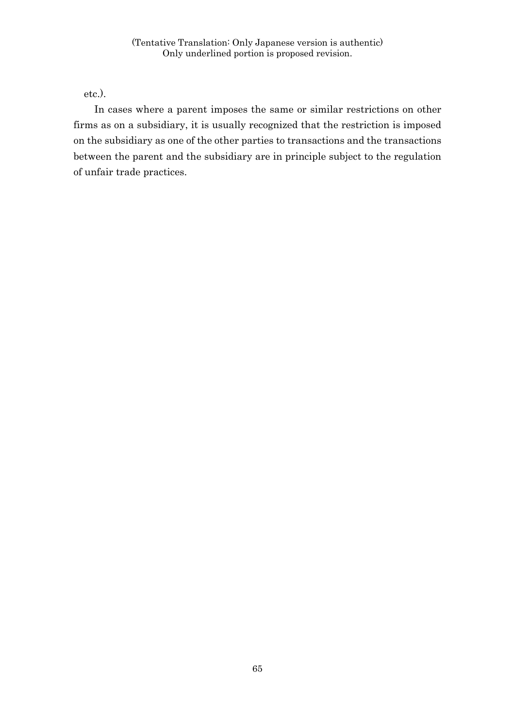etc.).

In cases where a parent imposes the same or similar restrictions on other firms as on a subsidiary, it is usually recognized that the restriction is imposed on the subsidiary as one of the other parties to transactions and the transactions between the parent and the subsidiary are in principle subject to the regulation of unfair trade practices.